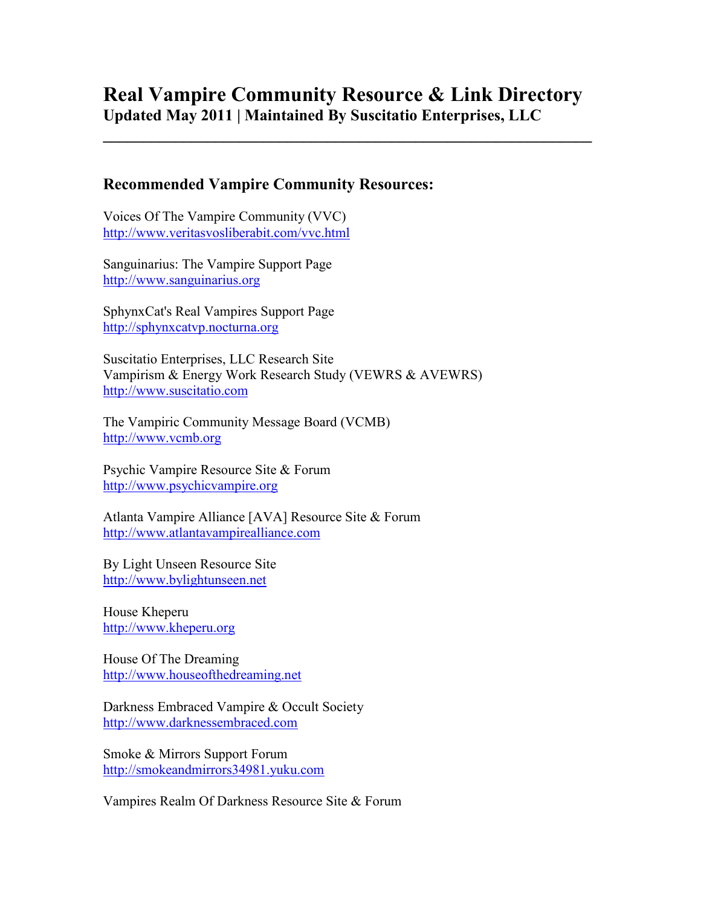# Real Vampire Community Resource & Link Directory

**Updated May 2011 | Maintained By Suscitatio Enterprises, LLC**

---

## Recommended Vampire Community Resources:

Voices Of The Vampire Community (VVC)
http://www.veritasvosliberabit.com/vvc.html

Sanguinarius: The Vampire Support Page
http://www.sanguinarius.org

SphynxCat's Real Vampires Support Page
http://sphynxcatvp.nocturna.org

Suscitatio Enterprises, LLC Research Site
Vampirism & Energy Work Research Study (VEWRS & AVEWRS)
http://www.suscitatio.com

The Vampiric Community Message Board (VCMB)
http://www.vcmb.org

Psychic Vampire Resource Site & Forum
http://www.psychicvampire.org

Atlanta Vampire Alliance [AVA] Resource Site & Forum
http://www.atlantavampirealliance.com

By Light Unseen Resource Site
http://www.bylightunseen.net

House Kheperu
http://www.kheperu.org

House Of The Dreaming
http://www.houseofthedreaming.net

Darkness Embraced Vampire & Occult Society
http://www.darknessembraced.com

Smoke & Mirrors Support Forum
http://smokeandmirrors34981.yuku.com

Vampires Realm Of Darkness Resource Site & Forum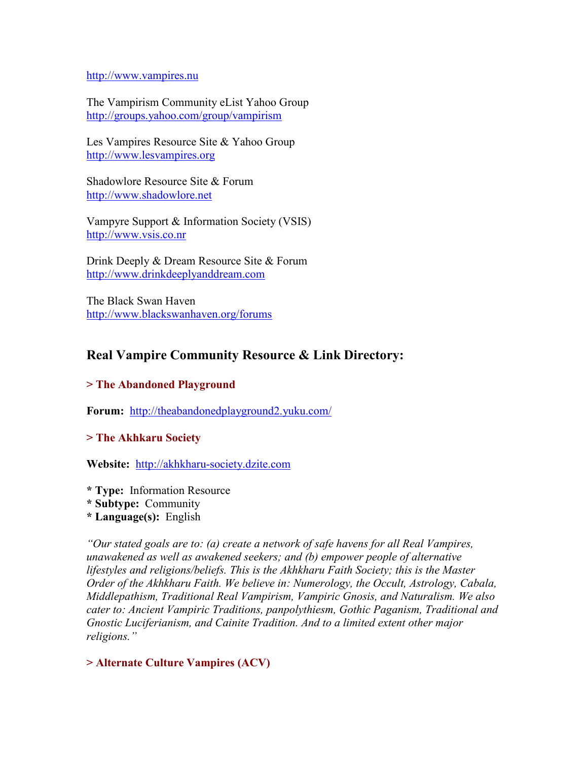http://www.vampires.nu

The Vampirism Community eList Yahoo Group
http://groups.yahoo.com/group/vampirism

Les Vampires Resource Site & Yahoo Group
http://www.lesvampires.org

Shadowlore Resource Site & Forum
http://www.shadowlore.net

Vampyre Support & Information Society (VSIS)
http://www.vsis.co.nr

Drink Deeply & Dream Resource Site & Forum
http://www.drinkdeeplyanddream.com

The Black Swan Haven
http://www.blackswanhaven.org/forums

## Real Vampire Community Resource & Link Directory:

**> The Abandoned Playground**

**Forum:** http://theabandonedplayground2.yuku.com/

**> The Akhkaru Society**

**Website:** http://akhkharu-society.dzite.com

**\* Type:** Information Resource
**\* Subtype:** Community
**\* Language(s):** English

*"Our stated goals are to: (a) create a network of safe havens for all Real Vampires, unawakened as well as awakened seekers; and (b) empower people of alternative lifestyles and religions/beliefs. This is the Akhkharu Faith Society; this is the Master Order of the Akhkharu Faith. We believe in: Numerology, the Occult, Astrology, Cabala, Middlepathism, Traditional Real Vampirism, Vampiric Gnosis, and Naturalism. We also cater to: Ancient Vampiric Traditions, panpolytheism, Gothic Paganism, Traditional and Gnostic Luciferianism, and Cainite Tradition. And to a limited extent other major religions."*

**> Alternate Culture Vampires (ACV)**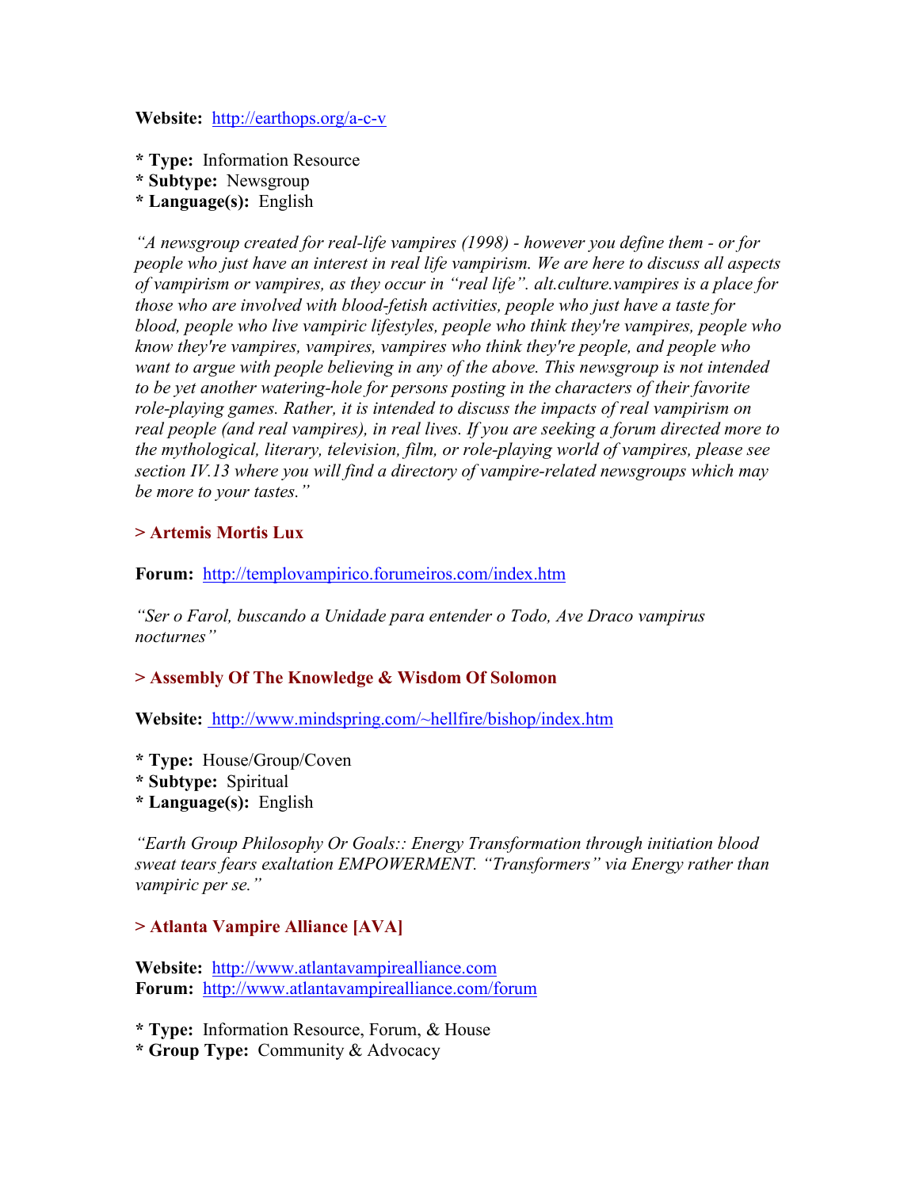**Website:** http://earthops.org/a-c-v

**\* Type:** Information Resource
**\* Subtype:** Newsgroup
**\* Language(s):** English

*"A newsgroup created for real-life vampires (1998) - however you define them - or for people who just have an interest in real life vampirism. We are here to discuss all aspects of vampirism or vampires, as they occur in "real life". alt.culture.vampires is a place for those who are involved with blood-fetish activities, people who just have a taste for blood, people who live vampiric lifestyles, people who think they're vampires, people who know they're vampires, vampires, vampires who think they're people, and people who want to argue with people believing in any of the above. This newsgroup is not intended to be yet another watering-hole for persons posting in the characters of their favorite role-playing games. Rather, it is intended to discuss the impacts of real vampirism on real people (and real vampires), in real lives. If you are seeking a forum directed more to the mythological, literary, television, film, or role-playing world of vampires, please see section IV.13 where you will find a directory of vampire-related newsgroups which may be more to your tastes."*

### > Artemis Mortis Lux

**Forum:** http://templovampirico.forumeiros.com/index.htm

*"Ser o Farol, buscando a Unidade para entender o Todo, Ave Draco vampirus nocturnes"*

### > Assembly Of The Knowledge & Wisdom Of Solomon

**Website:** http://www.mindspring.com/~hellfire/bishop/index.htm

**\* Type:** House/Group/Coven
**\* Subtype:** Spiritual
**\* Language(s):** English

*"Earth Group Philosophy Or Goals:: Energy Transformation through initiation blood sweat tears fears exaltation EMPOWERMENT. "Transformers" via Energy rather than vampiric per se."*

### > Atlanta Vampire Alliance [AVA]

**Website:** http://www.atlantavampirealliance.com
**Forum:** http://www.atlantavampirealliance.com/forum

**\* Type:** Information Resource, Forum, & House
**\* Group Type:** Community & Advocacy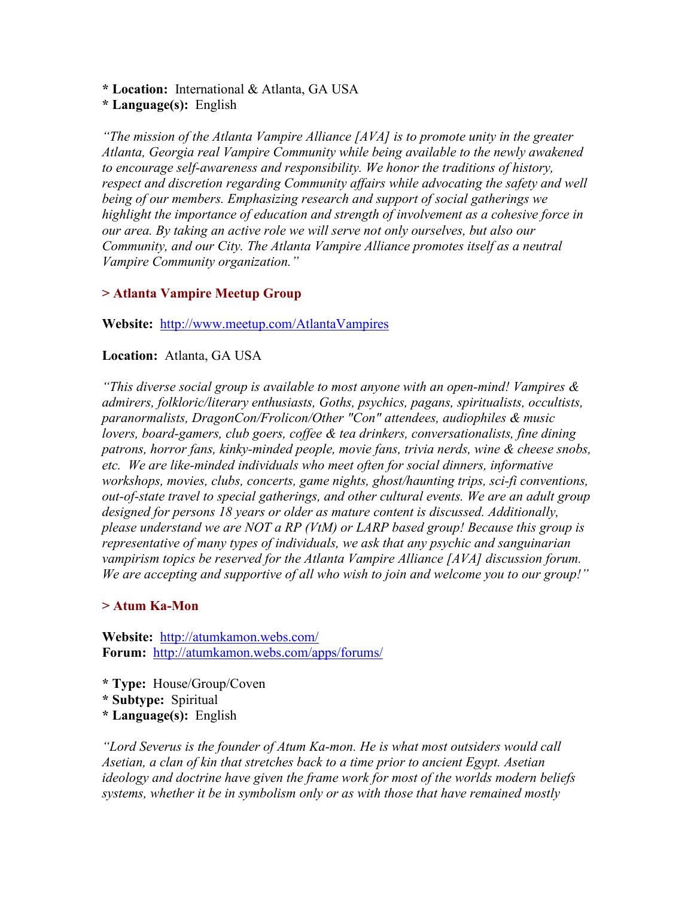**\* Location:** International & Atlanta, GA USA
**\* Language(s):** English

*"The mission of the Atlanta Vampire Alliance [AVA] is to promote unity in the greater Atlanta, Georgia real Vampire Community while being available to the newly awakened to encourage self-awareness and responsibility. We honor the traditions of history, respect and discretion regarding Community affairs while advocating the safety and well being of our members. Emphasizing research and support of social gatherings we highlight the importance of education and strength of involvement as a cohesive force in our area. By taking an active role we will serve not only ourselves, but also our Community, and our City. The Atlanta Vampire Alliance promotes itself as a neutral Vampire Community organization."*

### > Atlanta Vampire Meetup Group

**Website:** http://www.meetup.com/AtlantaVampires

**Location:** Atlanta, GA USA

*"This diverse social group is available to most anyone with an open-mind! Vampires & admirers, folkloric/literary enthusiasts, Goths, psychics, pagans, spiritualists, occultists, paranormalists, DragonCon/Frolicon/Other "Con" attendees, audiophiles & music lovers, board-gamers, club goers, coffee & tea drinkers, conversationalists, fine dining patrons, horror fans, kinky-minded people, movie fans, trivia nerds, wine & cheese snobs, etc. We are like-minded individuals who meet often for social dinners, informative workshops, movies, clubs, concerts, game nights, ghost/haunting trips, sci-fi conventions, out-of-state travel to special gatherings, and other cultural events. We are an adult group designed for persons 18 years or older as mature content is discussed. Additionally, please understand we are NOT a RP (VtM) or LARP based group! Because this group is representative of many types of individuals, we ask that any psychic and sanguinarian vampirism topics be reserved for the Atlanta Vampire Alliance [AVA] discussion forum. We are accepting and supportive of all who wish to join and welcome you to our group!"*

### > Atum Ka-Mon

**Website:** http://atumkamon.webs.com/
**Forum:** http://atumkamon.webs.com/apps/forums/

**\* Type:** House/Group/Coven
**\* Subtype:** Spiritual
**\* Language(s):** English

*"Lord Severus is the founder of Atum Ka-mon. He is what most outsiders would call Asetian, a clan of kin that stretches back to a time prior to ancient Egypt. Asetian ideology and doctrine have given the frame work for most of the worlds modern beliefs systems, whether it be in symbolism only or as with those that have remained mostly*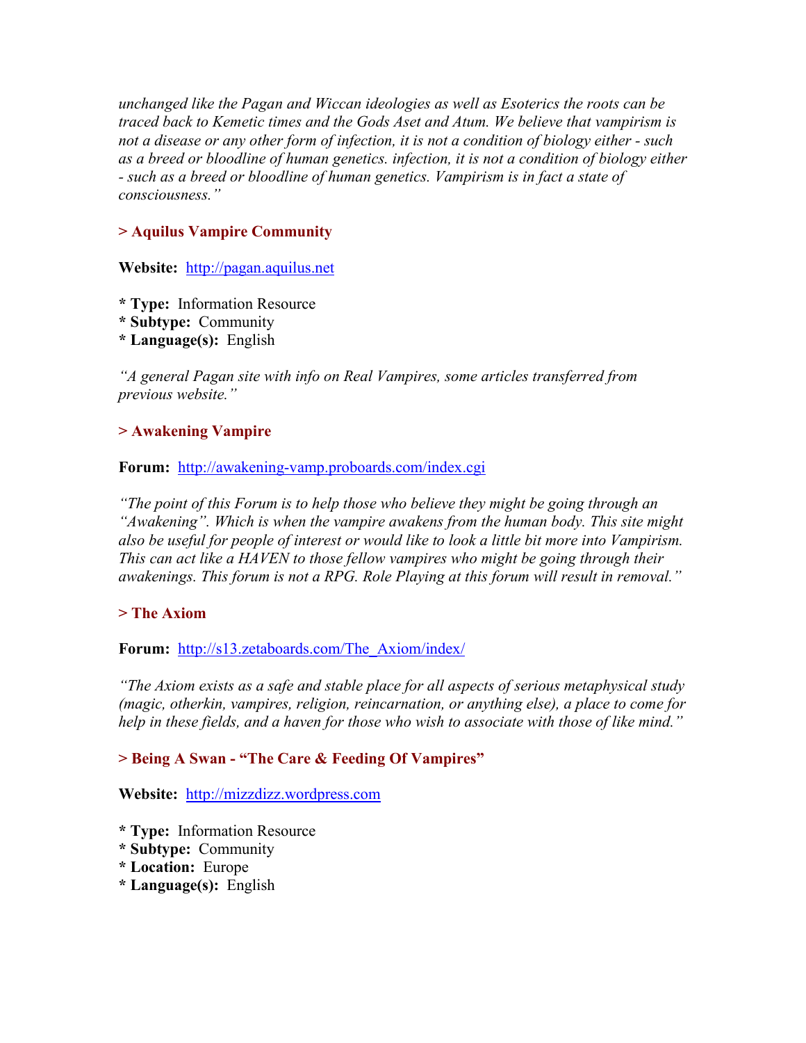*unchanged like the Pagan and Wiccan ideologies as well as Esoterics the roots can be traced back to Kemetic times and the Gods Aset and Atum. We believe that vampirism is not a disease or any other form of infection, it is not a condition of biology either - such as a breed or bloodline of human genetics. infection, it is not a condition of biology either - such as a breed or bloodline of human genetics. Vampirism is in fact a state of consciousness."*

### > Aquilus Vampire Community

**Website:** http://pagan.aquilus.net

* **Type:** Information Resource
* **Subtype:** Community
* **Language(s):** English

*"A general Pagan site with info on Real Vampires, some articles transferred from previous website."*

### > Awakening Vampire

**Forum:** http://awakening-vamp.proboards.com/index.cgi

*"The point of this Forum is to help those who believe they might be going through an "Awakening". Which is when the vampire awakens from the human body. This site might also be useful for people of interest or would like to look a little bit more into Vampirism. This can act like a HAVEN to those fellow vampires who might be going through their awakenings. This forum is not a RPG. Role Playing at this forum will result in removal."*

### > The Axiom

**Forum:** http://s13.zetaboards.com/The_Axiom/index/

*"The Axiom exists as a safe and stable place for all aspects of serious metaphysical study (magic, otherkin, vampires, religion, reincarnation, or anything else), a place to come for help in these fields, and a haven for those who wish to associate with those of like mind."*

### > Being A Swan - "The Care & Feeding Of Vampires"

**Website:** http://mizzdizz.wordpress.com

* **Type:** Information Resource
* **Subtype:** Community
* **Location:** Europe
* **Language(s):** English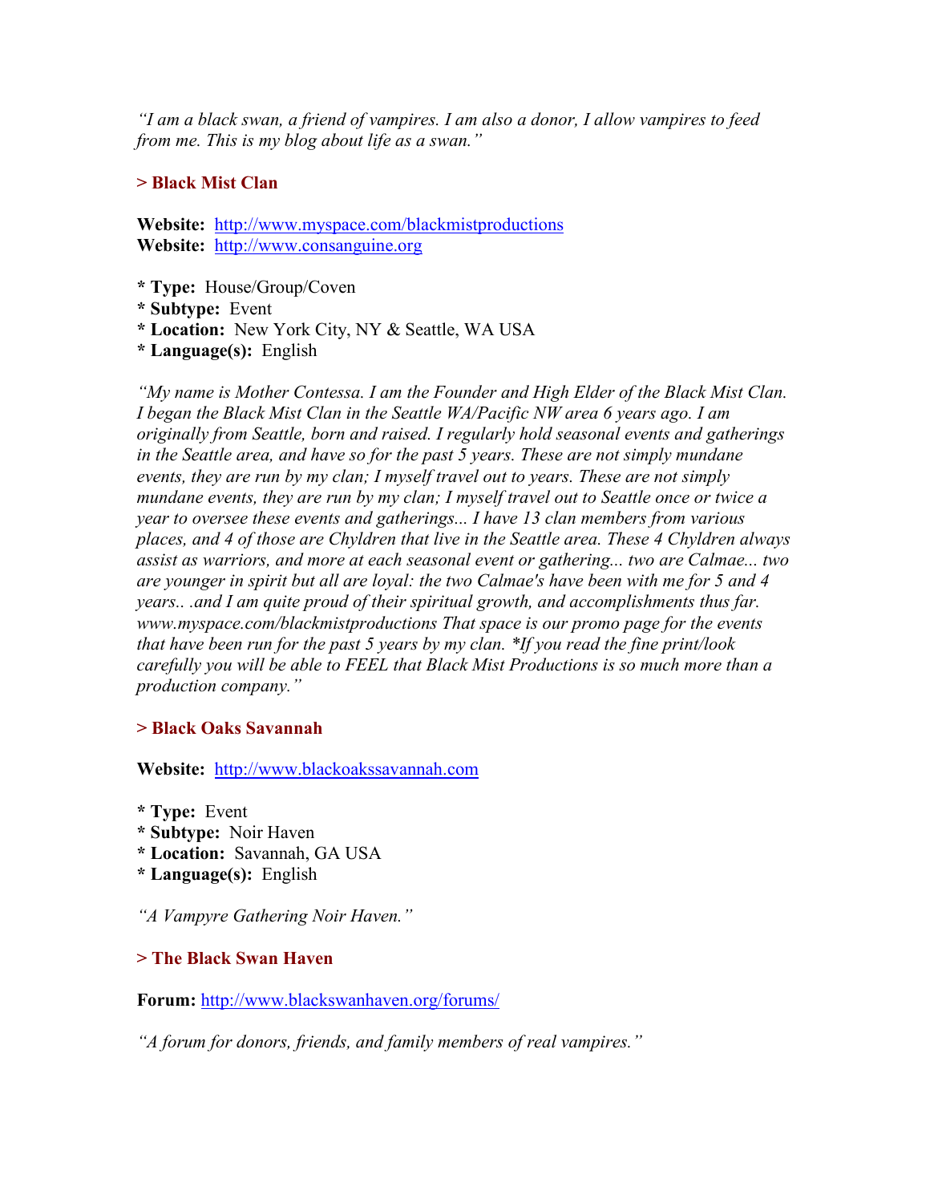*"I am a black swan, a friend of vampires. I am also a donor, I allow vampires to feed from me. This is my blog about life as a swan."*

### > Black Mist Clan

**Website:** http://www.myspace.com/blackmistproductions
**Website:** http://www.consanguine.org

* **Type:** House/Group/Coven
* **Subtype:** Event
* **Location:** New York City, NY & Seattle, WA USA
* **Language(s):** English

*"My name is Mother Contessa. I am the Founder and High Elder of the Black Mist Clan. I began the Black Mist Clan in the Seattle WA/Pacific NW area 6 years ago. I am originally from Seattle, born and raised. I regularly hold seasonal events and gatherings in the Seattle area, and have so for the past 5 years. These are not simply mundane events, they are run by my clan; I myself travel out to years. These are not simply mundane events, they are run by my clan; I myself travel out to Seattle once or twice a year to oversee these events and gatherings... I have 13 clan members from various places, and 4 of those are Chyldren that live in the Seattle area. These 4 Chyldren always assist as warriors, and more at each seasonal event or gathering... two are Calmae... two are younger in spirit but all are loyal: the two Calmae's have been with me for 5 and 4 years.. .and I am quite proud of their spiritual growth, and accomplishments thus far. www.myspace.com/blackmistproductions That space is our promo page for the events that have been run for the past 5 years by my clan. *If you read the fine print/look carefully you will be able to FEEL that Black Mist Productions is so much more than a production company."*

### > Black Oaks Savannah

**Website:** http://www.blackoakssavannah.com

* **Type:** Event
* **Subtype:** Noir Haven
* **Location:** Savannah, GA USA
* **Language(s):** English

*"A Vampyre Gathering Noir Haven."*

### > The Black Swan Haven

**Forum:** http://www.blackswanhaven.org/forums/

*"A forum for donors, friends, and family members of real vampires."*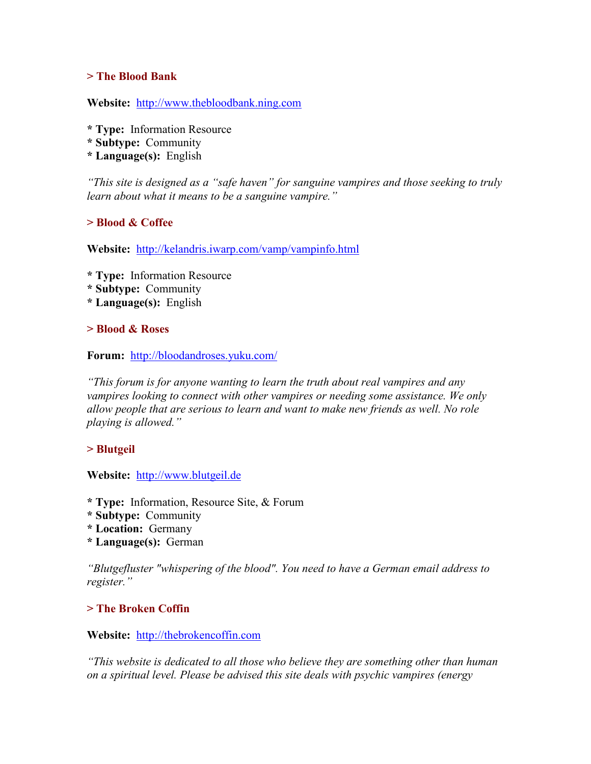**> The Blood Bank**

**Website:** http://www.thebloodbank.ning.com

* **Type:** Information Resource
* **Subtype:** Community
* **Language(s):** English

*"This site is designed as a "safe haven" for sanguine vampires and those seeking to truly learn about what it means to be a sanguine vampire."*

**> Blood & Coffee**

**Website:** http://kelandris.iwarp.com/vamp/vampinfo.html

* **Type:** Information Resource
* **Subtype:** Community
* **Language(s):** English

**> Blood & Roses**

**Forum:** http://bloodandroses.yuku.com/

*"This forum is for anyone wanting to learn the truth about real vampires and any vampires looking to connect with other vampires or needing some assistance. We only allow people that are serious to learn and want to make new friends as well. No role playing is allowed."*

**> Blutgeil**

**Website:** http://www.blutgeil.de

* **Type:** Information, Resource Site, & Forum
* **Subtype:** Community
* **Location:** Germany
* **Language(s):** German

*"Blutgefluster "whispering of the blood". You need to have a German email address to register."*

**> The Broken Coffin**

**Website:** http://thebrokencoffin.com

*"This website is dedicated to all those who believe they are something other than human on a spiritual level. Please be advised this site deals with psychic vampires (energy*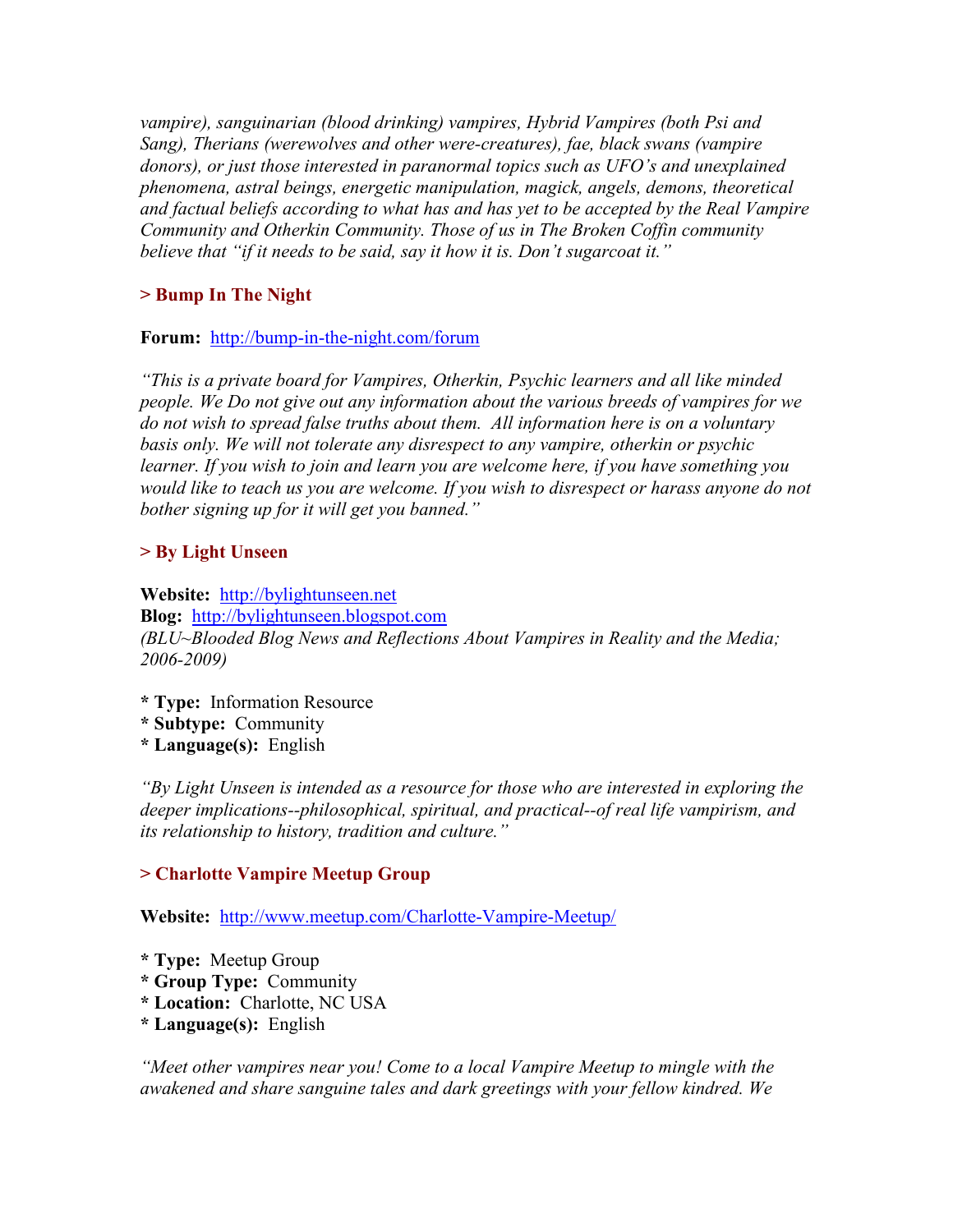*vampire), sanguinarian (blood drinking) vampires, Hybrid Vampires (both Psi and Sang), Therians (werewolves and other were-creatures), fae, black swans (vampire donors), or just those interested in paranormal topics such as UFO's and unexplained phenomena, astral beings, energetic manipulation, magick, angels, demons, theoretical and factual beliefs according to what has and has yet to be accepted by the Real Vampire Community and Otherkin Community. Those of us in The Broken Coffin community believe that "if it needs to be said, say it how it is. Don't sugarcoat it."*

### > Bump In The Night

**Forum:** http://bump-in-the-night.com/forum

*"This is a private board for Vampires, Otherkin, Psychic learners and all like minded people. We Do not give out any information about the various breeds of vampires for we do not wish to spread false truths about them. All information here is on a voluntary basis only. We will not tolerate any disrespect to any vampire, otherkin or psychic learner. If you wish to join and learn you are welcome here, if you have something you would like to teach us you are welcome. If you wish to disrespect or harass anyone do not bother signing up for it will get you banned."*

### > By Light Unseen

**Website:** http://bylightunseen.net
**Blog:** http://bylightunseen.blogspot.com
*(BLU~Blooded Blog News and Reflections About Vampires in Reality and the Media; 2006-2009)*

* **Type:** Information Resource
* **Subtype:** Community
* **Language(s):** English

*"By Light Unseen is intended as a resource for those who are interested in exploring the deeper implications--philosophical, spiritual, and practical--of real life vampirism, and its relationship to history, tradition and culture."*

### > Charlotte Vampire Meetup Group

**Website:** http://www.meetup.com/Charlotte-Vampire-Meetup/

* **Type:** Meetup Group
* **Group Type:** Community
* **Location:** Charlotte, NC USA
* **Language(s):** English

*"Meet other vampires near you! Come to a local Vampire Meetup to mingle with the awakened and share sanguine tales and dark greetings with your fellow kindred. We*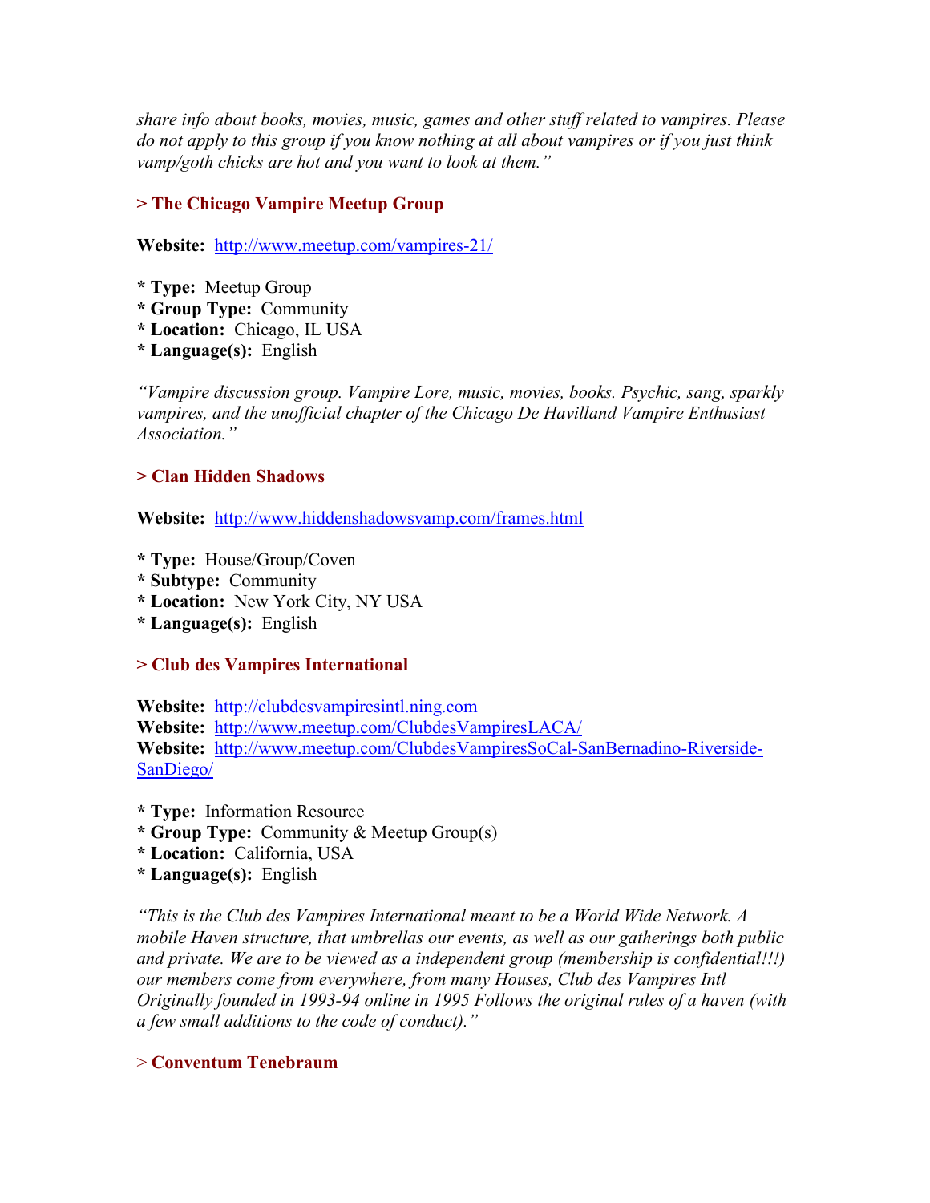*share info about books, movies, music, games and other stuff related to vampires. Please do not apply to this group if you know nothing at all about vampires or if you just think vamp/goth chicks are hot and you want to look at them."*

### > The Chicago Vampire Meetup Group

**Website:** http://www.meetup.com/vampires-21/

* **Type:** Meetup Group
* **Group Type:** Community
* **Location:** Chicago, IL USA
* **Language(s):** English

*"Vampire discussion group. Vampire Lore, music, movies, books. Psychic, sang, sparkly vampires, and the unofficial chapter of the Chicago De Havilland Vampire Enthusiast Association."*

### > Clan Hidden Shadows

**Website:** http://www.hiddenshadowsvamp.com/frames.html

* **Type:** House/Group/Coven
* **Subtype:** Community
* **Location:** New York City, NY USA
* **Language(s):** English

### > Club des Vampires International

**Website:** http://clubdesvampiresintl.ning.com
**Website:** http://www.meetup.com/ClubdesVampiresLACA/
**Website:** http://www.meetup.com/ClubdesVampiresSoCal-SanBernadino-Riverside-SanDiego/

* **Type:** Information Resource
* **Group Type:** Community & Meetup Group(s)
* **Location:** California, USA
* **Language(s):** English

*"This is the Club des Vampires International meant to be a World Wide Network. A mobile Haven structure, that umbrellas our events, as well as our gatherings both public and private. We are to be viewed as a independent group (membership is confidential!!!) our members come from everywhere, from many Houses, Club des Vampires Intl Originally founded in 1993-94 online in 1995 Follows the original rules of a haven (with a few small additions to the code of conduct)."*

### > Conventum Tenebraum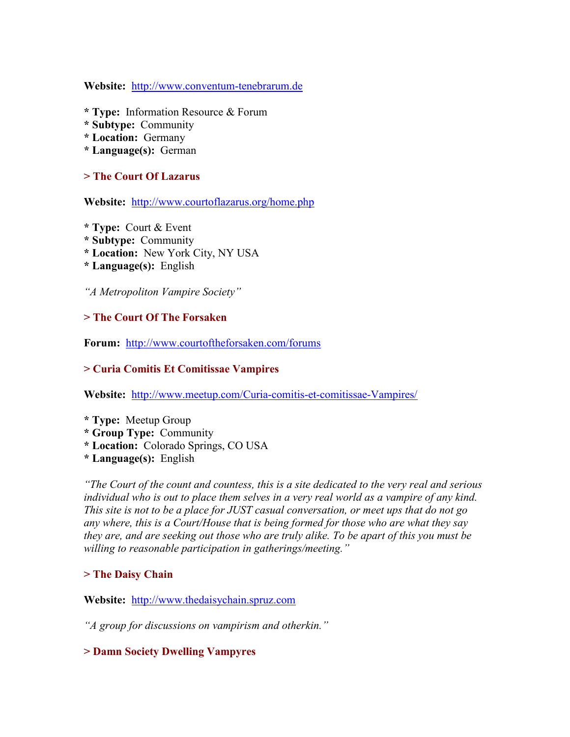**Website:** http://www.conventum-tenebrarum.de

* **Type:** Information Resource & Forum
* **Subtype:** Community
* **Location:** Germany
* **Language(s):** German

### > The Court Of Lazarus

**Website:** http://www.courtoflazarus.org/home.php

* **Type:** Court & Event
* **Subtype:** Community
* **Location:** New York City, NY USA
* **Language(s):** English

*"A Metropoliton Vampire Society"*

### > The Court Of The Forsaken

**Forum:** http://www.courtoftheforsaken.com/forums

### > Curia Comitis Et Comitissae Vampires

**Website:** http://www.meetup.com/Curia-comitis-et-comitissae-Vampires/

* **Type:** Meetup Group
* **Group Type:** Community
* **Location:** Colorado Springs, CO USA
* **Language(s):** English

*"The Court of the count and countess, this is a site dedicated to the very real and serious individual who is out to place them selves in a very real world as a vampire of any kind. This site is not to be a place for JUST casual conversation, or meet ups that do not go any where, this is a Court/House that is being formed for those who are what they say they are, and are seeking out those who are truly alike. To be apart of this you must be willing to reasonable participation in gatherings/meeting."*

### > The Daisy Chain

**Website:** http://www.thedaisychain.spruz.com

*"A group for discussions on vampirism and otherkin."*

### > Damn Society Dwelling Vampyres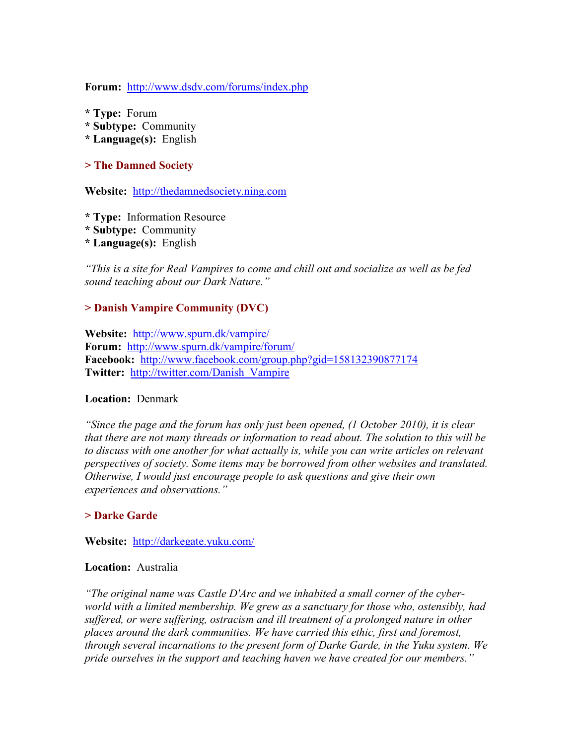**Forum:** http://www.dsdv.com/forums/index.php

* **Type:** Forum
* **Subtype:** Community
* **Language(s):** English

### > The Damned Society

**Website:** http://thedamnedsociety.ning.com

* **Type:** Information Resource
* **Subtype:** Community
* **Language(s):** English

*"This is a site for Real Vampires to come and chill out and socialize as well as be fed sound teaching about our Dark Nature."*

### > Danish Vampire Community (DVC)

**Website:** http://www.spurn.dk/vampire/
**Forum:** http://www.spurn.dk/vampire/forum/
**Facebook:** http://www.facebook.com/group.php?gid=158132390877174
**Twitter:** http://twitter.com/Danish_Vampire

**Location:** Denmark

*"Since the page and the forum has only just been opened, (1 October 2010), it is clear that there are not many threads or information to read about. The solution to this will be to discuss with one another for what actually is, while you can write articles on relevant perspectives of society. Some items may be borrowed from other websites and translated. Otherwise, I would just encourage people to ask questions and give their own experiences and observations."*

### > Darke Garde

**Website:** http://darkegate.yuku.com/

**Location:** Australia

*"The original name was Castle D'Arc and we inhabited a small corner of the cyber-world with a limited membership. We grew as a sanctuary for those who, ostensibly, had suffered, or were suffering, ostracism and ill treatment of a prolonged nature in other places around the dark communities. We have carried this ethic, first and foremost, through several incarnations to the present form of Darke Garde, in the Yuku system. We pride ourselves in the support and teaching haven we have created for our members."*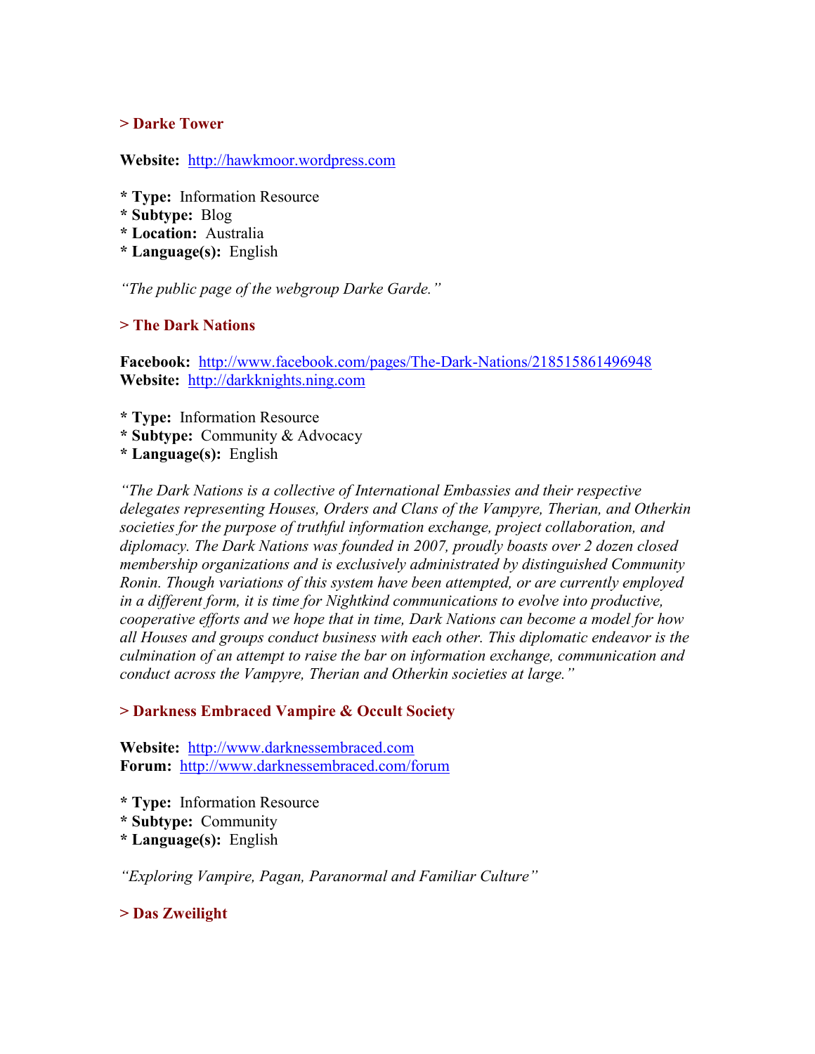### > Darke Tower

**Website:** http://hawkmoor.wordpress.com

* **Type:** Information Resource
* **Subtype:** Blog
* **Location:** Australia
* **Language(s):** English

*"The public page of the webgroup Darke Garde."*

### > The Dark Nations

**Facebook:** http://www.facebook.com/pages/The-Dark-Nations/218515861496948
**Website:** http://darkknights.ning.com

* **Type:** Information Resource
* **Subtype:** Community & Advocacy
* **Language(s):** English

*"The Dark Nations is a collective of International Embassies and their respective delegates representing Houses, Orders and Clans of the Vampyre, Therian, and Otherkin societies for the purpose of truthful information exchange, project collaboration, and diplomacy. The Dark Nations was founded in 2007, proudly boasts over 2 dozen closed membership organizations and is exclusively administrated by distinguished Community Ronin. Though variations of this system have been attempted, or are currently employed in a different form, it is time for Nightkind communications to evolve into productive, cooperative efforts and we hope that in time, Dark Nations can become a model for how all Houses and groups conduct business with each other. This diplomatic endeavor is the culmination of an attempt to raise the bar on information exchange, communication and conduct across the Vampyre, Therian and Otherkin societies at large."*

### > Darkness Embraced Vampire & Occult Society

**Website:** http://www.darknessembraced.com
**Forum:** http://www.darknessembraced.com/forum

* **Type:** Information Resource
* **Subtype:** Community
* **Language(s):** English

*"Exploring Vampire, Pagan, Paranormal and Familiar Culture"*

### > Das Zweilight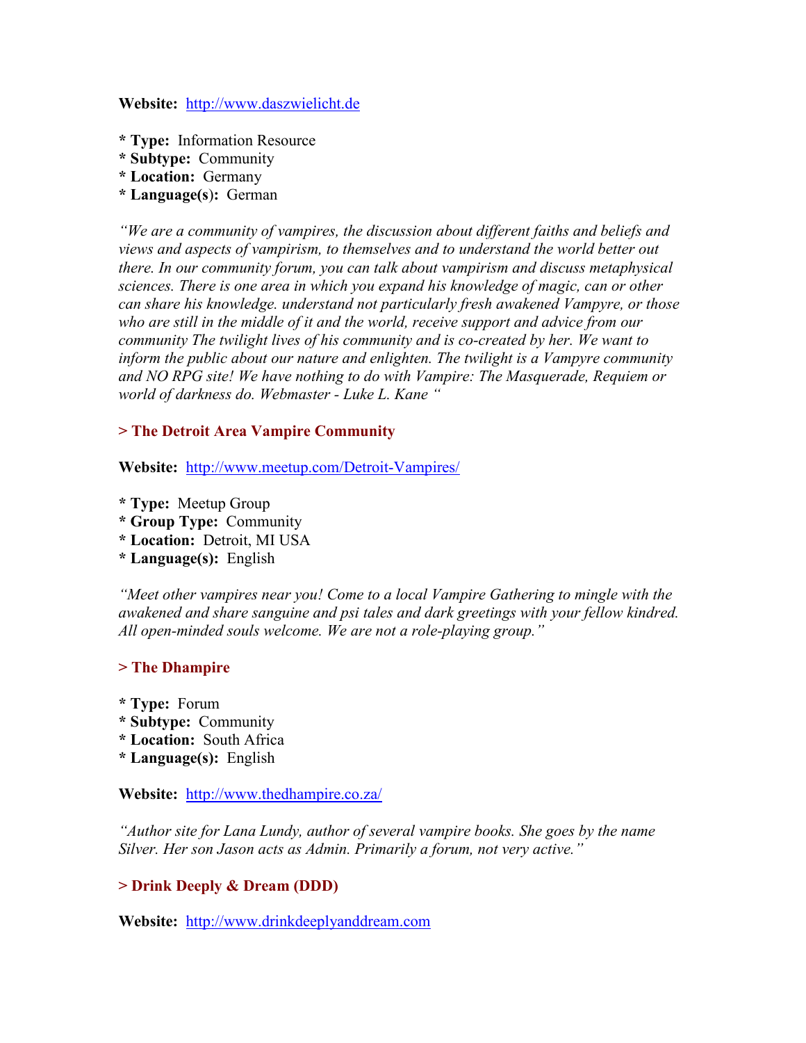**Website:** http://www.daszwielicht.de

**\* Type:** Information Resource
**\* Subtype:** Community
**\* Location:** Germany
**\* Language(s):** German

*"We are a community of vampires, the discussion about different faiths and beliefs and views and aspects of vampirism, to themselves and to understand the world better out there. In our community forum, you can talk about vampirism and discuss metaphysical sciences. There is one area in which you expand his knowledge of magic, can or other can share his knowledge. understand not particularly fresh awakened Vampyre, or those who are still in the middle of it and the world, receive support and advice from our community The twilight lives of his community and is co-created by her. We want to inform the public about our nature and enlighten. The twilight is a Vampyre community and NO RPG site! We have nothing to do with Vampire: The Masquerade, Requiem or world of darkness do. Webmaster - Luke L. Kane "*

### > The Detroit Area Vampire Community

**Website:** http://www.meetup.com/Detroit-Vampires/

**\* Type:** Meetup Group
**\* Group Type:** Community
**\* Location:** Detroit, MI USA
**\* Language(s):** English

*"Meet other vampires near you! Come to a local Vampire Gathering to mingle with the awakened and share sanguine and psi tales and dark greetings with your fellow kindred. All open-minded souls welcome. We are not a role-playing group."*

### > The Dhampire

**\* Type:** Forum
**\* Subtype:** Community
**\* Location:** South Africa
**\* Language(s):** English

**Website:** http://www.thedhampire.co.za/

*"Author site for Lana Lundy, author of several vampire books. She goes by the name Silver. Her son Jason acts as Admin. Primarily a forum, not very active."*

### > Drink Deeply & Dream (DDD)

**Website:** http://www.drinkdeeplyanddream.com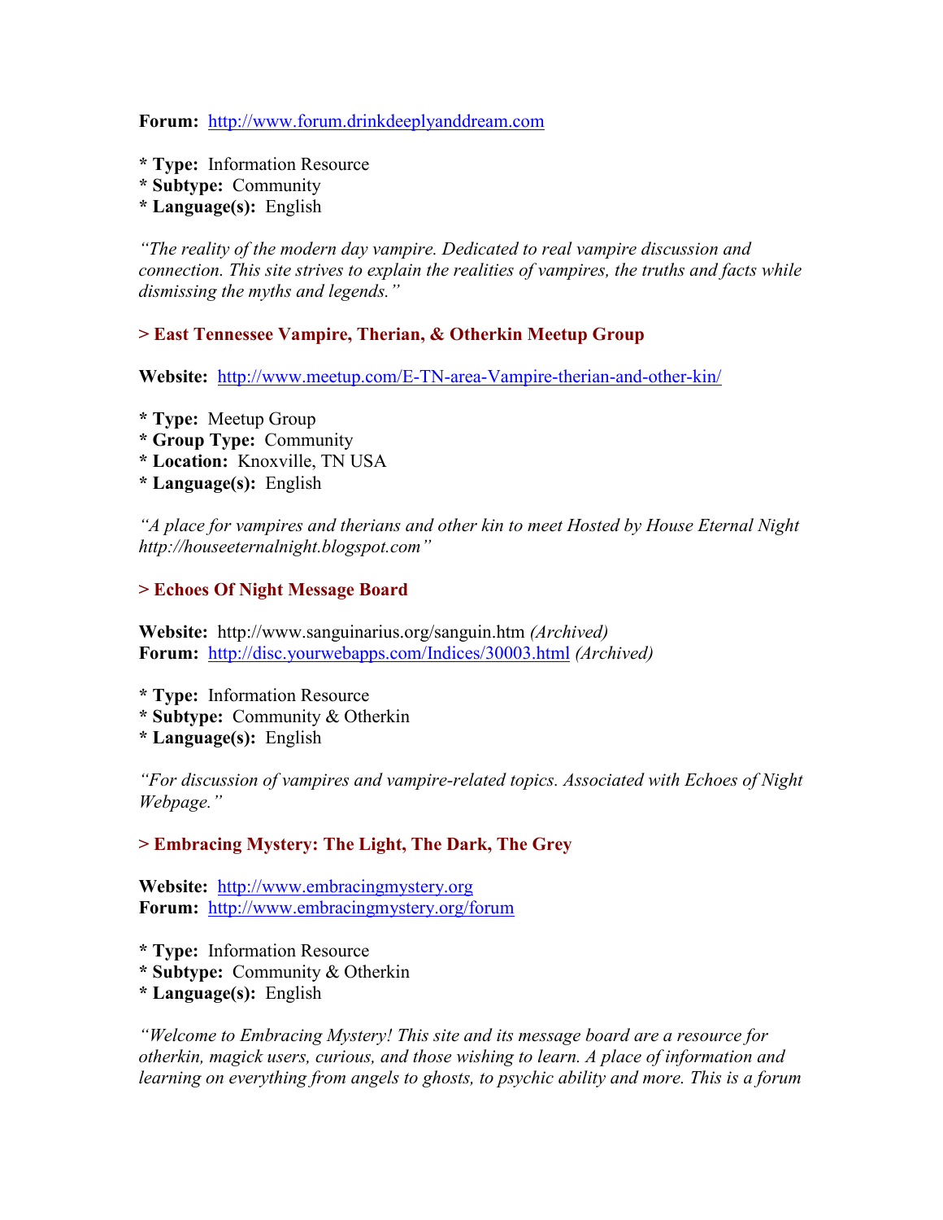**Forum:** http://www.forum.drinkdeeplyanddream.com

* **Type:** Information Resource
* **Subtype:** Community
* **Language(s):** English

*"The reality of the modern day vampire. Dedicated to real vampire discussion and connection. This site strives to explain the realities of vampires, the truths and facts while dismissing the myths and legends."*

### > East Tennessee Vampire, Therian, & Otherkin Meetup Group

**Website:** http://www.meetup.com/E-TN-area-Vampire-therian-and-other-kin/

* **Type:** Meetup Group
* **Group Type:** Community
* **Location:** Knoxville, TN USA
* **Language(s):** English

*"A place for vampires and therians and other kin to meet Hosted by House Eternal Night http://houseeternalnight.blogspot.com"*

### > Echoes Of Night Message Board

**Website:** http://www.sanguinarius.org/sanguin.htm *(Archived)*
**Forum:** http://disc.yourwebapps.com/Indices/30003.html *(Archived)*

* **Type:** Information Resource
* **Subtype:** Community & Otherkin
* **Language(s):** English

*"For discussion of vampires and vampire-related topics. Associated with Echoes of Night Webpage."*

### > Embracing Mystery: The Light, The Dark, The Grey

**Website:** http://www.embracingmystery.org
**Forum:** http://www.embracingmystery.org/forum

* **Type:** Information Resource
* **Subtype:** Community & Otherkin
* **Language(s):** English

*"Welcome to Embracing Mystery! This site and its message board are a resource for otherkin, magick users, curious, and those wishing to learn. A place of information and learning on everything from angels to ghosts, to psychic ability and more. This is a forum*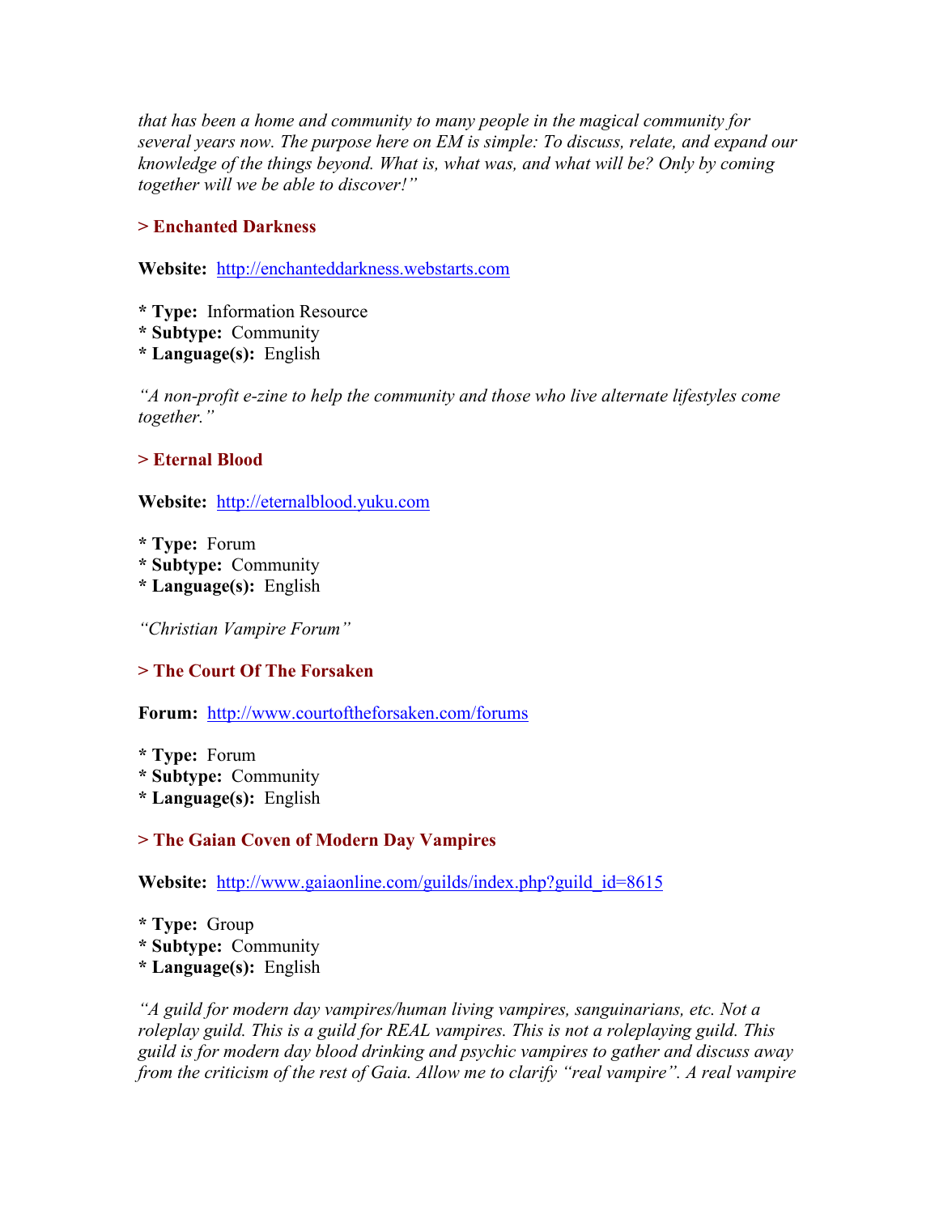*that has been a home and community to many people in the magical community for several years now. The purpose here on EM is simple: To discuss, relate, and expand our knowledge of the things beyond. What is, what was, and what will be? Only by coming together will we be able to discover!"*

### > Enchanted Darkness

**Website:** http://enchanteddarkness.webstarts.com

* **Type:** Information Resource
* **Subtype:** Community
* **Language(s):** English

*"A non-profit e-zine to help the community and those who live alternate lifestyles come together."*

### > Eternal Blood

**Website:** http://eternalblood.yuku.com

* **Type:** Forum
* **Subtype:** Community
* **Language(s):** English

*"Christian Vampire Forum"*

### > The Court Of The Forsaken

**Forum:** http://www.courtoftheforsaken.com/forums

* **Type:** Forum
* **Subtype:** Community
* **Language(s):** English

### > The Gaian Coven of Modern Day Vampires

**Website:** http://www.gaiaonline.com/guilds/index.php?guild_id=8615

* **Type:** Group
* **Subtype:** Community
* **Language(s):** English

*"A guild for modern day vampires/human living vampires, sanguinarians, etc. Not a roleplay guild. This is a guild for REAL vampires. This is not a roleplaying guild. This guild is for modern day blood drinking and psychic vampires to gather and discuss away from the criticism of the rest of Gaia. Allow me to clarify "real vampire". A real vampire*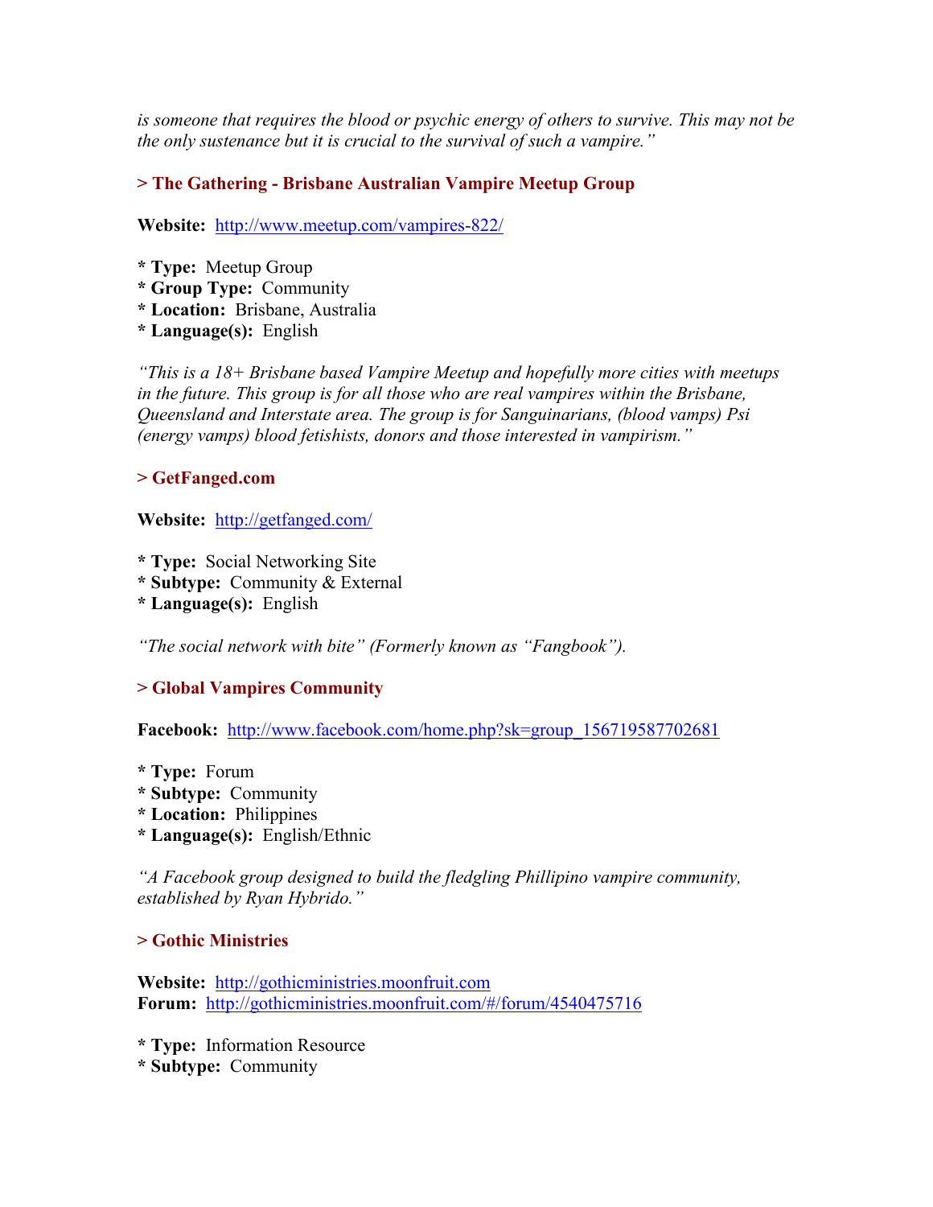*is someone that requires the blood or psychic energy of others to survive. This may not be the only sustenance but it is crucial to the survival of such a vampire."*

### > The Gathering - Brisbane Australian Vampire Meetup Group

**Website:** http://www.meetup.com/vampires-822/

* **Type:** Meetup Group
* **Group Type:** Community
* **Location:** Brisbane, Australia
* **Language(s):** English

*"This is a 18+ Brisbane based Vampire Meetup and hopefully more cities with meetups in the future. This group is for all those who are real vampires within the Brisbane, Queensland and Interstate area. The group is for Sanguinarians, (blood vamps) Psi (energy vamps) blood fetishists, donors and those interested in vampirism."*

### > GetFanged.com

**Website:** http://getfanged.com/

* **Type:** Social Networking Site
* **Subtype:** Community & External
* **Language(s):** English

*"The social network with bite" (Formerly known as "Fangbook").*

### > Global Vampires Community

**Facebook:** http://www.facebook.com/home.php?sk=group_156719587702681

* **Type:** Forum
* **Subtype:** Community
* **Location:** Philippines
* **Language(s):** English/Ethnic

*"A Facebook group designed to build the fledgling Phillipino vampire community, established by Ryan Hybrido."*

### > Gothic Ministries

**Website:** http://gothicministries.moonfruit.com
**Forum:** http://gothicministries.moonfruit.com/#/forum/4540475716

* **Type:** Information Resource
* **Subtype:** Community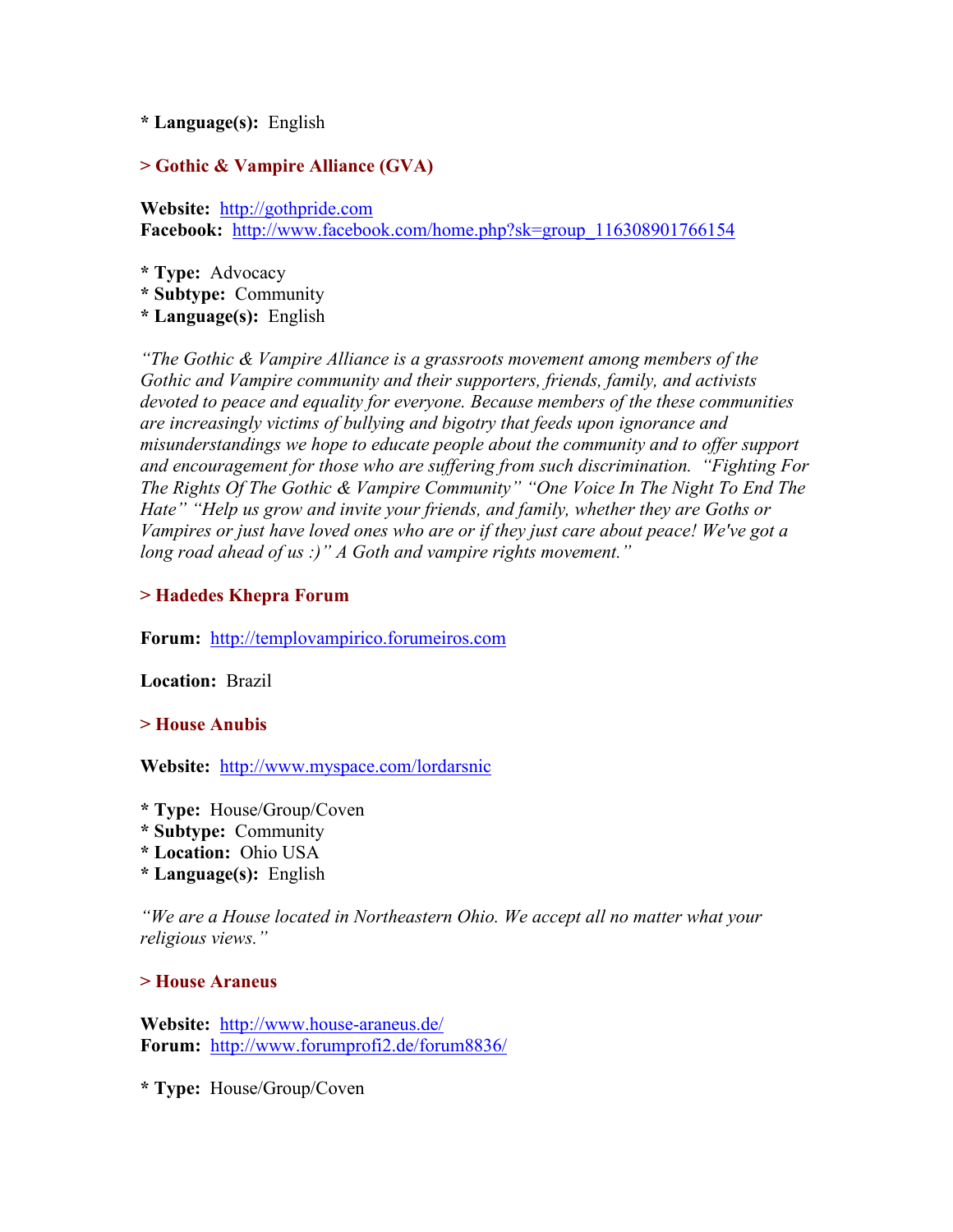* **Language(s):** English

### > Gothic & Vampire Alliance (GVA)

**Website:** http://gothpride.com
**Facebook:** http://www.facebook.com/home.php?sk=group_116308901766154

* **Type:** Advocacy
* **Subtype:** Community
* **Language(s):** English

*"The Gothic & Vampire Alliance is a grassroots movement among members of the Gothic and Vampire community and their supporters, friends, family, and activists devoted to peace and equality for everyone. Because members of the these communities are increasingly victims of bullying and bigotry that feeds upon ignorance and misunderstandings we hope to educate people about the community and to offer support and encouragement for those who are suffering from such discrimination. "Fighting For The Rights Of The Gothic & Vampire Community" "One Voice In The Night To End The Hate" "Help us grow and invite your friends, and family, whether they are Goths or Vampires or just have loved ones who are or if they just care about peace! We've got a long road ahead of us :)" A Goth and vampire rights movement."*

### > Hadedes Khepra Forum

**Forum:** http://templovampirico.forumeiros.com

**Location:** Brazil

### > House Anubis

**Website:** http://www.myspace.com/lordarsnic

* **Type:** House/Group/Coven
* **Subtype:** Community
* **Location:** Ohio USA
* **Language(s):** English

*"We are a House located in Northeastern Ohio. We accept all no matter what your religious views."*

### > House Araneus

**Website:** http://www.house-araneus.de/
**Forum:** http://www.forumprofi2.de/forum8836/

* **Type:** House/Group/Coven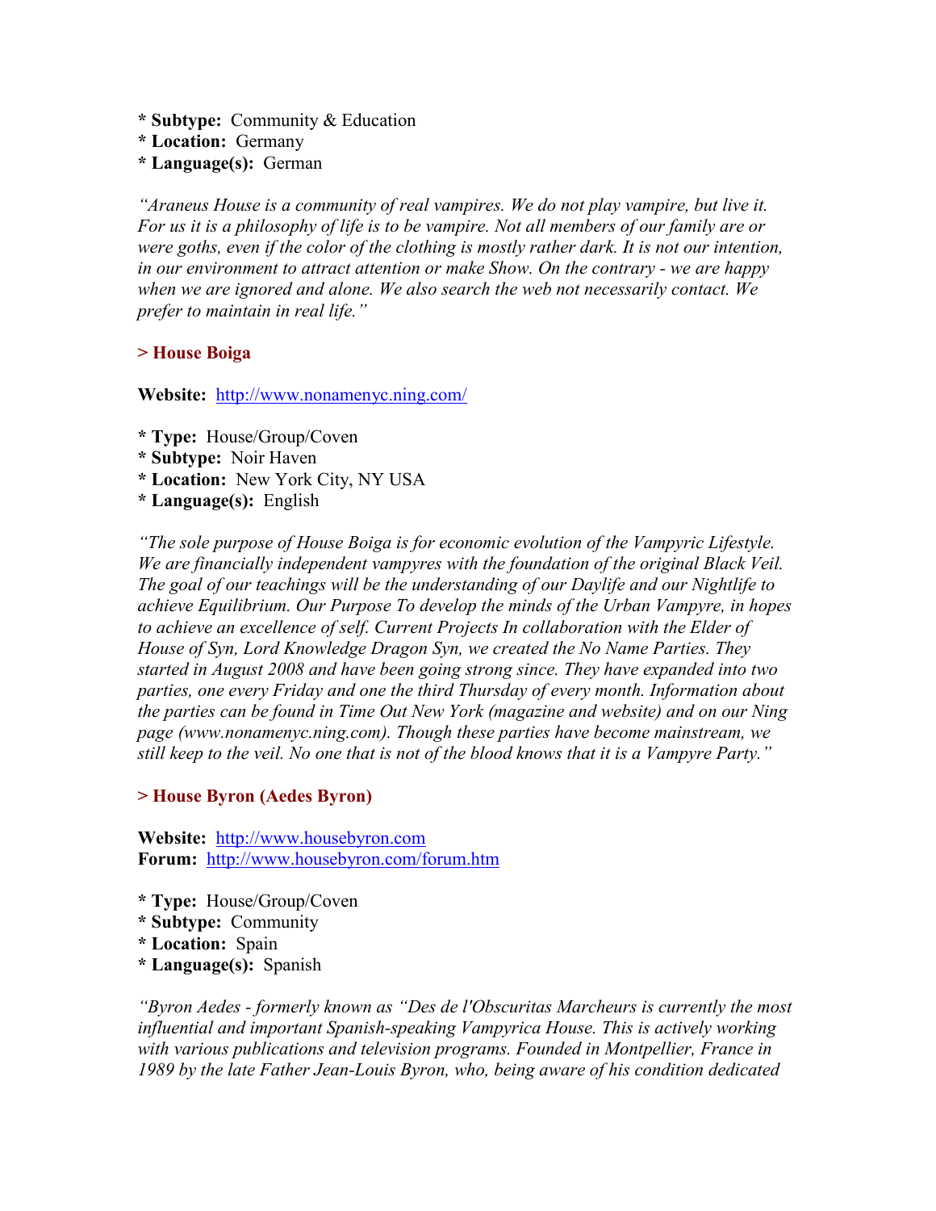* **Subtype:** Community & Education
* **Location:** Germany
* **Language(s):** German

*"Araneus House is a community of real vampires. We do not play vampire, but live it. For us it is a philosophy of life is to be vampire. Not all members of our family are or were goths, even if the color of the clothing is mostly rather dark. It is not our intention, in our environment to attract attention or make Show. On the contrary - we are happy when we are ignored and alone. We also search the web not necessarily contact. We prefer to maintain in real life."*

### > House Boiga

**Website:** http://www.nonamenyc.ning.com/

* **Type:** House/Group/Coven
* **Subtype:** Noir Haven
* **Location:** New York City, NY USA
* **Language(s):** English

*"The sole purpose of House Boiga is for economic evolution of the Vampyric Lifestyle. We are financially independent vampyres with the foundation of the original Black Veil. The goal of our teachings will be the understanding of our Daylife and our Nightlife to achieve Equilibrium. Our Purpose To develop the minds of the Urban Vampyre, in hopes to achieve an excellence of self. Current Projects In collaboration with the Elder of House of Syn, Lord Knowledge Dragon Syn, we created the No Name Parties. They started in August 2008 and have been going strong since. They have expanded into two parties, one every Friday and one the third Thursday of every month. Information about the parties can be found in Time Out New York (magazine and website) and on our Ning page (www.nonamenyc.ning.com). Though these parties have become mainstream, we still keep to the veil. No one that is not of the blood knows that it is a Vampyre Party."*

### > House Byron (Aedes Byron)

**Website:** http://www.housebyron.com
**Forum:** http://www.housebyron.com/forum.htm

* **Type:** House/Group/Coven
* **Subtype:** Community
* **Location:** Spain
* **Language(s):** Spanish

*"Byron Aedes - formerly known as "Des de l'Obscuritas Marcheurs is currently the most influential and important Spanish-speaking Vampyrica House. This is actively working with various publications and television programs. Founded in Montpellier, France in 1989 by the late Father Jean-Louis Byron, who, being aware of his condition dedicated*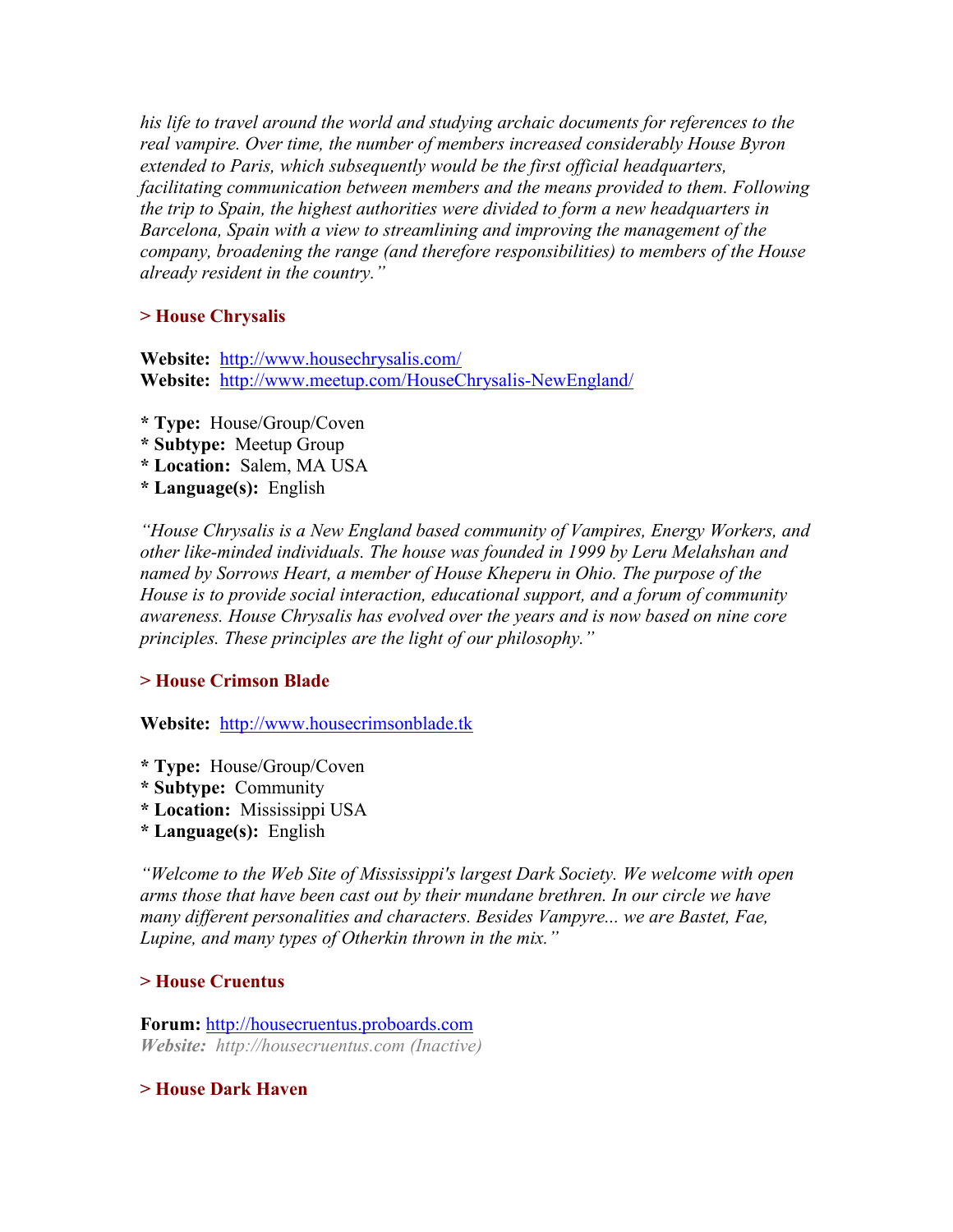*his life to travel around the world and studying archaic documents for references to the real vampire. Over time, the number of members increased considerably House Byron extended to Paris, which subsequently would be the first official headquarters, facilitating communication between members and the means provided to them. Following the trip to Spain, the highest authorities were divided to form a new headquarters in Barcelona, Spain with a view to streamlining and improving the management of the company, broadening the range (and therefore responsibilities) to members of the House already resident in the country."*

### > House Chrysalis

**Website:** [http://www.housechrysalis.com/](http://www.housechrysalis.com/)
**Website:** [http://www.meetup.com/HouseChrysalis-NewEngland/](http://www.meetup.com/HouseChrysalis-NewEngland/)

* **Type:** House/Group/Coven
* **Subtype:** Meetup Group
* **Location:** Salem, MA USA
* **Language(s):** English

*"House Chrysalis is a New England based community of Vampires, Energy Workers, and other like-minded individuals. The house was founded in 1999 by Leru Melahshan and named by Sorrows Heart, a member of House Kheperu in Ohio. The purpose of the House is to provide social interaction, educational support, and a forum of community awareness. House Chrysalis has evolved over the years and is now based on nine core principles. These principles are the light of our philosophy."*

### > House Crimson Blade

**Website:** [http://www.housecrimsonblade.tk](http://www.housecrimsonblade.tk)

* **Type:** House/Group/Coven
* **Subtype:** Community
* **Location:** Mississippi USA
* **Language(s):** English

*"Welcome to the Web Site of Mississippi's largest Dark Society. We welcome with open arms those that have been cast out by their mundane brethren. In our circle we have many different personalities and characters. Besides Vampyre... we are Bastet, Fae, Lupine, and many types of Otherkin thrown in the mix."*

### > House Cruentus

**Forum:** [http://housecruentus.proboards.com](http://housecruentus.proboards.com)
***Website:*** *http://housecruentus.com (Inactive)*

### > House Dark Haven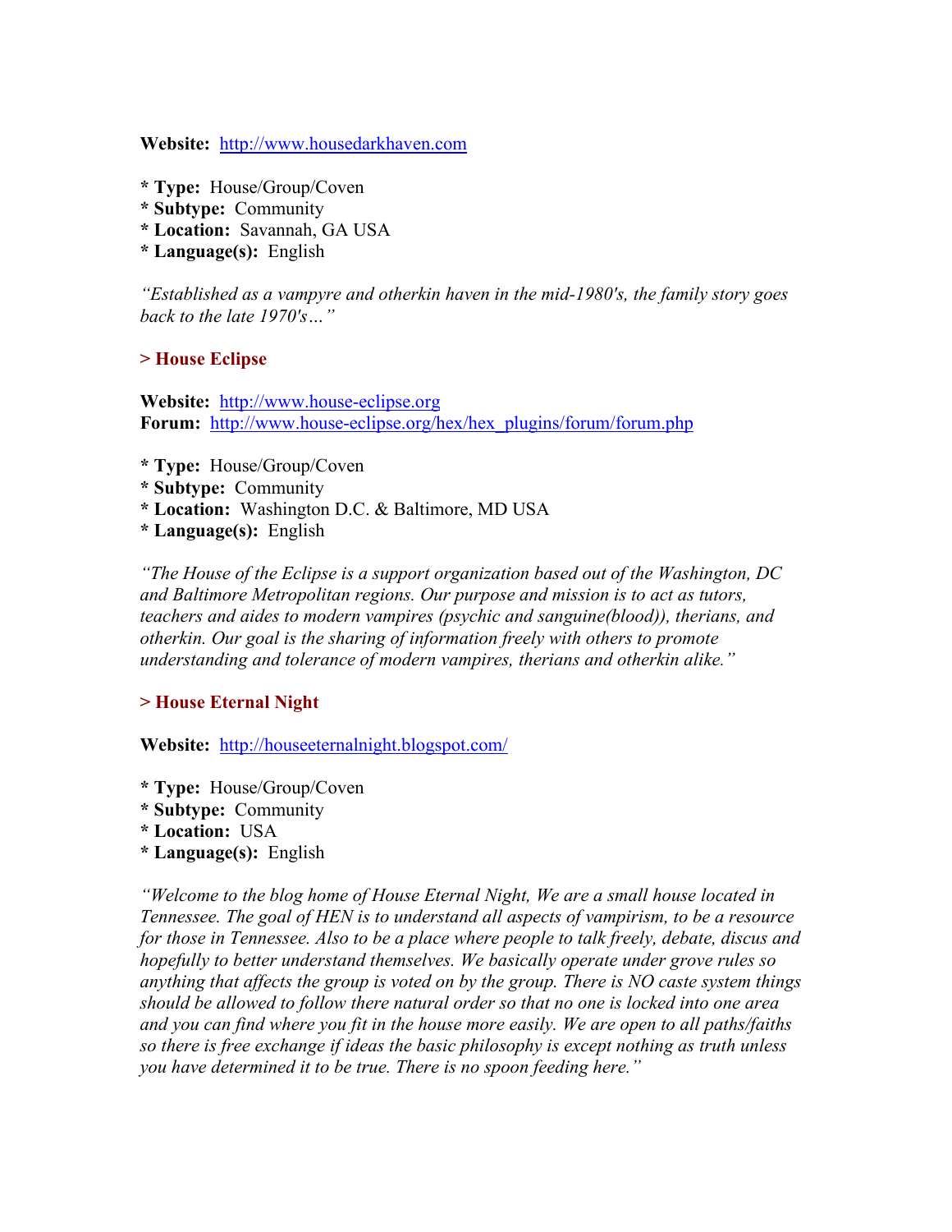**Website:** http://www.housedarkhaven.com

* **Type:** House/Group/Coven
* **Subtype:** Community
* **Location:** Savannah, GA USA
* **Language(s):** English

*"Established as a vampyre and otherkin haven in the mid-1980's, the family story goes back to the late 1970's…"*

### > House Eclipse

**Website:** http://www.house-eclipse.org
**Forum:** http://www.house-eclipse.org/hex/hex_plugins/forum/forum.php

* **Type:** House/Group/Coven
* **Subtype:** Community
* **Location:** Washington D.C. & Baltimore, MD USA
* **Language(s):** English

*"The House of the Eclipse is a support organization based out of the Washington, DC and Baltimore Metropolitan regions. Our purpose and mission is to act as tutors, teachers and aides to modern vampires (psychic and sanguine(blood)), therians, and otherkin. Our goal is the sharing of information freely with others to promote understanding and tolerance of modern vampires, therians and otherkin alike."*

### > House Eternal Night

**Website:** http://houseeternalnight.blogspot.com/

* **Type:** House/Group/Coven
* **Subtype:** Community
* **Location:** USA
* **Language(s):** English

*"Welcome to the blog home of House Eternal Night, We are a small house located in Tennessee. The goal of HEN is to understand all aspects of vampirism, to be a resource for those in Tennessee. Also to be a place where people to talk freely, debate, discus and hopefully to better understand themselves. We basically operate under grove rules so anything that affects the group is voted on by the group. There is NO caste system things should be allowed to follow there natural order so that no one is locked into one area and you can find where you fit in the house more easily. We are open to all paths/faiths so there is free exchange if ideas the basic philosophy is except nothing as truth unless you have determined it to be true. There is no spoon feeding here."*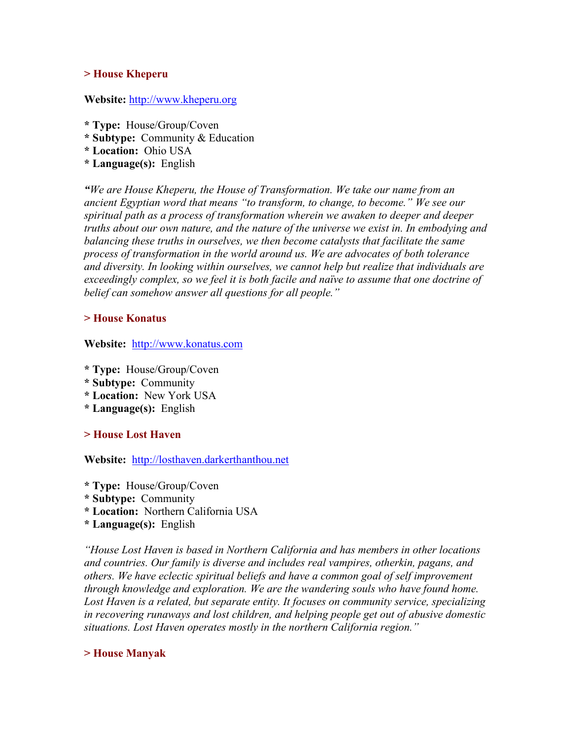### > House Kheperu

**Website:** http://www.kheperu.org

* **Type:** House/Group/Coven
* **Subtype:** Community & Education
* **Location:** Ohio USA
* **Language(s):** English

*"We are House Kheperu, the House of Transformation. We take our name from an ancient Egyptian word that means "to transform, to change, to become." We see our spiritual path as a process of transformation wherein we awaken to deeper and deeper truths about our own nature, and the nature of the universe we exist in. In embodying and balancing these truths in ourselves, we then become catalysts that facilitate the same process of transformation in the world around us. We are advocates of both tolerance and diversity. In looking within ourselves, we cannot help but realize that individuals are exceedingly complex, so we feel it is both facile and naïve to assume that one doctrine of belief can somehow answer all questions for all people."*

### > House Konatus

**Website:** http://www.konatus.com

* **Type:** House/Group/Coven
* **Subtype:** Community
* **Location:** New York USA
* **Language(s):** English

### > House Lost Haven

**Website:** http://losthaven.darkerthanthou.net

* **Type:** House/Group/Coven
* **Subtype:** Community
* **Location:** Northern California USA
* **Language(s):** English

*"House Lost Haven is based in Northern California and has members in other locations and countries. Our family is diverse and includes real vampires, otherkin, pagans, and others. We have eclectic spiritual beliefs and have a common goal of self improvement through knowledge and exploration. We are the wandering souls who have found home. Lost Haven is a related, but separate entity. It focuses on community service, specializing in recovering runaways and lost children, and helping people get out of abusive domestic situations. Lost Haven operates mostly in the northern California region."*

### > House Manyak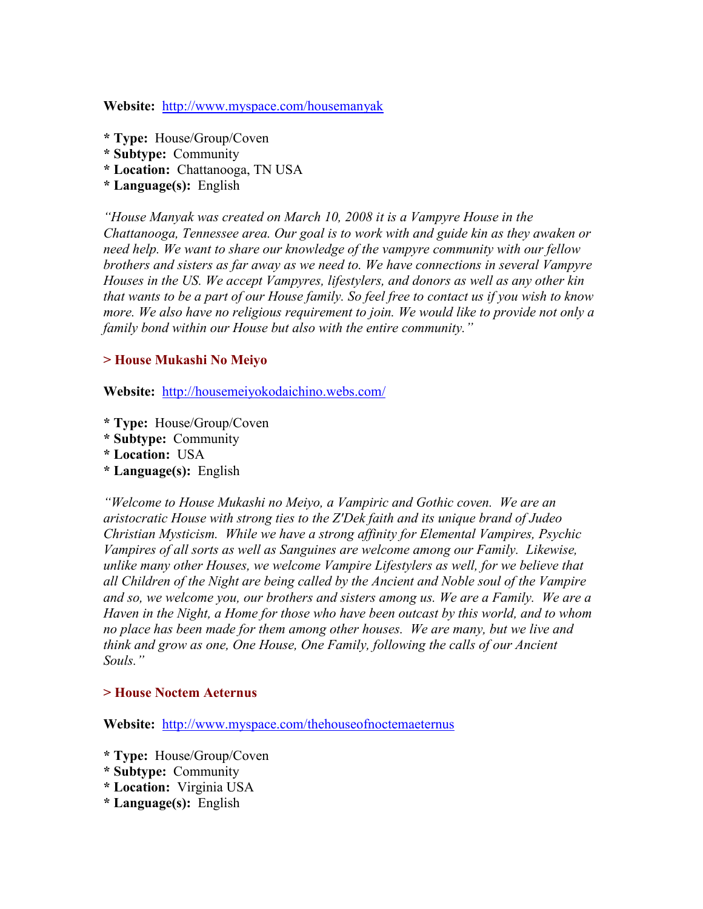**Website:** http://www.myspace.com/housemanyak

* **Type:** House/Group/Coven
* **Subtype:** Community
* **Location:** Chattanooga, TN USA
* **Language(s):** English

*"House Manyak was created on March 10, 2008 it is a Vampyre House in the Chattanooga, Tennessee area. Our goal is to work with and guide kin as they awaken or need help. We want to share our knowledge of the vampyre community with our fellow brothers and sisters as far away as we need to. We have connections in several Vampyre Houses in the US. We accept Vampyres, lifestylers, and donors as well as any other kin that wants to be a part of our House family. So feel free to contact us if you wish to know more. We also have no religious requirement to join. We would like to provide not only a family bond within our House but also with the entire community."*

### > House Mukashi No Meiyo

**Website:** http://housemeiyokodaichino.webs.com/

* **Type:** House/Group/Coven
* **Subtype:** Community
* **Location:** USA
* **Language(s):** English

*"Welcome to House Mukashi no Meiyo, a Vampiric and Gothic coven. We are an aristocratic House with strong ties to the Z'Dek faith and its unique brand of Judeo Christian Mysticism. While we have a strong affinity for Elemental Vampires, Psychic Vampires of all sorts as well as Sanguines are welcome among our Family. Likewise, unlike many other Houses, we welcome Vampire Lifestylers as well, for we believe that all Children of the Night are being called by the Ancient and Noble soul of the Vampire and so, we welcome you, our brothers and sisters among us. We are a Family. We are a Haven in the Night, a Home for those who have been outcast by this world, and to whom no place has been made for them among other houses. We are many, but we live and think and grow as one, One House, One Family, following the calls of our Ancient Souls."*

### > House Noctem Aeternus

**Website:** http://www.myspace.com/thehouseofnoctemaeternus

* **Type:** House/Group/Coven
* **Subtype:** Community
* **Location:** Virginia USA
* **Language(s):** English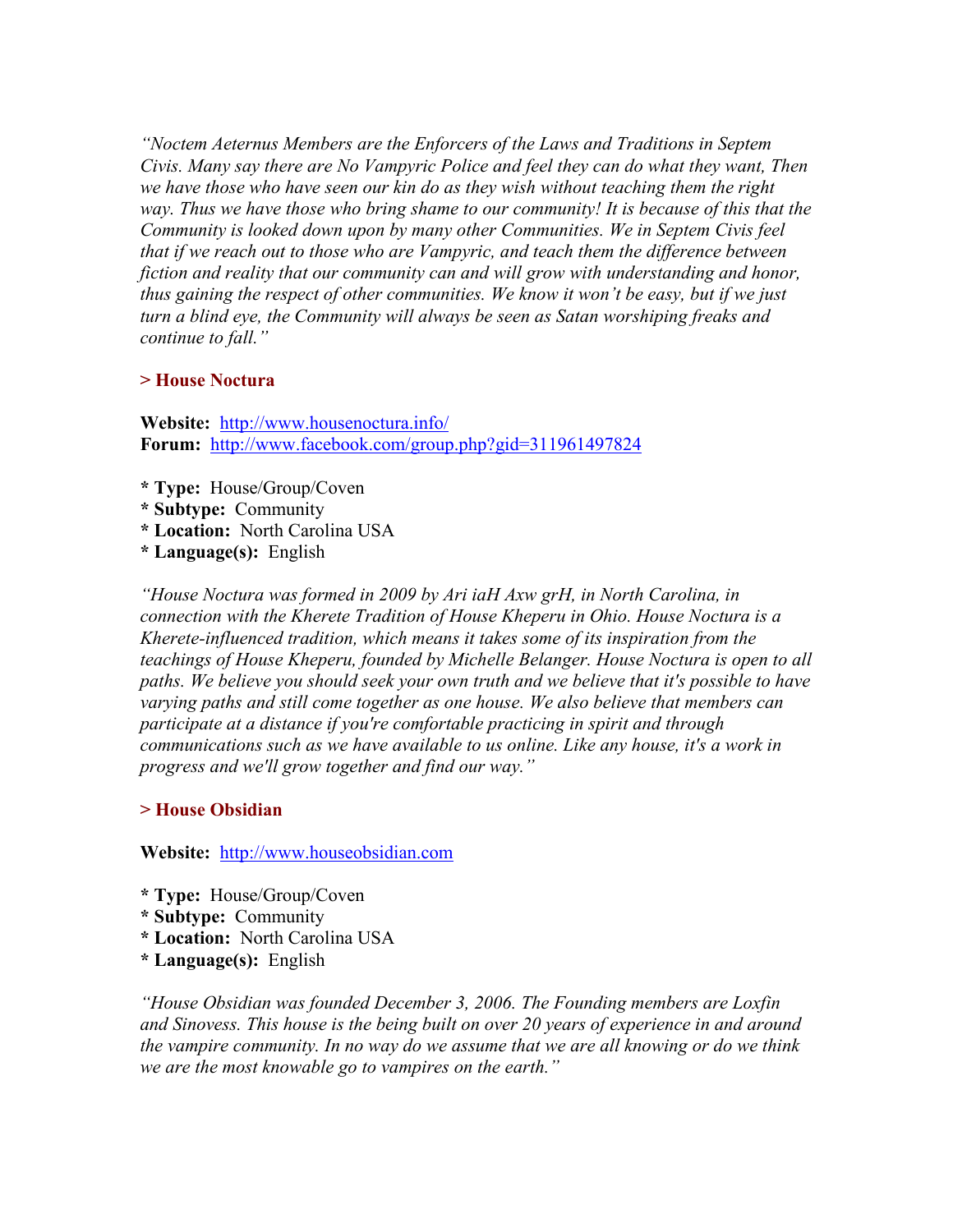*"Noctem Aeternus Members are the Enforcers of the Laws and Traditions in Septem Civis. Many say there are No Vampyric Police and feel they can do what they want, Then we have those who have seen our kin do as they wish without teaching them the right way. Thus we have those who bring shame to our community! It is because of this that the Community is looked down upon by many other Communities. We in Septem Civis feel that if we reach out to those who are Vampyric, and teach them the difference between fiction and reality that our community can and will grow with understanding and honor, thus gaining the respect of other communities. We know it won't be easy, but if we just turn a blind eye, the Community will always be seen as Satan worshiping freaks and continue to fall."*

### > House Noctura

**Website:** http://www.housenoctura.info/
**Forum:** http://www.facebook.com/group.php?gid=311961497824

* **Type:** House/Group/Coven
* **Subtype:** Community
* **Location:** North Carolina USA
* **Language(s):** English

*"House Noctura was formed in 2009 by Ari iaH Axw grH, in North Carolina, in connection with the Kherete Tradition of House Kheperu in Ohio. House Noctura is a Kherete-influenced tradition, which means it takes some of its inspiration from the teachings of House Kheperu, founded by Michelle Belanger. House Noctura is open to all paths. We believe you should seek your own truth and we believe that it's possible to have varying paths and still come together as one house. We also believe that members can participate at a distance if you're comfortable practicing in spirit and through communications such as we have available to us online. Like any house, it's a work in progress and we'll grow together and find our way."*

### > House Obsidian

**Website:** http://www.houseobsidian.com

* **Type:** House/Group/Coven
* **Subtype:** Community
* **Location:** North Carolina USA
* **Language(s):** English

*"House Obsidian was founded December 3, 2006. The Founding members are Loxfin and Sinovess. This house is the being built on over 20 years of experience in and around the vampire community. In no way do we assume that we are all knowing or do we think we are the most knowable go to vampires on the earth."*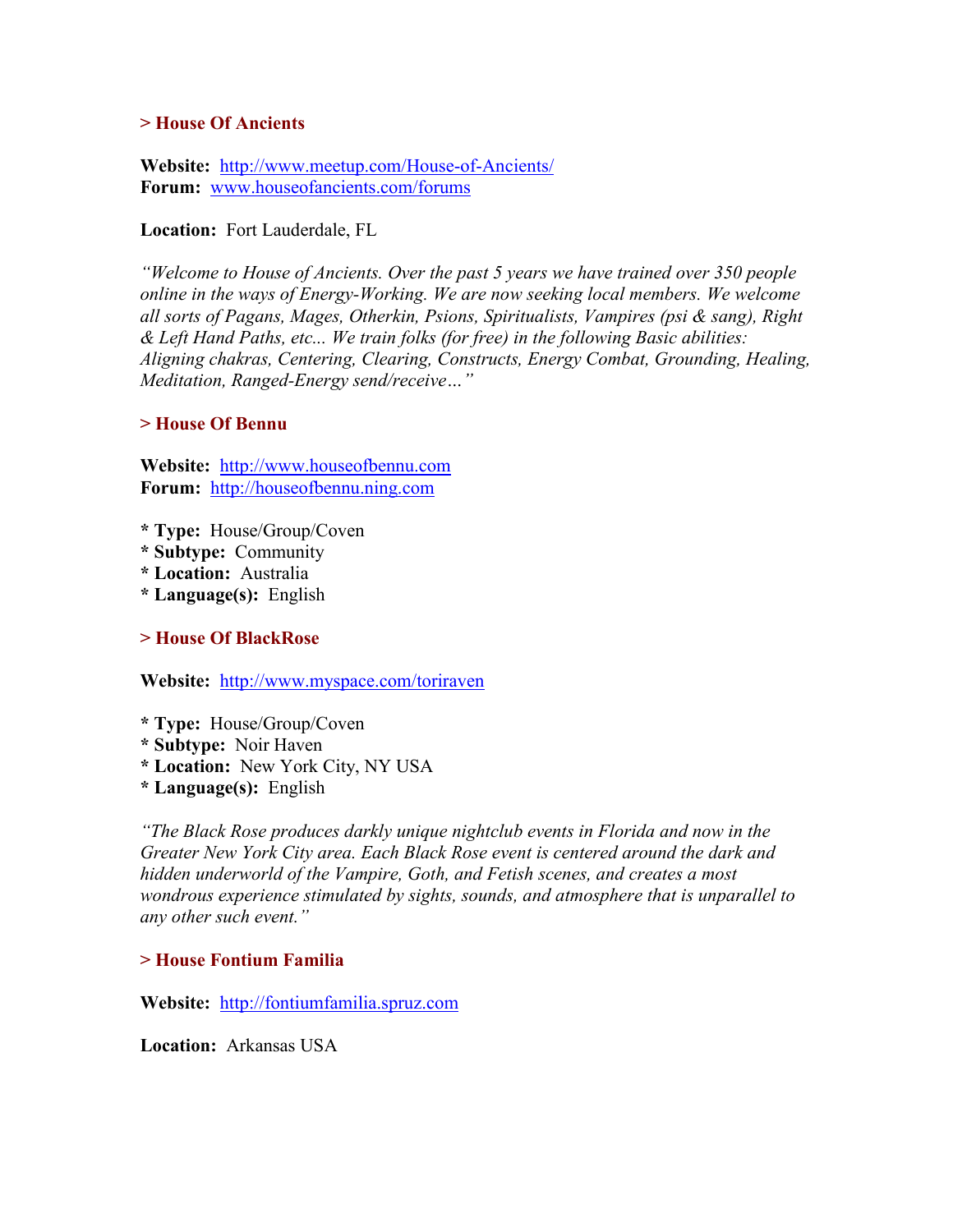### > House Of Ancients

**Website:** http://www.meetup.com/House-of-Ancients/
**Forum:** www.houseofancients.com/forums

**Location:** Fort Lauderdale, FL

*"Welcome to House of Ancients. Over the past 5 years we have trained over 350 people online in the ways of Energy-Working. We are now seeking local members. We welcome all sorts of Pagans, Mages, Otherkin, Psions, Spiritualists, Vampires (psi & sang), Right & Left Hand Paths, etc... We train folks (for free) in the following Basic abilities: Aligning chakras, Centering, Clearing, Constructs, Energy Combat, Grounding, Healing, Meditation, Ranged-Energy send/receive…"*

### > House Of Bennu

**Website:** http://www.houseofbennu.com
**Forum:** http://houseofbennu.ning.com

* **Type:** House/Group/Coven
* **Subtype:** Community
* **Location:** Australia
* **Language(s):** English

### > House Of BlackRose

**Website:** http://www.myspace.com/toriraven

* **Type:** House/Group/Coven
* **Subtype:** Noir Haven
* **Location:** New York City, NY USA
* **Language(s):** English

*"The Black Rose produces darkly unique nightclub events in Florida and now in the Greater New York City area. Each Black Rose event is centered around the dark and hidden underworld of the Vampire, Goth, and Fetish scenes, and creates a most wondrous experience stimulated by sights, sounds, and atmosphere that is unparallel to any other such event."*

### > House Fontium Familia

**Website:** http://fontiumfamilia.spruz.com

**Location:** Arkansas USA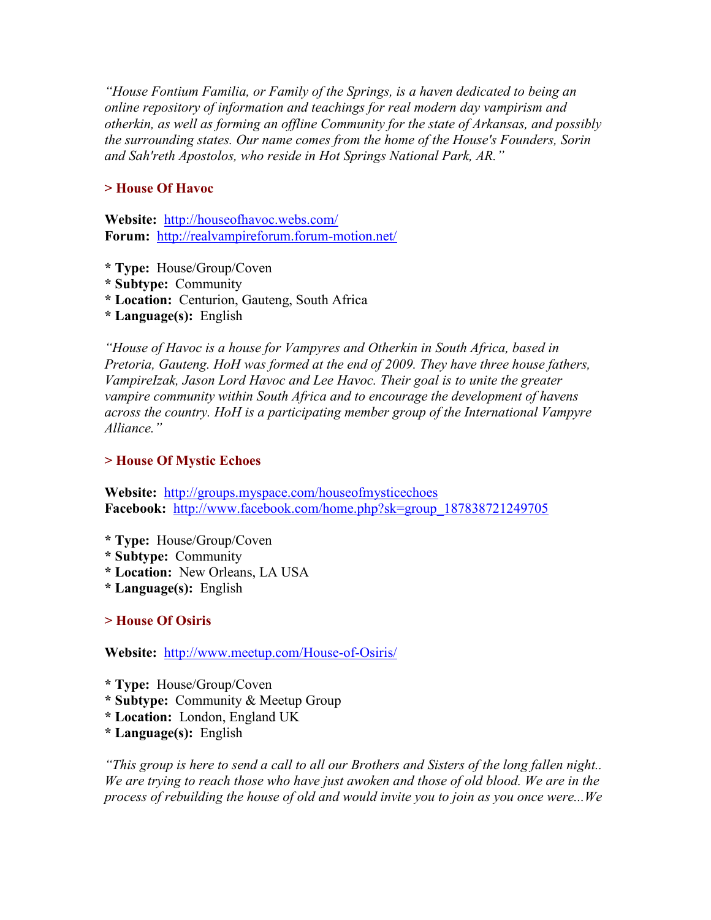*"House Fontium Familia, or Family of the Springs, is a haven dedicated to being an online repository of information and teachings for real modern day vampirism and otherkin, as well as forming an offline Community for the state of Arkansas, and possibly the surrounding states. Our name comes from the home of the House's Founders, Sorin and Sah'reth Apostolos, who reside in Hot Springs National Park, AR."*

### > House Of Havoc

**Website:** http://houseofhavoc.webs.com/
**Forum:** http://realvampireforum.forum-motion.net/

* **Type:** House/Group/Coven
* **Subtype:** Community
* **Location:** Centurion, Gauteng, South Africa
* **Language(s):** English

*"House of Havoc is a house for Vampyres and Otherkin in South Africa, based in Pretoria, Gauteng. HoH was formed at the end of 2009. They have three house fathers, VampireIzak, Jason Lord Havoc and Lee Havoc. Their goal is to unite the greater vampire community within South Africa and to encourage the development of havens across the country. HoH is a participating member group of the International Vampyre Alliance."*

### > House Of Mystic Echoes

**Website:** http://groups.myspace.com/houseofmysticechoes
**Facebook:** http://www.facebook.com/home.php?sk=group_187838721249705

* **Type:** House/Group/Coven
* **Subtype:** Community
* **Location:** New Orleans, LA USA
* **Language(s):** English

### > House Of Osiris

**Website:** http://www.meetup.com/House-of-Osiris/

* **Type:** House/Group/Coven
* **Subtype:** Community & Meetup Group
* **Location:** London, England UK
* **Language(s):** English

*"This group is here to send a call to all our Brothers and Sisters of the long fallen night.. We are trying to reach those who have just awoken and those of old blood. We are in the process of rebuilding the house of old and would invite you to join as you once were...We*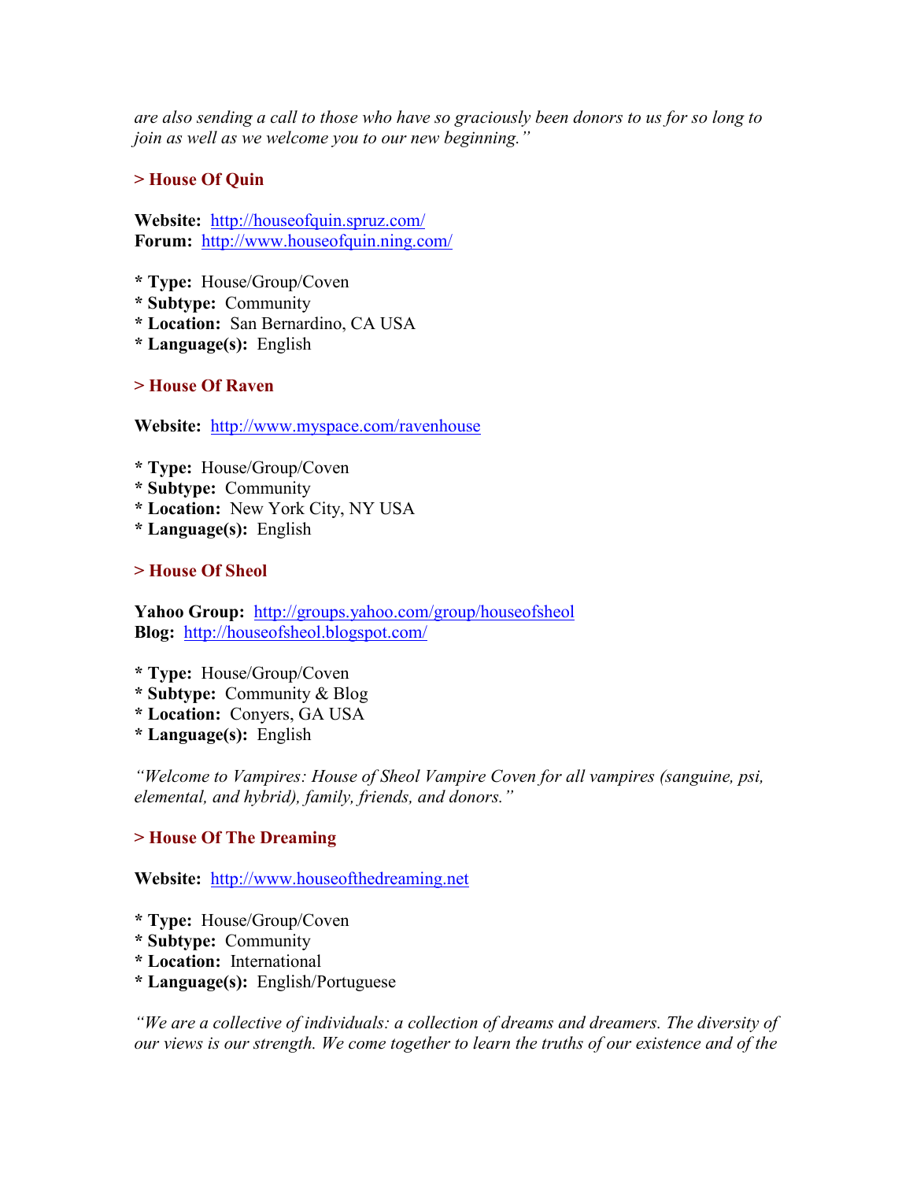*are also sending a call to those who have so graciously been donors to us for so long to join as well as we welcome you to our new beginning."*

### > House Of Quin

**Website:** http://houseofquin.spruz.com/
**Forum:** http://www.houseofquin.ning.com/

* **Type:** House/Group/Coven
* **Subtype:** Community
* **Location:** San Bernardino, CA USA
* **Language(s):** English

### > House Of Raven

**Website:** http://www.myspace.com/ravenhouse

* **Type:** House/Group/Coven
* **Subtype:** Community
* **Location:** New York City, NY USA
* **Language(s):** English

### > House Of Sheol

**Yahoo Group:** http://groups.yahoo.com/group/houseofsheol
**Blog:** http://houseofsheol.blogspot.com/

* **Type:** House/Group/Coven
* **Subtype:** Community & Blog
* **Location:** Conyers, GA USA
* **Language(s):** English

*"Welcome to Vampires: House of Sheol Vampire Coven for all vampires (sanguine, psi, elemental, and hybrid), family, friends, and donors."*

### > House Of The Dreaming

**Website:** http://www.houseofthedreaming.net

* **Type:** House/Group/Coven
* **Subtype:** Community
* **Location:** International
* **Language(s):** English/Portuguese

*"We are a collective of individuals: a collection of dreams and dreamers. The diversity of our views is our strength. We come together to learn the truths of our existence and of the*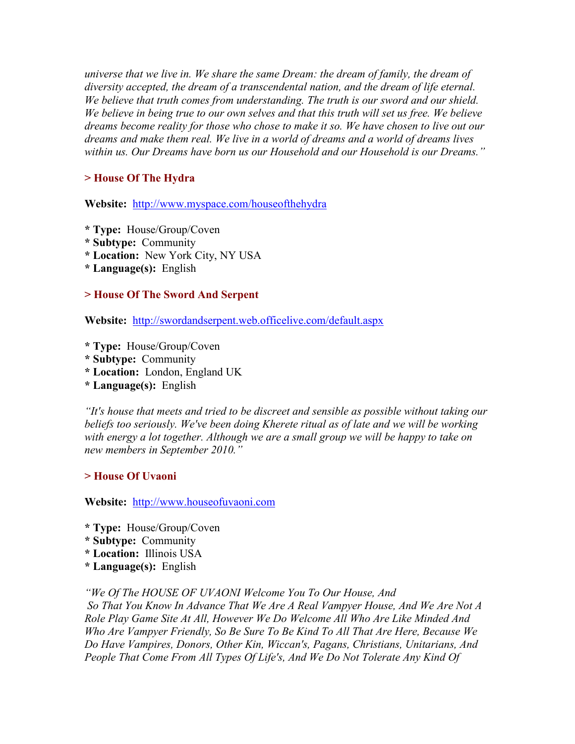*universe that we live in. We share the same Dream: the dream of family, the dream of diversity accepted, the dream of a transcendental nation, and the dream of life eternal. We believe that truth comes from understanding. The truth is our sword and our shield. We believe in being true to our own selves and that this truth will set us free. We believe dreams become reality for those who chose to make it so. We have chosen to live out our dreams and make them real. We live in a world of dreams and a world of dreams lives within us. Our Dreams have born us our Household and our Household is our Dreams."*

### > House Of The Hydra

**Website:** http://www.myspace.com/houseofthehydra

* **Type:** House/Group/Coven
* **Subtype:** Community
* **Location:** New York City, NY USA
* **Language(s):** English

### > House Of The Sword And Serpent

**Website:** http://swordandserpent.web.officelive.com/default.aspx

* **Type:** House/Group/Coven
* **Subtype:** Community
* **Location:** London, England UK
* **Language(s):** English

*"It's house that meets and tried to be discreet and sensible as possible without taking our beliefs too seriously. We've been doing Kherete ritual as of late and we will be working with energy a lot together. Although we are a small group we will be happy to take on new members in September 2010."*

### > House Of Uvaoni

**Website:** http://www.houseofuvaoni.com

* **Type:** House/Group/Coven
* **Subtype:** Community
* **Location:** Illinois USA
* **Language(s):** English

*"We Of The HOUSE OF UVAONI Welcome You To Our House, And So That You Know In Advance That We Are A Real Vampyer House, And We Are Not A Role Play Game Site At All, However We Do Welcome All Who Are Like Minded And Who Are Vampyer Friendly, So Be Sure To Be Kind To All That Are Here, Because We Do Have Vampires, Donors, Other Kin, Wiccan's, Pagans, Christians, Unitarians, And People That Come From All Types Of Life's, And We Do Not Tolerate Any Kind Of*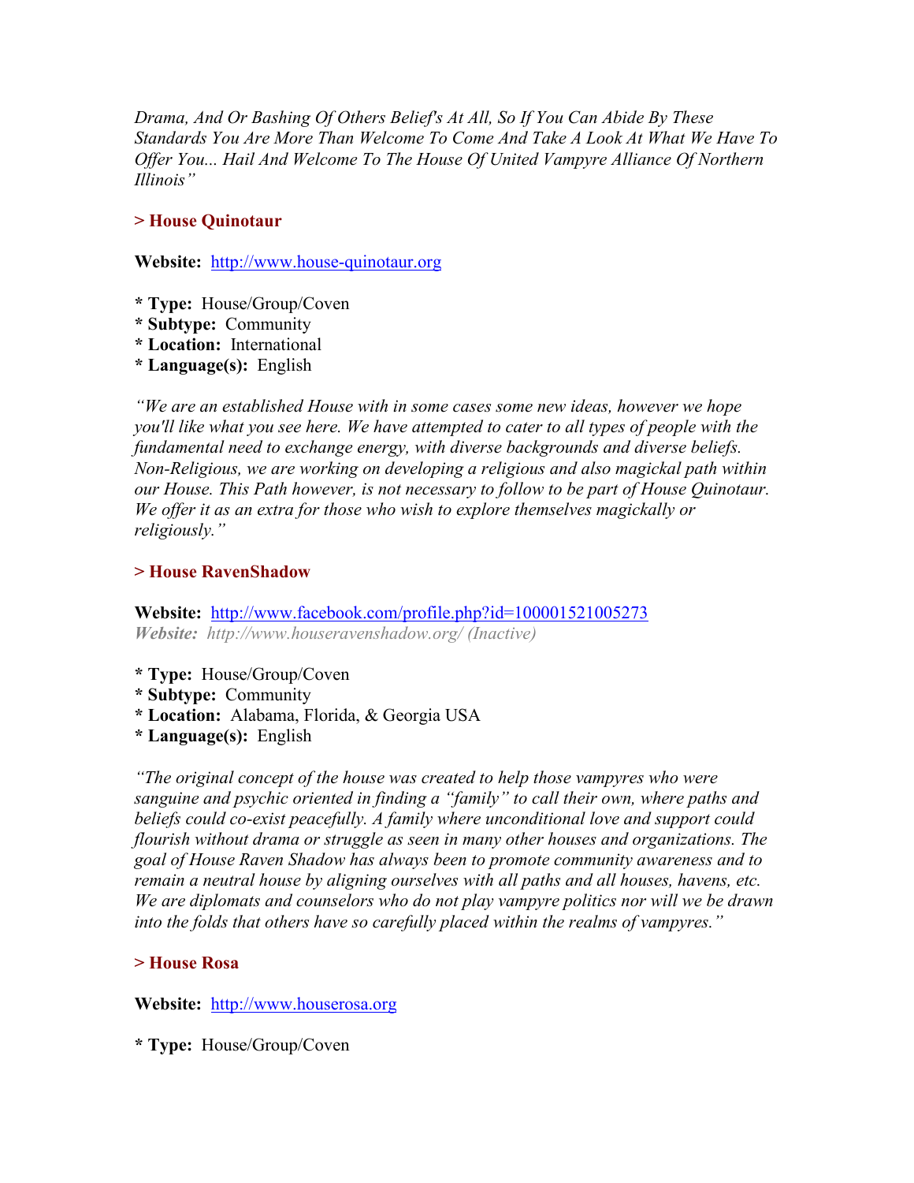*Drama, And Or Bashing Of Others Belief's At All, So If You Can Abide By These Standards You Are More Than Welcome To Come And Take A Look At What We Have To Offer You... Hail And Welcome To The House Of United Vampyre Alliance Of Northern Illinois"*

### > House Quinotaur

**Website:** http://www.house-quinotaur.org

* **Type:** House/Group/Coven
* **Subtype:** Community
* **Location:** International
* **Language(s):** English

*"We are an established House with in some cases some new ideas, however we hope you'll like what you see here. We have attempted to cater to all types of people with the fundamental need to exchange energy, with diverse backgrounds and diverse beliefs. Non-Religious, we are working on developing a religious and also magickal path within our House. This Path however, is not necessary to follow to be part of House Quinotaur. We offer it as an extra for those who wish to explore themselves magickally or religiously."*

### > House RavenShadow

**Website:** http://www.facebook.com/profile.php?id=100001521005273
***Website:*** *http://www.houseravenshadow.org/ (Inactive)*

* **Type:** House/Group/Coven
* **Subtype:** Community
* **Location:** Alabama, Florida, & Georgia USA
* **Language(s):** English

*"The original concept of the house was created to help those vampyres who were sanguine and psychic oriented in finding a "family" to call their own, where paths and beliefs could co-exist peacefully. A family where unconditional love and support could flourish without drama or struggle as seen in many other houses and organizations. The goal of House Raven Shadow has always been to promote community awareness and to remain a neutral house by aligning ourselves with all paths and all houses, havens, etc. We are diplomats and counselors who do not play vampyre politics nor will we be drawn into the folds that others have so carefully placed within the realms of vampyres."*

### > House Rosa

**Website:** http://www.houserosa.org

* **Type:** House/Group/Coven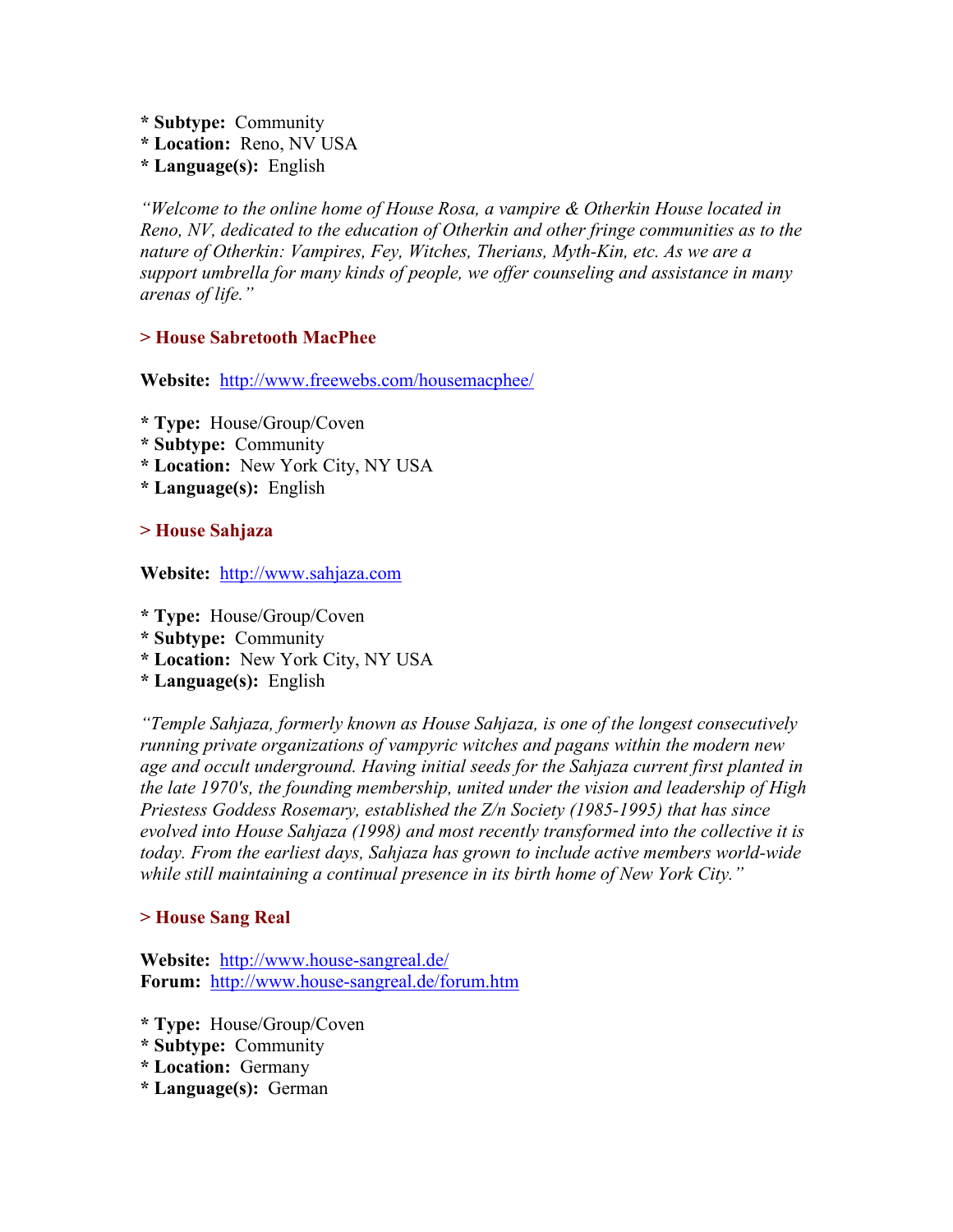**\* Subtype:** Community
**\* Location:** Reno, NV USA
**\* Language(s):** English

*"Welcome to the online home of House Rosa, a vampire & Otherkin House located in Reno, NV, dedicated to the education of Otherkin and other fringe communities as to the nature of Otherkin: Vampires, Fey, Witches, Therians, Myth-Kin, etc. As we are a support umbrella for many kinds of people, we offer counseling and assistance in many arenas of life."*

### > House Sabretooth MacPhee

**Website:** [http://www.freewebs.com/housemacphee/](http://www.freewebs.com/housemacphee/)

**\* Type:** House/Group/Coven
**\* Subtype:** Community
**\* Location:** New York City, NY USA
**\* Language(s):** English

### > House Sahjaza

**Website:** [http://www.sahjaza.com](http://www.sahjaza.com)

**\* Type:** House/Group/Coven
**\* Subtype:** Community
**\* Location:** New York City, NY USA
**\* Language(s):** English

*"Temple Sahjaza, formerly known as House Sahjaza, is one of the longest consecutively running private organizations of vampyric witches and pagans within the modern new age and occult underground. Having initial seeds for the Sahjaza current first planted in the late 1970's, the founding membership, united under the vision and leadership of High Priestess Goddess Rosemary, established the Z/n Society (1985-1995) that has since evolved into House Sahjaza (1998) and most recently transformed into the collective it is today. From the earliest days, Sahjaza has grown to include active members world-wide while still maintaining a continual presence in its birth home of New York City."*

### > House Sang Real

**Website:** [http://www.house-sangreal.de/](http://www.house-sangreal.de/)
**Forum:** [http://www.house-sangreal.de/forum.htm](http://www.house-sangreal.de/forum.htm)

**\* Type:** House/Group/Coven
**\* Subtype:** Community
**\* Location:** Germany
**\* Language(s):** German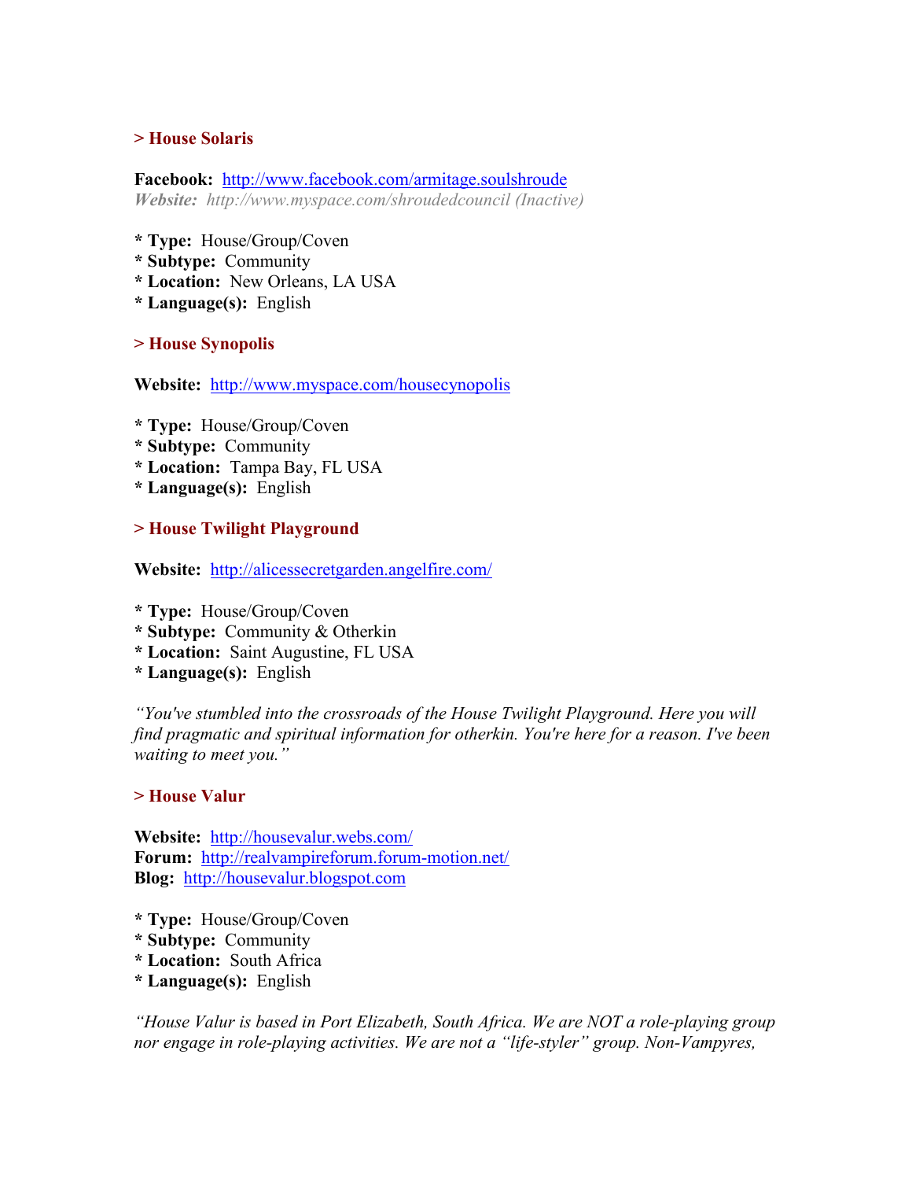**> House Solaris**

**Facebook:** http://www.facebook.com/armitage.soulshroude
***Website:*** *http://www.myspace.com/shroudedcouncil (Inactive)*

* **Type:** House/Group/Coven
* **Subtype:** Community
* **Location:** New Orleans, LA USA
* **Language(s):** English

**> House Synopolis**

**Website:** http://www.myspace.com/housecynopolis

* **Type:** House/Group/Coven
* **Subtype:** Community
* **Location:** Tampa Bay, FL USA
* **Language(s):** English

**> House Twilight Playground**

**Website:** http://alicessecretgarden.angelfire.com/

* **Type:** House/Group/Coven
* **Subtype:** Community & Otherkin
* **Location:** Saint Augustine, FL USA
* **Language(s):** English

*"You've stumbled into the crossroads of the House Twilight Playground. Here you will find pragmatic and spiritual information for otherkin. You're here for a reason. I've been waiting to meet you."*

**> House Valur**

**Website:** http://housevalur.webs.com/
**Forum:** http://realvampireforum.forum-motion.net/
**Blog:** http://housevalur.blogspot.com

* **Type:** House/Group/Coven
* **Subtype:** Community
* **Location:** South Africa
* **Language(s):** English

*"House Valur is based in Port Elizabeth, South Africa. We are NOT a role-playing group nor engage in role-playing activities. We are not a "life-styler" group. Non-Vampyres,*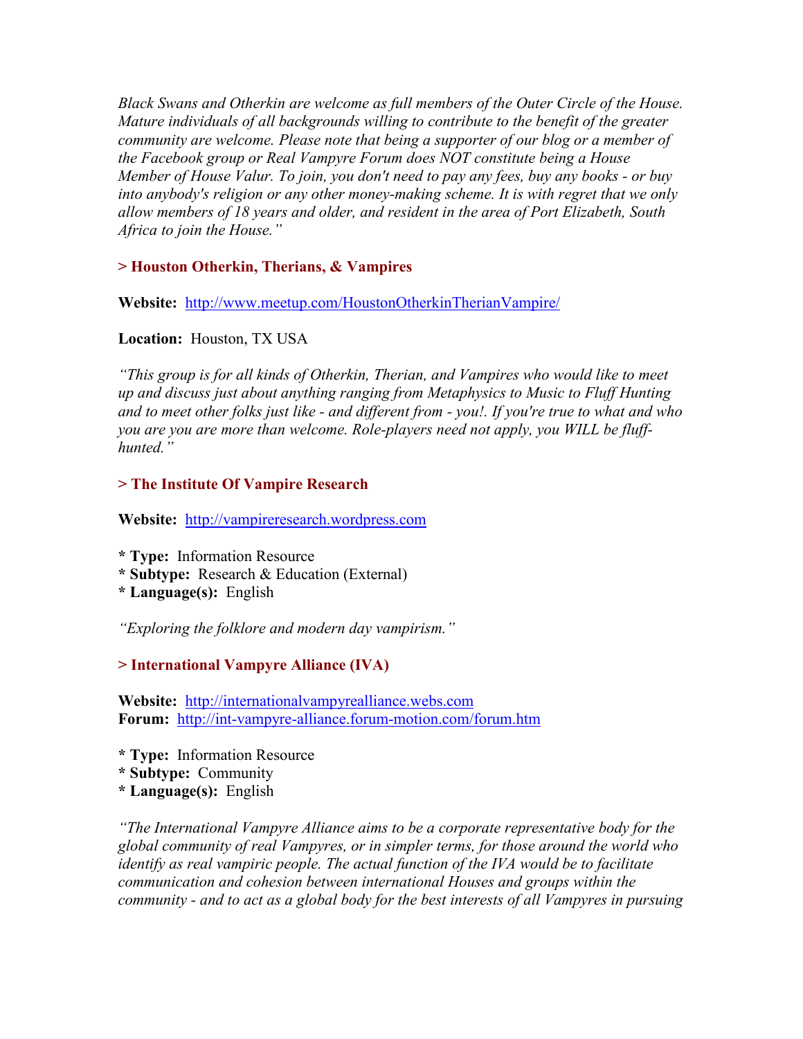*Black Swans and Otherkin are welcome as full members of the Outer Circle of the House. Mature individuals of all backgrounds willing to contribute to the benefit of the greater community are welcome. Please note that being a supporter of our blog or a member of the Facebook group or Real Vampyre Forum does NOT constitute being a House Member of House Valur. To join, you don't need to pay any fees, buy any books - or buy into anybody's religion or any other money-making scheme. It is with regret that we only allow members of 18 years and older, and resident in the area of Port Elizabeth, South Africa to join the House."*

### > Houston Otherkin, Therians, & Vampires

**Website:** http://www.meetup.com/HoustonOtherkinTherianVampire/

**Location:** Houston, TX USA

*"This group is for all kinds of Otherkin, Therian, and Vampires who would like to meet up and discuss just about anything ranging from Metaphysics to Music to Fluff Hunting and to meet other folks just like - and different from - you!. If you're true to what and who you are you are more than welcome. Role-players need not apply, you WILL be fluff-hunted."*

### > The Institute Of Vampire Research

**Website:** http://vampireresearch.wordpress.com

* **Type:** Information Resource
* **Subtype:** Research & Education (External)
* **Language(s):** English

*"Exploring the folklore and modern day vampirism."*

### > International Vampyre Alliance (IVA)

**Website:** http://internationalvampyrealliance.webs.com
**Forum:** http://int-vampyre-alliance.forum-motion.com/forum.htm

* **Type:** Information Resource
* **Subtype:** Community
* **Language(s):** English

*"The International Vampyre Alliance aims to be a corporate representative body for the global community of real Vampyres, or in simpler terms, for those around the world who identify as real vampiric people. The actual function of the IVA would be to facilitate communication and cohesion between international Houses and groups within the community - and to act as a global body for the best interests of all Vampyres in pursuing*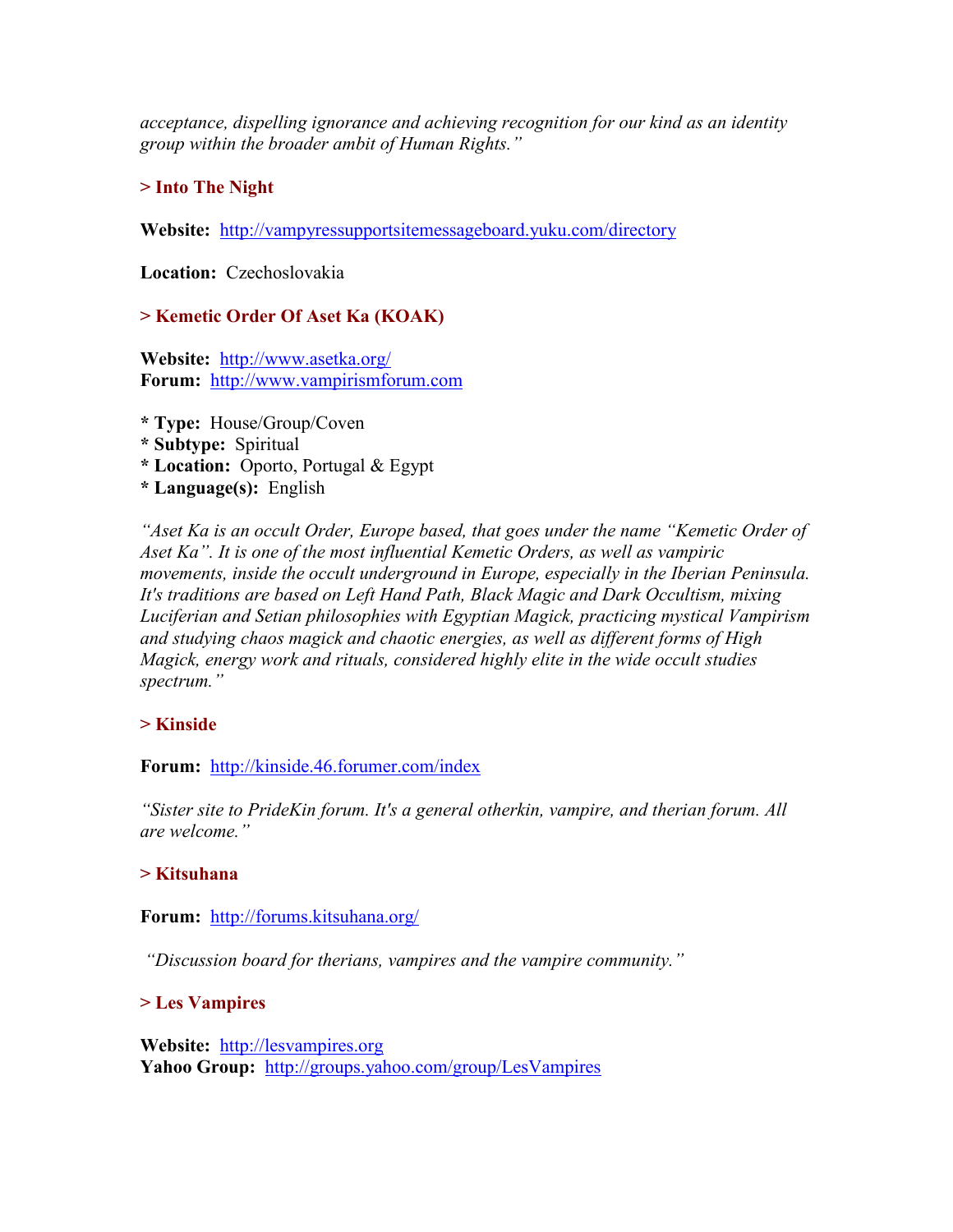*acceptance, dispelling ignorance and achieving recognition for our kind as an identity group within the broader ambit of Human Rights."*

### > Into The Night

**Website:** http://vampyressupportsitemessageboard.yuku.com/directory

**Location:** Czechoslovakia

### > Kemetic Order Of Aset Ka (KOAK)

**Website:** http://www.asetka.org/
**Forum:** http://www.vampirismforum.com

* **Type:** House/Group/Coven
* **Subtype:** Spiritual
* **Location:** Oporto, Portugal & Egypt
* **Language(s):** English

*"Aset Ka is an occult Order, Europe based, that goes under the name "Kemetic Order of Aset Ka". It is one of the most influential Kemetic Orders, as well as vampiric movements, inside the occult underground in Europe, especially in the Iberian Peninsula. It's traditions are based on Left Hand Path, Black Magic and Dark Occultism, mixing Luciferian and Setian philosophies with Egyptian Magick, practicing mystical Vampirism and studying chaos magick and chaotic energies, as well as different forms of High Magick, energy work and rituals, considered highly elite in the wide occult studies spectrum."*

### > Kinside

**Forum:** http://kinside.46.forumer.com/index

*"Sister site to PrideKin forum. It's a general otherkin, vampire, and therian forum. All are welcome."*

### > Kitsuhana

**Forum:** http://forums.kitsuhana.org/

*"Discussion board for therians, vampires and the vampire community."*

### > Les Vampires

**Website:** http://lesvampires.org
**Yahoo Group:** http://groups.yahoo.com/group/LesVampires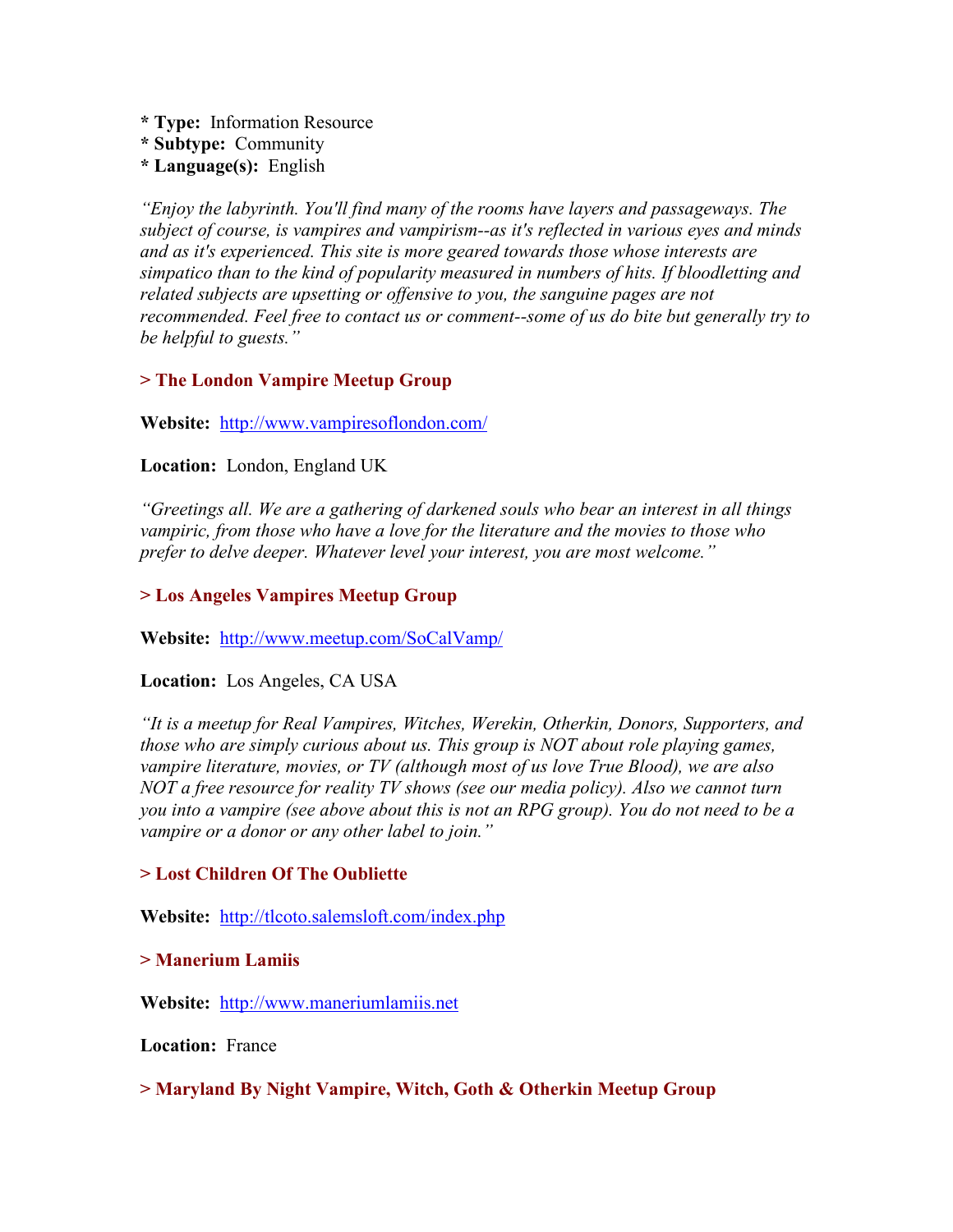* **Type:** Information Resource
* **Subtype:** Community
* **Language(s):** English

*"Enjoy the labyrinth. You'll find many of the rooms have layers and passageways. The subject of course, is vampires and vampirism--as it's reflected in various eyes and minds and as it's experienced. This site is more geared towards those whose interests are simpatico than to the kind of popularity measured in numbers of hits. If bloodletting and related subjects are upsetting or offensive to you, the sanguine pages are not recommended. Feel free to contact us or comment--some of us do bite but generally try to be helpful to guests."*

**> The London Vampire Meetup Group**

**Website:** [http://www.vampiresoflondon.com/](http://www.vampiresoflondon.com/)

**Location:** London, England UK

*"Greetings all. We are a gathering of darkened souls who bear an interest in all things vampiric, from those who have a love for the literature and the movies to those who prefer to delve deeper. Whatever level your interest, you are most welcome."*

**> Los Angeles Vampires Meetup Group**

**Website:** [http://www.meetup.com/SoCalVamp/](http://www.meetup.com/SoCalVamp/)

**Location:** Los Angeles, CA USA

*"It is a meetup for Real Vampires, Witches, Werekin, Otherkin, Donors, Supporters, and those who are simply curious about us. This group is NOT about role playing games, vampire literature, movies, or TV (although most of us love True Blood), we are also NOT a free resource for reality TV shows (see our media policy). Also we cannot turn you into a vampire (see above about this is not an RPG group). You do not need to be a vampire or a donor or any other label to join."*

**> Lost Children Of The Oubliette**

**Website:** [http://tlcoto.salemsloft.com/index.php](http://tlcoto.salemsloft.com/index.php)

**> Manerium Lamiis**

**Website:** [http://www.maneriumlamiis.net](http://www.maneriumlamiis.net)

**Location:** France

**> Maryland By Night Vampire, Witch, Goth & Otherkin Meetup Group**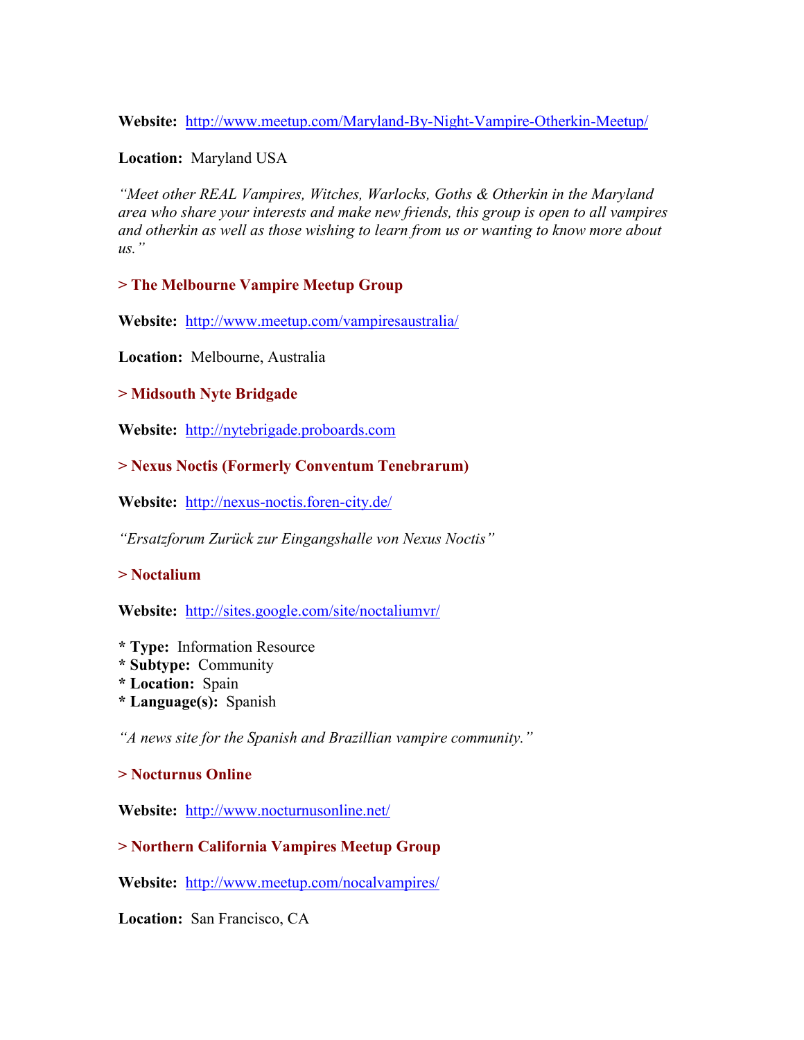**Website:** http://www.meetup.com/Maryland-By-Night-Vampire-Otherkin-Meetup/

**Location:** Maryland USA

*"Meet other REAL Vampires, Witches, Warlocks, Goths & Otherkin in the Maryland area who share your interests and make new friends, this group is open to all vampires and otherkin as well as those wishing to learn from us or wanting to know more about us."*

### > The Melbourne Vampire Meetup Group

**Website:** http://www.meetup.com/vampiresaustralia/

**Location:** Melbourne, Australia

### > Midsouth Nyte Bridgade

**Website:** http://nytebrigade.proboards.com

### > Nexus Noctis (Formerly Conventum Tenebrarum)

**Website:** http://nexus-noctis.foren-city.de/

*"Ersatzforum Zurück zur Eingangshalle von Nexus Noctis"*

### > Noctalium

**Website:** http://sites.google.com/site/noctaliumvr/

* **Type:** Information Resource
* **Subtype:** Community
* **Location:** Spain
* **Language(s):** Spanish

*"A news site for the Spanish and Brazillian vampire community."*

### > Nocturnus Online

**Website:** http://www.nocturnusonline.net/

### > Northern California Vampires Meetup Group

**Website:** http://www.meetup.com/nocalvampires/

**Location:** San Francisco, CA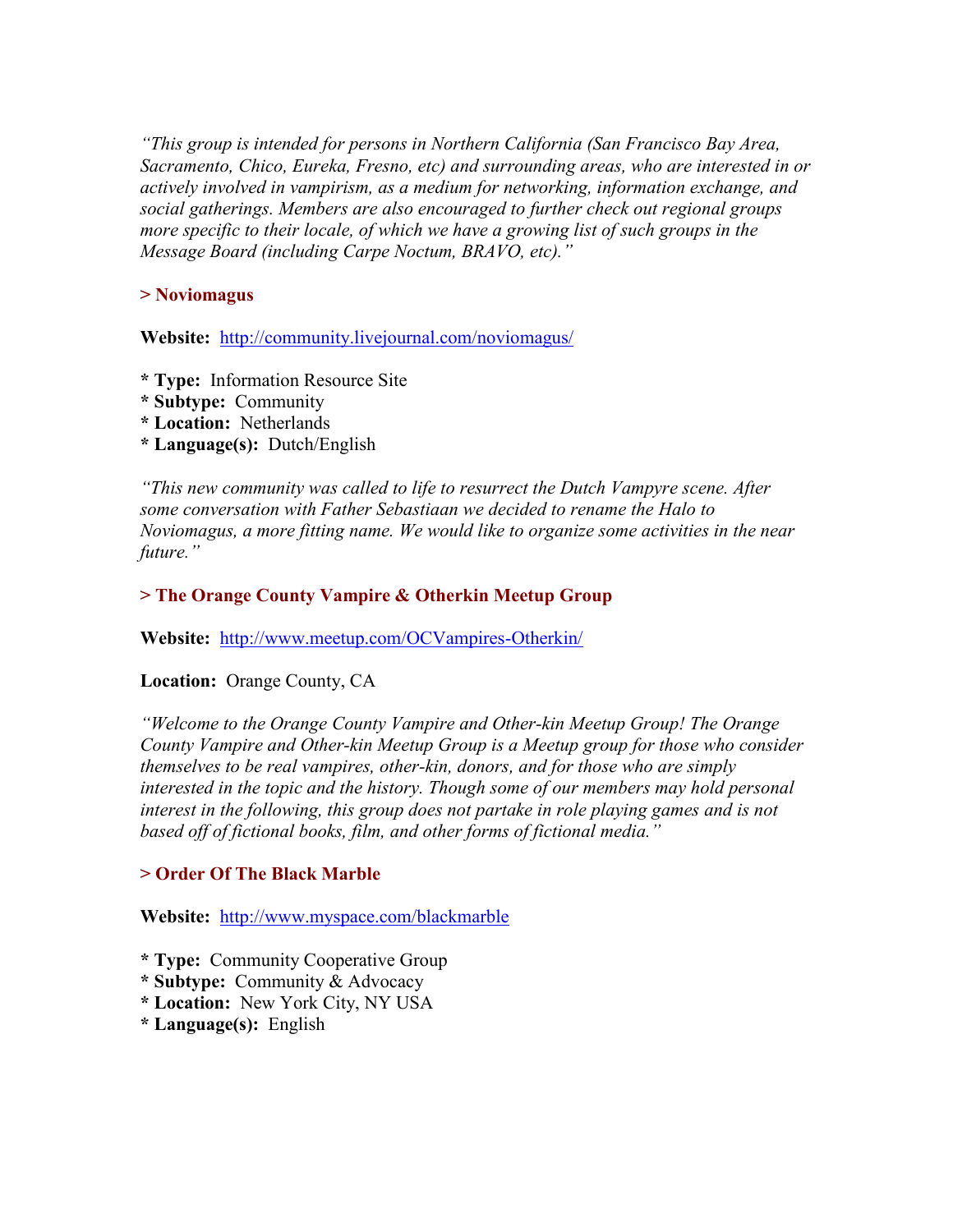*"This group is intended for persons in Northern California (San Francisco Bay Area, Sacramento, Chico, Eureka, Fresno, etc) and surrounding areas, who are interested in or actively involved in vampirism, as a medium for networking, information exchange, and social gatherings. Members are also encouraged to further check out regional groups more specific to their locale, of which we have a growing list of such groups in the Message Board (including Carpe Noctum, BRAVO, etc)."*

### > Noviomagus

**Website:** http://community.livejournal.com/noviomagus/

* **Type:** Information Resource Site
* **Subtype:** Community
* **Location:** Netherlands
* **Language(s):** Dutch/English

*"This new community was called to life to resurrect the Dutch Vampyre scene. After some conversation with Father Sebastiaan we decided to rename the Halo to Noviomagus, a more fitting name. We would like to organize some activities in the near future."*

### > The Orange County Vampire & Otherkin Meetup Group

**Website:** http://www.meetup.com/OCVampires-Otherkin/

**Location:** Orange County, CA

*"Welcome to the Orange County Vampire and Other-kin Meetup Group! The Orange County Vampire and Other-kin Meetup Group is a Meetup group for those who consider themselves to be real vampires, other-kin, donors, and for those who are simply interested in the topic and the history. Though some of our members may hold personal interest in the following, this group does not partake in role playing games and is not based off of fictional books, film, and other forms of fictional media."*

### > Order Of The Black Marble

**Website:** http://www.myspace.com/blackmarble

* **Type:** Community Cooperative Group
* **Subtype:** Community & Advocacy
* **Location:** New York City, NY USA
* **Language(s):** English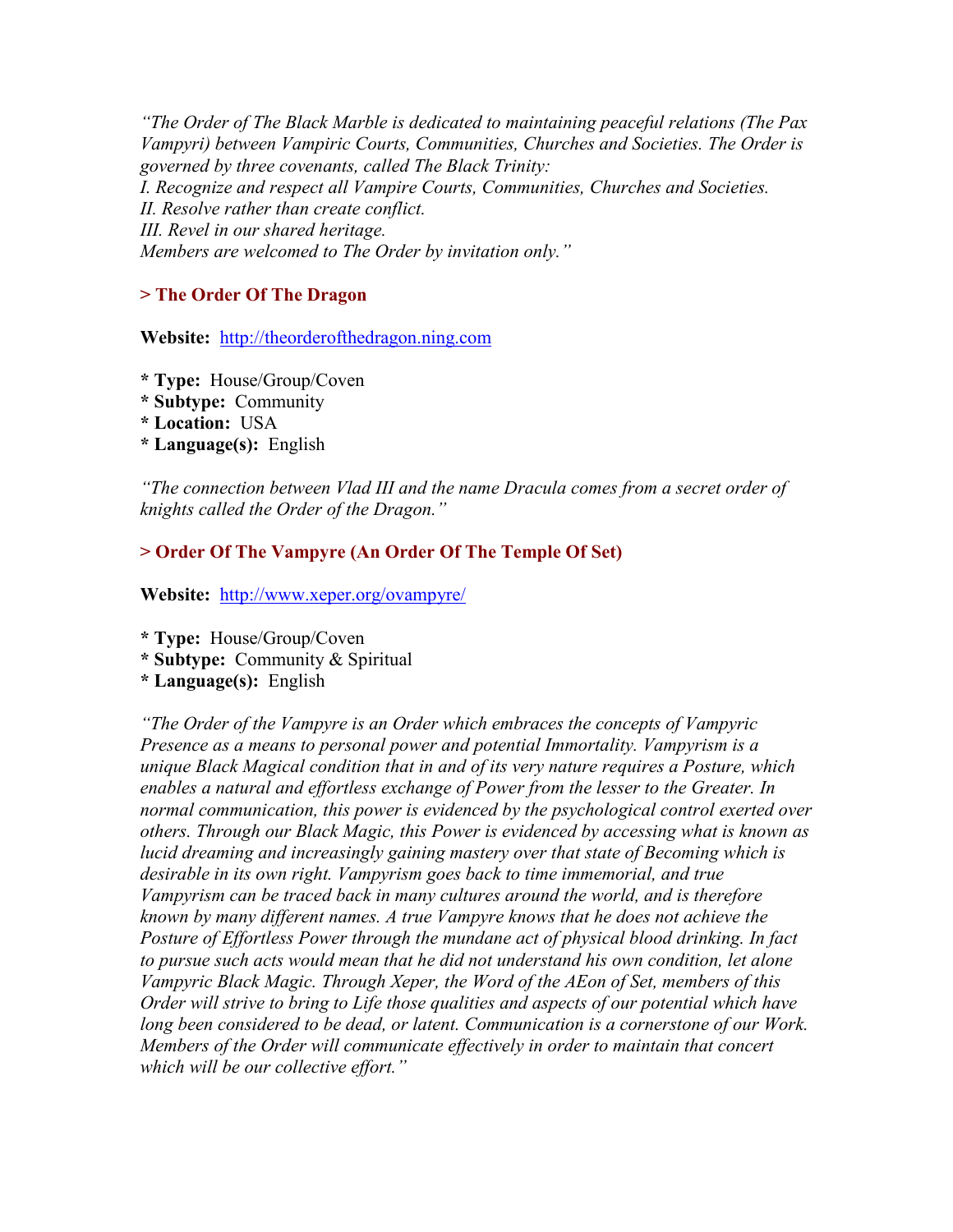*"The Order of The Black Marble is dedicated to maintaining peaceful relations (The Pax Vampyri) between Vampiric Courts, Communities, Churches and Societies. The Order is governed by three covenants, called The Black Trinity:*
*I. Recognize and respect all Vampire Courts, Communities, Churches and Societies.*
*II. Resolve rather than create conflict.*
*III. Revel in our shared heritage.*
*Members are welcomed to The Order by invitation only."*

### > The Order Of The Dragon

**Website:** [http://theorderofthedragon.ning.com](http://theorderofthedragon.ning.com)

* **Type:** House/Group/Coven
* **Subtype:** Community
* **Location:** USA
* **Language(s):** English

*"The connection between Vlad III and the name Dracula comes from a secret order of knights called the Order of the Dragon."*

### > Order Of The Vampyre (An Order Of The Temple Of Set)

**Website:** [http://www.xeper.org/ovampyre/](http://www.xeper.org/ovampyre/)

* **Type:** House/Group/Coven
* **Subtype:** Community & Spiritual
* **Language(s):** English

*"The Order of the Vampyre is an Order which embraces the concepts of Vampyric Presence as a means to personal power and potential Immortality. Vampyrism is a unique Black Magical condition that in and of its very nature requires a Posture, which enables a natural and effortless exchange of Power from the lesser to the Greater. In normal communication, this power is evidenced by the psychological control exerted over others. Through our Black Magic, this Power is evidenced by accessing what is known as lucid dreaming and increasingly gaining mastery over that state of Becoming which is desirable in its own right. Vampyrism goes back to time immemorial, and true Vampyrism can be traced back in many cultures around the world, and is therefore known by many different names. A true Vampyre knows that he does not achieve the Posture of Effortless Power through the mundane act of physical blood drinking. In fact to pursue such acts would mean that he did not understand his own condition, let alone Vampyric Black Magic. Through Xeper, the Word of the AEon of Set, members of this Order will strive to bring to Life those qualities and aspects of our potential which have long been considered to be dead, or latent. Communication is a cornerstone of our Work. Members of the Order will communicate effectively in order to maintain that concert which will be our collective effort."*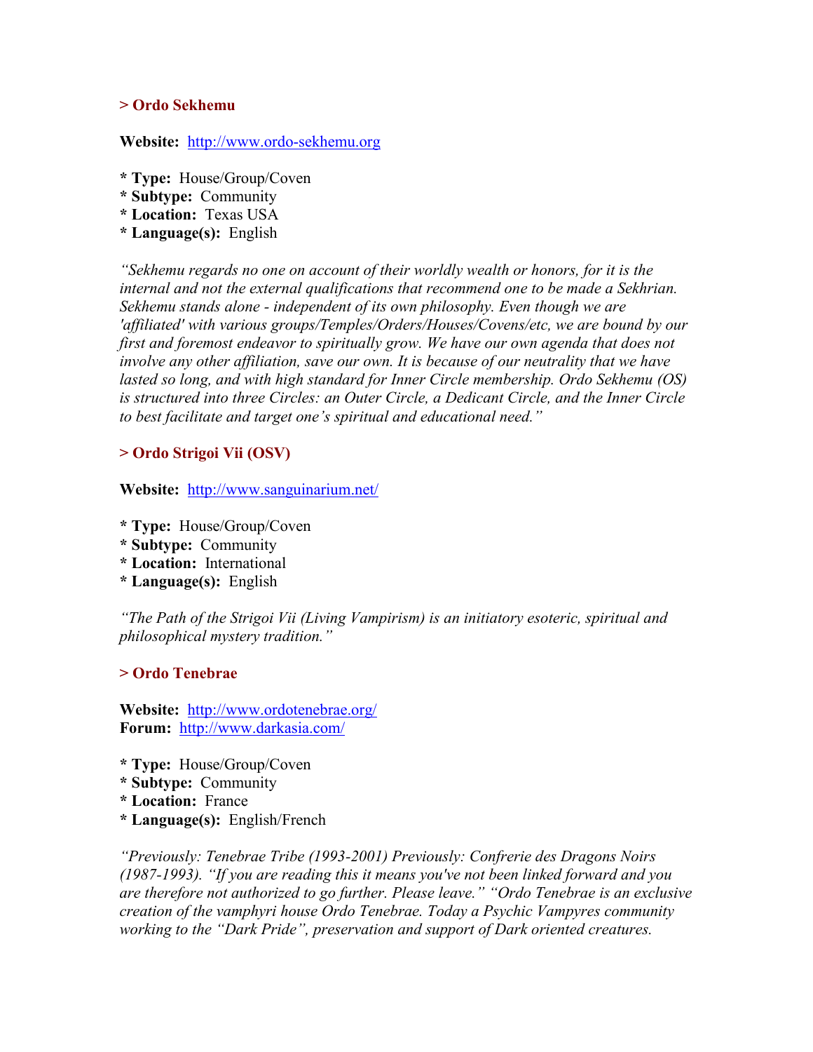### > Ordo Sekhemu

**Website:** http://www.ordo-sekhemu.org

* **Type:** House/Group/Coven
* **Subtype:** Community
* **Location:** Texas USA
* **Language(s):** English

*"Sekhemu regards no one on account of their worldly wealth or honors, for it is the internal and not the external qualifications that recommend one to be made a Sekhrian. Sekhemu stands alone - independent of its own philosophy. Even though we are 'affiliated' with various groups/Temples/Orders/Houses/Covens/etc, we are bound by our first and foremost endeavor to spiritually grow. We have our own agenda that does not involve any other affiliation, save our own. It is because of our neutrality that we have lasted so long, and with high standard for Inner Circle membership. Ordo Sekhemu (OS) is structured into three Circles: an Outer Circle, a Dedicant Circle, and the Inner Circle to best facilitate and target one's spiritual and educational need."*

### > Ordo Strigoi Vii (OSV)

**Website:** http://www.sanguinarium.net/

* **Type:** House/Group/Coven
* **Subtype:** Community
* **Location:** International
* **Language(s):** English

*"The Path of the Strigoi Vii (Living Vampirism) is an initiatory esoteric, spiritual and philosophical mystery tradition."*

### > Ordo Tenebrae

**Website:** http://www.ordotenebrae.org/
**Forum:** http://www.darkasia.com/

* **Type:** House/Group/Coven
* **Subtype:** Community
* **Location:** France
* **Language(s):** English/French

*"Previously: Tenebrae Tribe (1993-2001) Previously: Confrerie des Dragons Noirs (1987-1993). "If you are reading this it means you've not been linked forward and you are therefore not authorized to go further. Please leave." "Ordo Tenebrae is an exclusive creation of the vamphyri house Ordo Tenebrae. Today a Psychic Vampyres community working to the "Dark Pride", preservation and support of Dark oriented creatures.*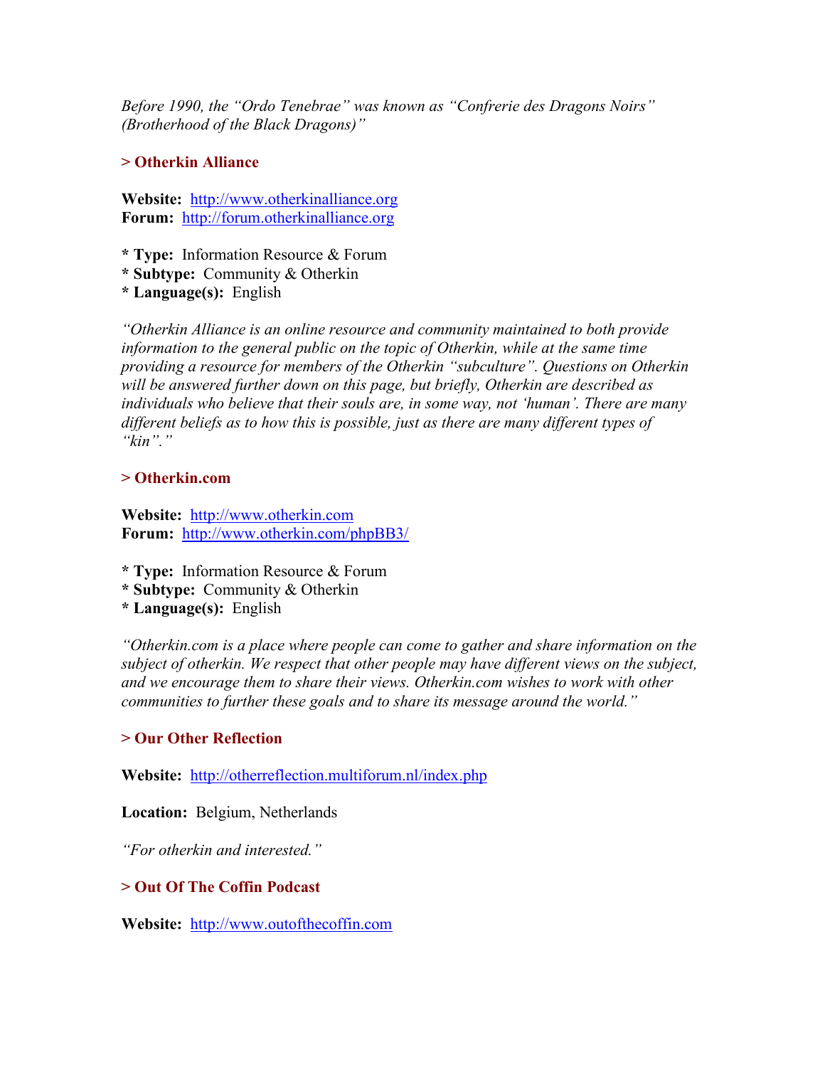*Before 1990, the “Ordo Tenebrae” was known as “Confrerie des Dragons Noirs” (Brotherhood of the Black Dragons)”*

### > Otherkin Alliance

**Website:** http://www.otherkinalliance.org
**Forum:** http://forum.otherkinalliance.org

* **Type:** Information Resource & Forum
* **Subtype:** Community & Otherkin
* **Language(s):** English

*“Otherkin Alliance is an online resource and community maintained to both provide information to the general public on the topic of Otherkin, while at the same time providing a resource for members of the Otherkin “subculture”. Questions on Otherkin will be answered further down on this page, but briefly, Otherkin are described as individuals who believe that their souls are, in some way, not ‘human’. There are many different beliefs as to how this is possible, just as there are many different types of “kin”.”*

### > Otherkin.com

**Website:** http://www.otherkin.com
**Forum:** http://www.otherkin.com/phpBB3/

* **Type:** Information Resource & Forum
* **Subtype:** Community & Otherkin
* **Language(s):** English

*“Otherkin.com is a place where people can come to gather and share information on the subject of otherkin. We respect that other people may have different views on the subject, and we encourage them to share their views. Otherkin.com wishes to work with other communities to further these goals and to share its message around the world.”*

### > Our Other Reflection

**Website:** http://otherreflection.multiforum.nl/index.php

**Location:** Belgium, Netherlands

*“For otherkin and interested.”*

### > Out Of The Coffin Podcast

**Website:** http://www.outofthecoffin.com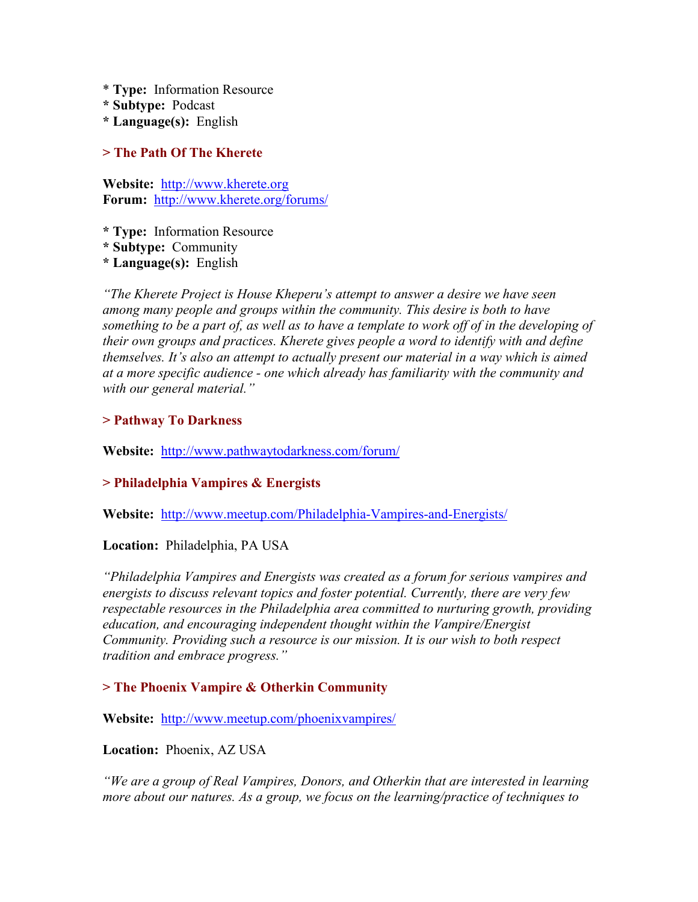* **Type:** Information Resource
* **Subtype:** Podcast
* **Language(s):** English

### > The Path Of The Kherete

**Website:** http://www.kherete.org
**Forum:** http://www.kherete.org/forums/

* **Type:** Information Resource
* **Subtype:** Community
* **Language(s):** English

*"The Kherete Project is House Kheperu's attempt to answer a desire we have seen among many people and groups within the community. This desire is both to have something to be a part of, as well as to have a template to work off of in the developing of their own groups and practices. Kherete gives people a word to identify with and define themselves. It's also an attempt to actually present our material in a way which is aimed at a more specific audience - one which already has familiarity with the community and with our general material."*

### > Pathway To Darkness

**Website:** http://www.pathwaytodarkness.com/forum/

### > Philadelphia Vampires & Energists

**Website:** http://www.meetup.com/Philadelphia-Vampires-and-Energists/

**Location:** Philadelphia, PA USA

*"Philadelphia Vampires and Energists was created as a forum for serious vampires and energists to discuss relevant topics and foster potential. Currently, there are very few respectable resources in the Philadelphia area committed to nurturing growth, providing education, and encouraging independent thought within the Vampire/Energist Community. Providing such a resource is our mission. It is our wish to both respect tradition and embrace progress."*

### > The Phoenix Vampire & Otherkin Community

**Website:** http://www.meetup.com/phoenixvampires/

**Location:** Phoenix, AZ USA

*"We are a group of Real Vampires, Donors, and Otherkin that are interested in learning more about our natures. As a group, we focus on the learning/practice of techniques to*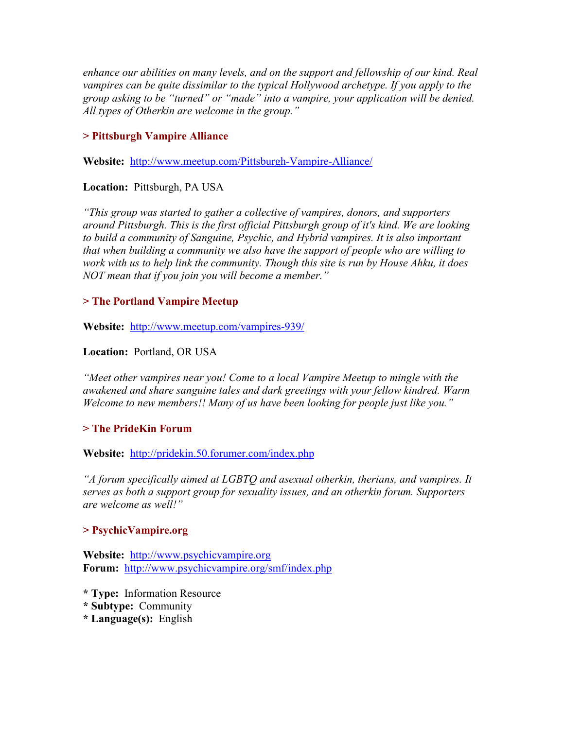*enhance our abilities on many levels, and on the support and fellowship of our kind. Real vampires can be quite dissimilar to the typical Hollywood archetype. If you apply to the group asking to be "turned" or "made" into a vampire, your application will be denied. All types of Otherkin are welcome in the group."*

### > Pittsburgh Vampire Alliance

**Website:** http://www.meetup.com/Pittsburgh-Vampire-Alliance/

**Location:** Pittsburgh, PA USA

*"This group was started to gather a collective of vampires, donors, and supporters around Pittsburgh. This is the first official Pittsburgh group of it's kind. We are looking to build a community of Sanguine, Psychic, and Hybrid vampires. It is also important that when building a community we also have the support of people who are willing to work with us to help link the community. Though this site is run by House Ahku, it does NOT mean that if you join you will become a member."*

### > The Portland Vampire Meetup

**Website:** http://www.meetup.com/vampires-939/

**Location:** Portland, OR USA

*"Meet other vampires near you! Come to a local Vampire Meetup to mingle with the awakened and share sanguine tales and dark greetings with your fellow kindred. Warm Welcome to new members!! Many of us have been looking for people just like you."*

### > The PrideKin Forum

**Website:** http://pridekin.50.forumer.com/index.php

*"A forum specifically aimed at LGBTQ and asexual otherkin, therians, and vampires. It serves as both a support group for sexuality issues, and an otherkin forum. Supporters are welcome as well!"*

### > PsychicVampire.org

**Website:** http://www.psychicvampire.org
**Forum:** http://www.psychicvampire.org/smf/index.php

* **Type:** Information Resource
* **Subtype:** Community
* **Language(s):** English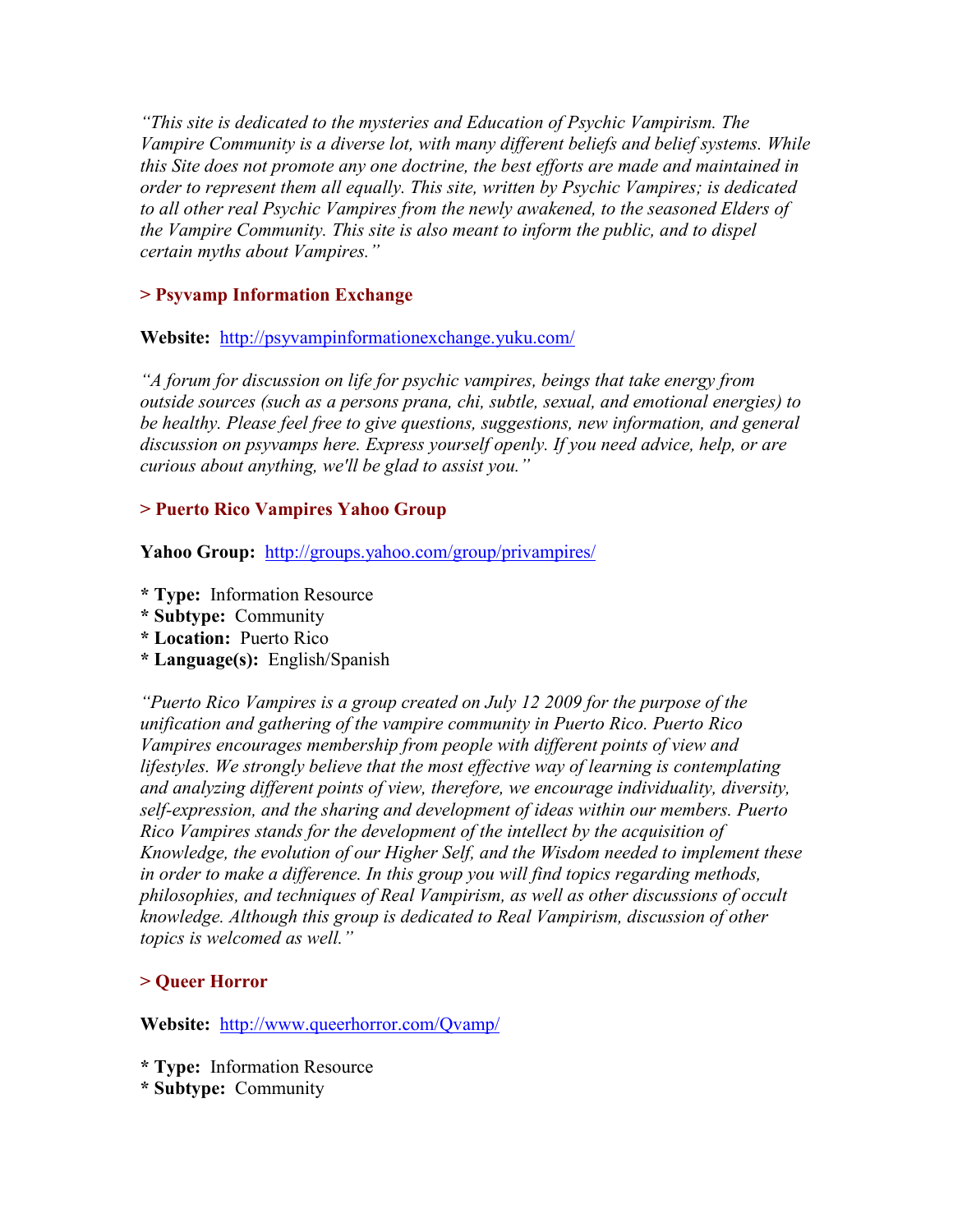*"This site is dedicated to the mysteries and Education of Psychic Vampirism. The Vampire Community is a diverse lot, with many different beliefs and belief systems. While this Site does not promote any one doctrine, the best efforts are made and maintained in order to represent them all equally. This site, written by Psychic Vampires; is dedicated to all other real Psychic Vampires from the newly awakened, to the seasoned Elders of the Vampire Community. This site is also meant to inform the public, and to dispel certain myths about Vampires."*

### > Psyvamp Information Exchange

**Website:** http://psyvampinformationexchange.yuku.com/

*"A forum for discussion on life for psychic vampires, beings that take energy from outside sources (such as a persons prana, chi, subtle, sexual, and emotional energies) to be healthy. Please feel free to give questions, suggestions, new information, and general discussion on psyvamps here. Express yourself openly. If you need advice, help, or are curious about anything, we'll be glad to assist you."*

### > Puerto Rico Vampires Yahoo Group

**Yahoo Group:** http://groups.yahoo.com/group/privampires/

* **Type:** Information Resource
* **Subtype:** Community
* **Location:** Puerto Rico
* **Language(s):** English/Spanish

*"Puerto Rico Vampires is a group created on July 12 2009 for the purpose of the unification and gathering of the vampire community in Puerto Rico. Puerto Rico Vampires encourages membership from people with different points of view and lifestyles. We strongly believe that the most effective way of learning is contemplating and analyzing different points of view, therefore, we encourage individuality, diversity, self-expression, and the sharing and development of ideas within our members. Puerto Rico Vampires stands for the development of the intellect by the acquisition of Knowledge, the evolution of our Higher Self, and the Wisdom needed to implement these in order to make a difference. In this group you will find topics regarding methods, philosophies, and techniques of Real Vampirism, as well as other discussions of occult knowledge. Although this group is dedicated to Real Vampirism, discussion of other topics is welcomed as well."*

### > Queer Horror

**Website:** http://www.queerhorror.com/Qvamp/

* **Type:** Information Resource
* **Subtype:** Community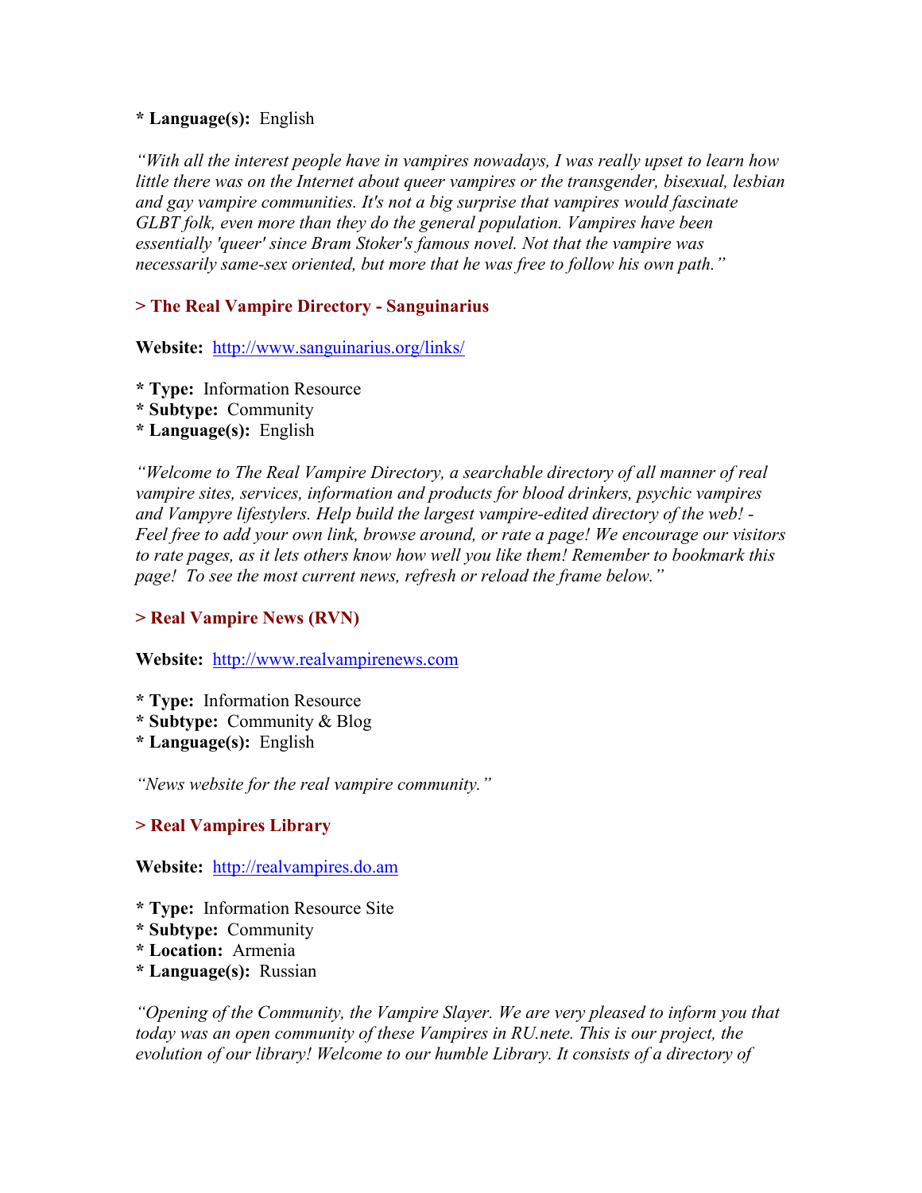* **Language(s):** English

*"With all the interest people have in vampires nowadays, I was really upset to learn how little there was on the Internet about queer vampires or the transgender, bisexual, lesbian and gay vampire communities. It's not a big surprise that vampires would fascinate GLBT folk, even more than they do the general population. Vampires have been essentially 'queer' since Bram Stoker's famous novel. Not that the vampire was necessarily same-sex oriented, but more that he was free to follow his own path."*

### > The Real Vampire Directory - Sanguinarius

**Website:** [http://www.sanguinarius.org/links/](http://www.sanguinarius.org/links/)

* **Type:** Information Resource
* **Subtype:** Community
* **Language(s):** English

*"Welcome to The Real Vampire Directory, a searchable directory of all manner of real vampire sites, services, information and products for blood drinkers, psychic vampires and Vampyre lifestylers. Help build the largest vampire-edited directory of the web! - Feel free to add your own link, browse around, or rate a page! We encourage our visitors to rate pages, as it lets others know how well you like them! Remember to bookmark this page! To see the most current news, refresh or reload the frame below."*

### > Real Vampire News (RVN)

**Website:** [http://www.realvampirenews.com](http://www.realvampirenews.com)

* **Type:** Information Resource
* **Subtype:** Community & Blog
* **Language(s):** English

*"News website for the real vampire community."*

### > Real Vampires Library

**Website:** [http://realvampires.do.am](http://realvampires.do.am)

* **Type:** Information Resource Site
* **Subtype:** Community
* **Location:** Armenia
* **Language(s):** Russian

*"Opening of the Community, the Vampire Slayer. We are very pleased to inform you that today was an open community of these Vampires in RU.nete. This is our project, the evolution of our library! Welcome to our humble Library. It consists of a directory of*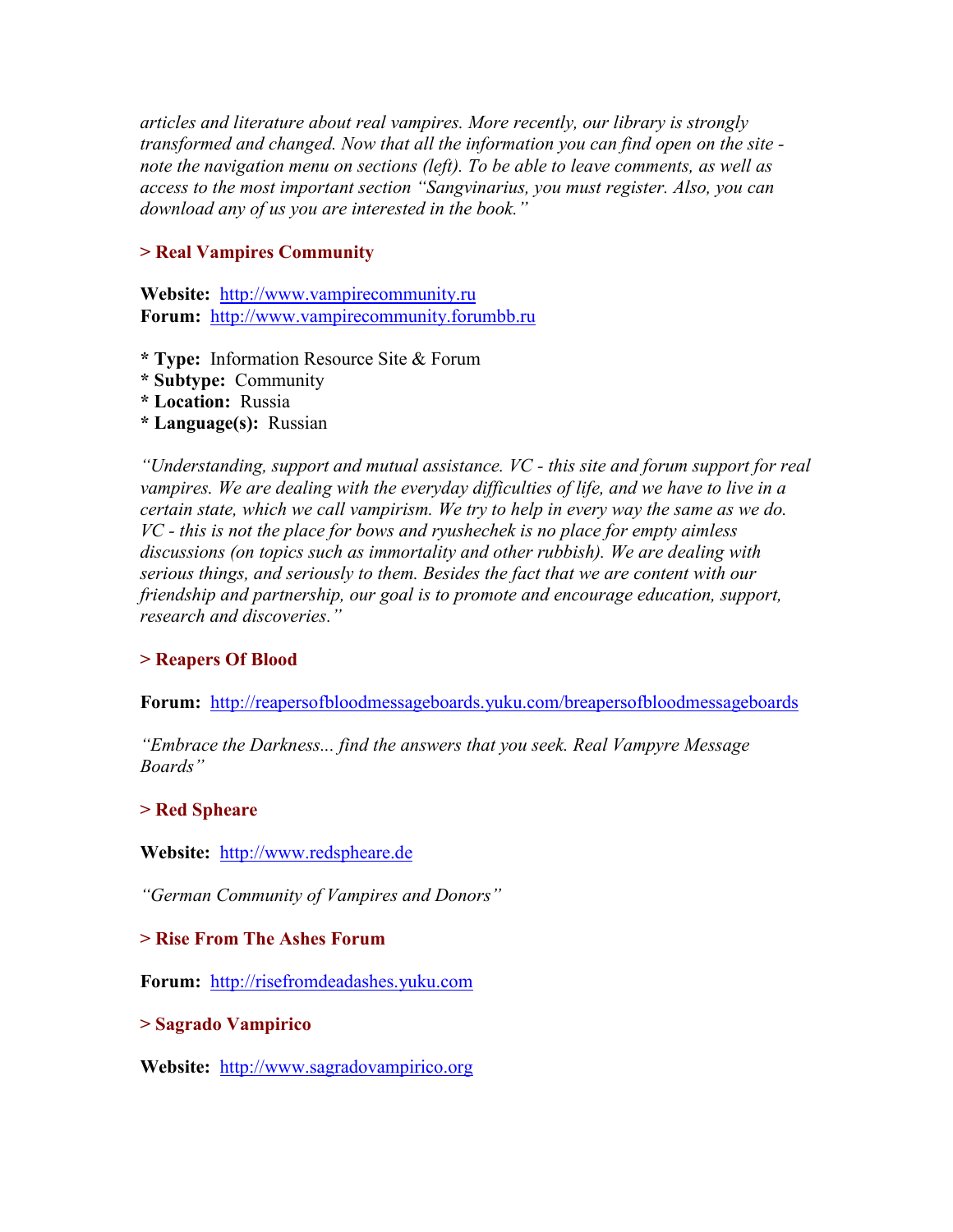*articles and literature about real vampires. More recently, our library is strongly transformed and changed. Now that all the information you can find open on the site - note the navigation menu on sections (left). To be able to leave comments, as well as access to the most important section "Sangvinarius, you must register. Also, you can download any of us you are interested in the book."*

### > Real Vampires Community

**Website:** http://www.vampirecommunity.ru
**Forum:** http://www.vampirecommunity.forumbb.ru

* **Type:** Information Resource Site & Forum
* **Subtype:** Community
* **Location:** Russia
* **Language(s):** Russian

*"Understanding, support and mutual assistance. VC - this site and forum support for real vampires. We are dealing with the everyday difficulties of life, and we have to live in a certain state, which we call vampirism. We try to help in every way the same as we do. VC - this is not the place for bows and ryushechek is no place for empty aimless discussions (on topics such as immortality and other rubbish). We are dealing with serious things, and seriously to them. Besides the fact that we are content with our friendship and partnership, our goal is to promote and encourage education, support, research and discoveries."*

### > Reapers Of Blood

**Forum:** http://reapersofbloodmessageboards.yuku.com/breapersofbloodmessageboards

*"Embrace the Darkness... find the answers that you seek. Real Vampyre Message Boards"*

### > Red Spheare

**Website:** http://www.redspheare.de

*"German Community of Vampires and Donors"*

### > Rise From The Ashes Forum

**Forum:** http://risefromdeadashes.yuku.com

### > Sagrado Vampirico

**Website:** http://www.sagradovampirico.org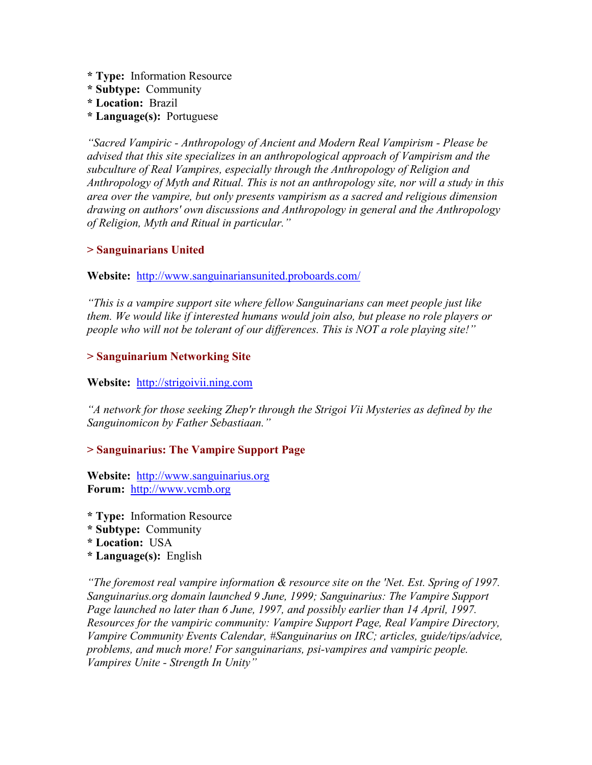**\* Type:** Information Resource
**\* Subtype:** Community
**\* Location:** Brazil
**\* Language(s):** Portuguese

*"Sacred Vampiric - Anthropology of Ancient and Modern Real Vampirism - Please be advised that this site specializes in an anthropological approach of Vampirism and the subculture of Real Vampires, especially through the Anthropology of Religion and Anthropology of Myth and Ritual. This is not an anthropology site, nor will a study in this area over the vampire, but only presents vampirism as a sacred and religious dimension drawing on authors' own discussions and Anthropology in general and the Anthropology of Religion, Myth and Ritual in particular."*

### > Sanguinarians United

**Website:** http://www.sanguinariansunited.proboards.com/

*"This is a vampire support site where fellow Sanguinarians can meet people just like them. We would like if interested humans would join also, but please no role players or people who will not be tolerant of our differences. This is NOT a role playing site!"*

### > Sanguinarium Networking Site

**Website:** http://strigoivii.ning.com

*"A network for those seeking Zhep'r through the Strigoi Vii Mysteries as defined by the Sanguinomicon by Father Sebastiaan."*

### > Sanguinarius: The Vampire Support Page

**Website:** http://www.sanguinarius.org
**Forum:** http://www.vcmb.org

**\* Type:** Information Resource
**\* Subtype:** Community
**\* Location:** USA
**\* Language(s):** English

*"The foremost real vampire information & resource site on the 'Net. Est. Spring of 1997. Sanguinarius.org domain launched 9 June, 1999; Sanguinarius: The Vampire Support Page launched no later than 6 June, 1997, and possibly earlier than 14 April, 1997. Resources for the vampiric community: Vampire Support Page, Real Vampire Directory, Vampire Community Events Calendar, #Sanguinarius on IRC; articles, guide/tips/advice, problems, and much more! For sanguinarians, psi-vampires and vampiric people. Vampires Unite - Strength In Unity"*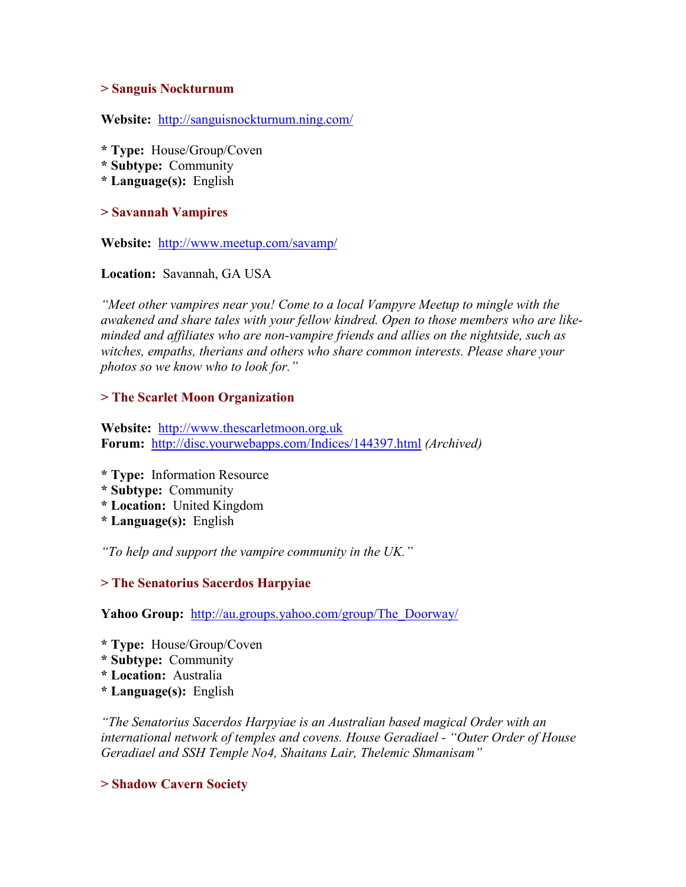### > Sanguis Nockturnum

**Website:** http://sanguisnockturnum.ning.com/

* **Type:** House/Group/Coven
* **Subtype:** Community
* **Language(s):** English

### > Savannah Vampires

**Website:** http://www.meetup.com/savamp/

**Location:** Savannah, GA USA

*"Meet other vampires near you! Come to a local Vampyre Meetup to mingle with the awakened and share tales with your fellow kindred. Open to those members who are like-minded and affiliates who are non-vampire friends and allies on the nightside, such as witches, empaths, therians and others who share common interests. Please share your photos so we know who to look for."*

### > The Scarlet Moon Organization

**Website:** http://www.thescarletmoon.org.uk
**Forum:** http://disc.yourwebapps.com/Indices/144397.html *(Archived)*

* **Type:** Information Resource
* **Subtype:** Community
* **Location:** United Kingdom
* **Language(s):** English

*"To help and support the vampire community in the UK."*

### > The Senatorius Sacerdos Harpyiae

**Yahoo Group:** http://au.groups.yahoo.com/group/The_Doorway/

* **Type:** House/Group/Coven
* **Subtype:** Community
* **Location:** Australia
* **Language(s):** English

*"The Senatorius Sacerdos Harpyiae is an Australian based magical Order with an international network of temples and covens. House Geradiael - "Outer Order of House Geradiael and SSH Temple No4, Shaitans Lair, Thelemic Shmanisam"*

### > Shadow Cavern Society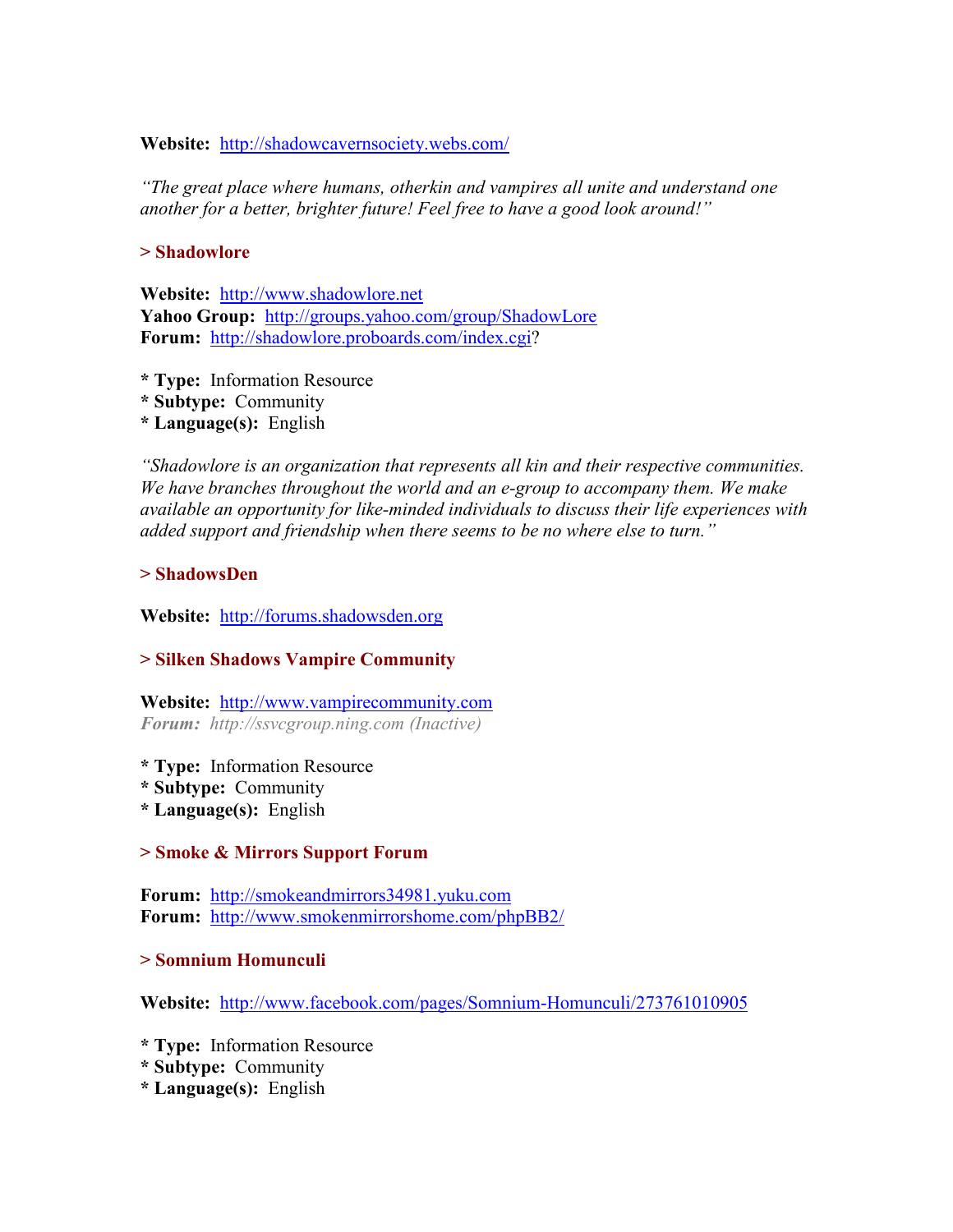**Website:** http://shadowcavernsociety.webs.com/

*"The great place where humans, otherkin and vampires all unite and understand one another for a better, brighter future! Feel free to have a good look around!"*

### > Shadowlore

**Website:** http://www.shadowlore.net
**Yahoo Group:** http://groups.yahoo.com/group/ShadowLore
**Forum:** http://shadowlore.proboards.com/index.cgi?

* **Type:** Information Resource
* **Subtype:** Community
* **Language(s):** English

*"Shadowlore is an organization that represents all kin and their respective communities. We have branches throughout the world and an e-group to accompany them. We make available an opportunity for like-minded individuals to discuss their life experiences with added support and friendship when there seems to be no where else to turn."*

### > ShadowsDen

**Website:** http://forums.shadowsden.org

### > Silken Shadows Vampire Community

**Website:** http://www.vampirecommunity.com
***Forum:*** *http://ssvcgroup.ning.com (Inactive)*

* **Type:** Information Resource
* **Subtype:** Community
* **Language(s):** English

### > Smoke & Mirrors Support Forum

**Forum:** http://smokeandmirrors34981.yuku.com
**Forum:** http://www.smokenmirrorshome.com/phpBB2/

### > Somnium Homunculi

**Website:** http://www.facebook.com/pages/Somnium-Homunculi/273761010905

* **Type:** Information Resource
* **Subtype:** Community
* **Language(s):** English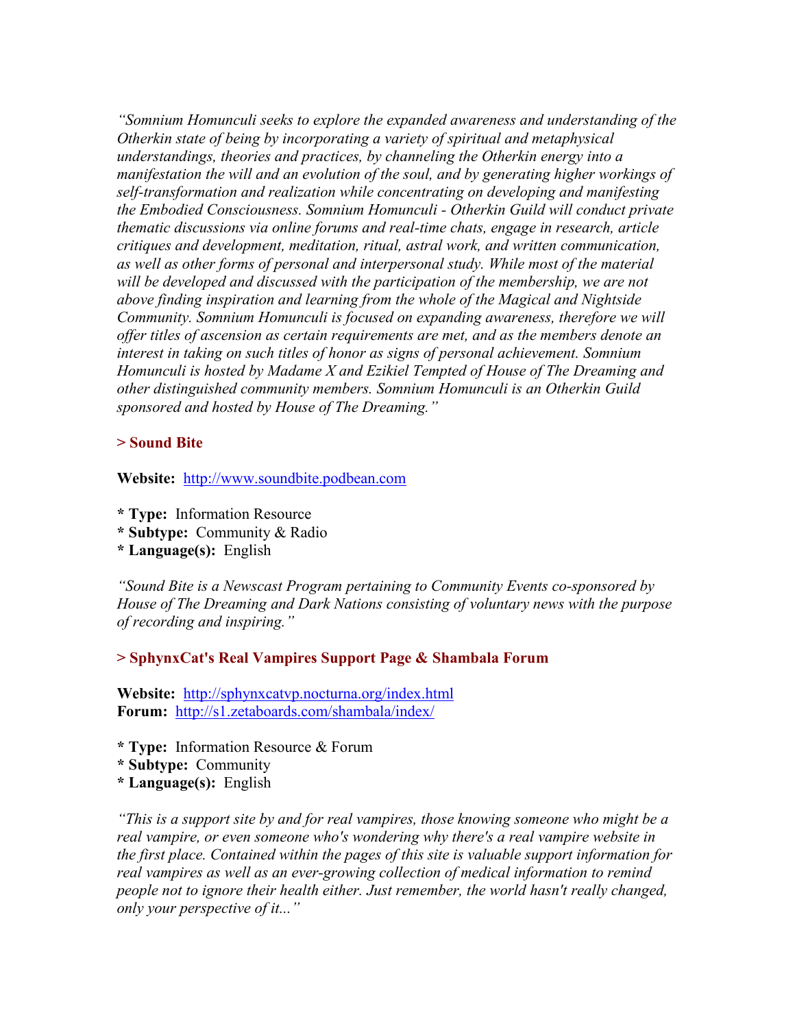*"Somnium Homunculi seeks to explore the expanded awareness and understanding of the Otherkin state of being by incorporating a variety of spiritual and metaphysical understandings, theories and practices, by channeling the Otherkin energy into a manifestation the will and an evolution of the soul, and by generating higher workings of self-transformation and realization while concentrating on developing and manifesting the Embodied Consciousness. Somnium Homunculi - Otherkin Guild will conduct private thematic discussions via online forums and real-time chats, engage in research, article critiques and development, meditation, ritual, astral work, and written communication, as well as other forms of personal and interpersonal study. While most of the material will be developed and discussed with the participation of the membership, we are not above finding inspiration and learning from the whole of the Magical and Nightside Community. Somnium Homunculi is focused on expanding awareness, therefore we will offer titles of ascension as certain requirements are met, and as the members denote an interest in taking on such titles of honor as signs of personal achievement. Somnium Homunculi is hosted by Madame X and Ezikiel Tempted of House of The Dreaming and other distinguished community members. Somnium Homunculi is an Otherkin Guild sponsored and hosted by House of The Dreaming."*

### > Sound Bite

**Website:** http://www.soundbite.podbean.com

* **Type:** Information Resource
* **Subtype:** Community & Radio
* **Language(s):** English

*"Sound Bite is a Newscast Program pertaining to Community Events co-sponsored by House of The Dreaming and Dark Nations consisting of voluntary news with the purpose of recording and inspiring."*

### > SphynxCat's Real Vampires Support Page & Shambala Forum

**Website:** http://sphynxcatvp.nocturna.org/index.html
**Forum:** http://s1.zetaboards.com/shambala/index/

* **Type:** Information Resource & Forum
* **Subtype:** Community
* **Language(s):** English

*"This is a support site by and for real vampires, those knowing someone who might be a real vampire, or even someone who's wondering why there's a real vampire website in the first place. Contained within the pages of this site is valuable support information for real vampires as well as an ever-growing collection of medical information to remind people not to ignore their health either. Just remember, the world hasn't really changed, only your perspective of it..."*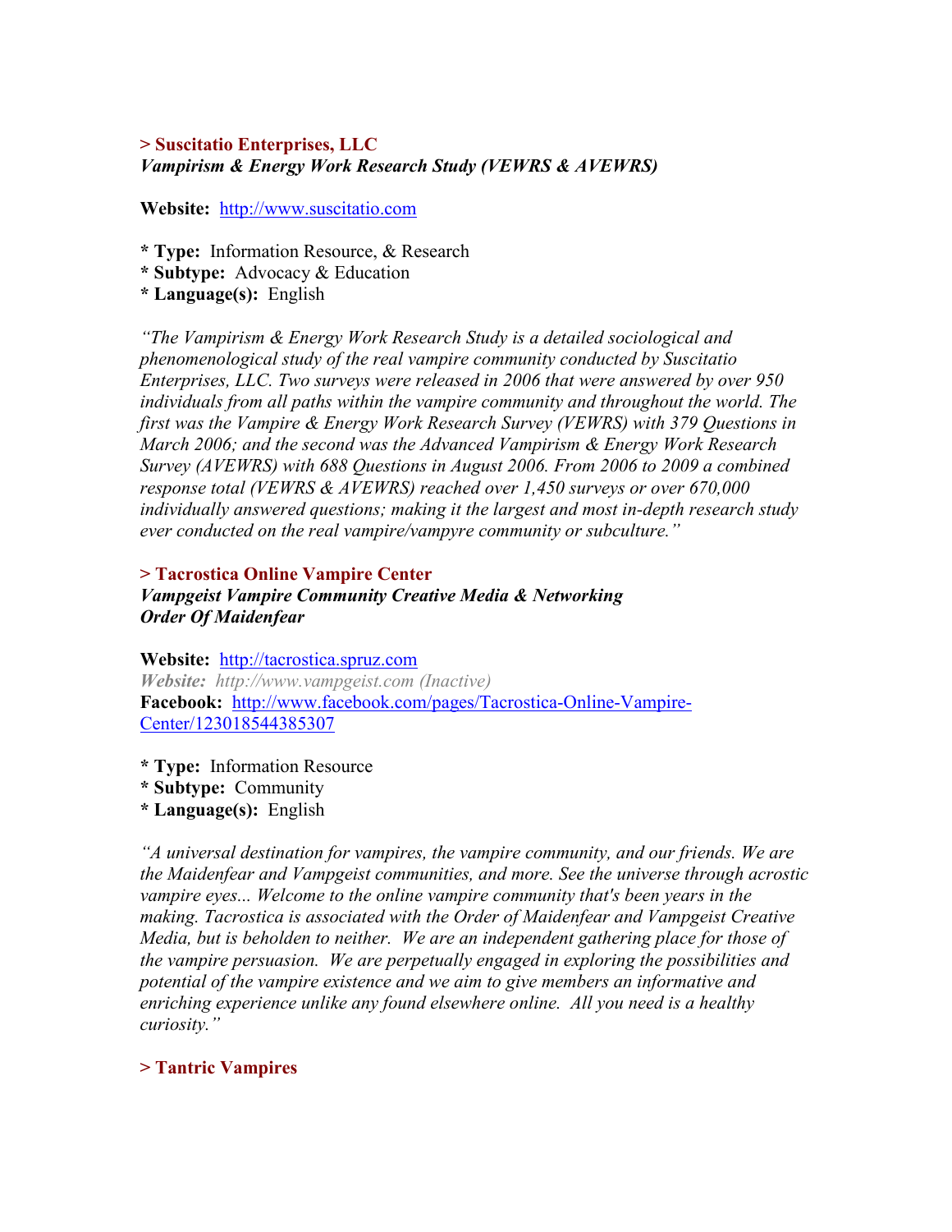### > Suscitatio Enterprises, LLC
***Vampirism & Energy Work Research Study (VEWRS & AVEWRS)***

**Website:** http://www.suscitatio.com

* **Type:** Information Resource, & Research
* **Subtype:** Advocacy & Education
* **Language(s):** English

*"The Vampirism & Energy Work Research Study is a detailed sociological and phenomenological study of the real vampire community conducted by Suscitatio Enterprises, LLC. Two surveys were released in 2006 that were answered by over 950 individuals from all paths within the vampire community and throughout the world. The first was the Vampire & Energy Work Research Survey (VEWRS) with 379 Questions in March 2006; and the second was the Advanced Vampirism & Energy Work Research Survey (AVEWRS) with 688 Questions in August 2006. From 2006 to 2009 a combined response total (VEWRS & AVEWRS) reached over 1,450 surveys or over 670,000 individually answered questions; making it the largest and most in-depth research study ever conducted on the real vampire/vampyre community or subculture."*

### > Tacrostica Online Vampire Center
***Vampgeist Vampire Community Creative Media & Networking***
***Order Of Maidenfear***

**Website:** http://tacrostica.spruz.com
***Website:*** *http://www.vampgeist.com (Inactive)*
**Facebook:** http://www.facebook.com/pages/Tacrostica-Online-Vampire-Center/123018544385307

* **Type:** Information Resource
* **Subtype:** Community
* **Language(s):** English

*"A universal destination for vampires, the vampire community, and our friends. We are the Maidenfear and Vampgeist communities, and more. See the universe through acrostic vampire eyes... Welcome to the online vampire community that's been years in the making. Tacrostica is associated with the Order of Maidenfear and Vampgeist Creative Media, but is beholden to neither. We are an independent gathering place for those of the vampire persuasion. We are perpetually engaged in exploring the possibilities and potential of the vampire existence and we aim to give members an informative and enriching experience unlike any found elsewhere online. All you need is a healthy curiosity."*

### > Tantric Vampires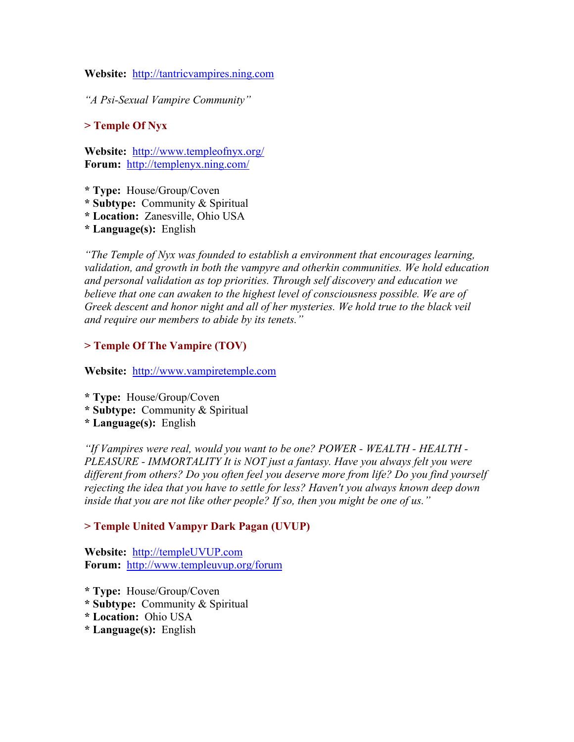**Website:** http://tantricvampires.ning.com

*"A Psi-Sexual Vampire Community"*

### > Temple Of Nyx

**Website:** http://www.templeofnyx.org/
**Forum:** http://templenyx.ning.com/

* **Type:** House/Group/Coven
* **Subtype:** Community & Spiritual
* **Location:** Zanesville, Ohio USA
* **Language(s):** English

*"The Temple of Nyx was founded to establish a environment that encourages learning, validation, and growth in both the vampyre and otherkin communities. We hold education and personal validation as top priorities. Through self discovery and education we believe that one can awaken to the highest level of consciousness possible. We are of Greek descent and honor night and all of her mysteries. We hold true to the black veil and require our members to abide by its tenets."*

### > Temple Of The Vampire (TOV)

**Website:** http://www.vampiretemple.com

* **Type:** House/Group/Coven
* **Subtype:** Community & Spiritual
* **Language(s):** English

*"If Vampires were real, would you want to be one? POWER - WEALTH - HEALTH - PLEASURE - IMMORTALITY It is NOT just a fantasy. Have you always felt you were different from others? Do you often feel you deserve more from life? Do you find yourself rejecting the idea that you have to settle for less? Haven't you always known deep down inside that you are not like other people? If so, then you might be one of us."*

### > Temple United Vampyr Dark Pagan (UVUP)

**Website:** http://templeUVUP.com
**Forum:** http://www.templeuvup.org/forum

* **Type:** House/Group/Coven
* **Subtype:** Community & Spiritual
* **Location:** Ohio USA
* **Language(s):** English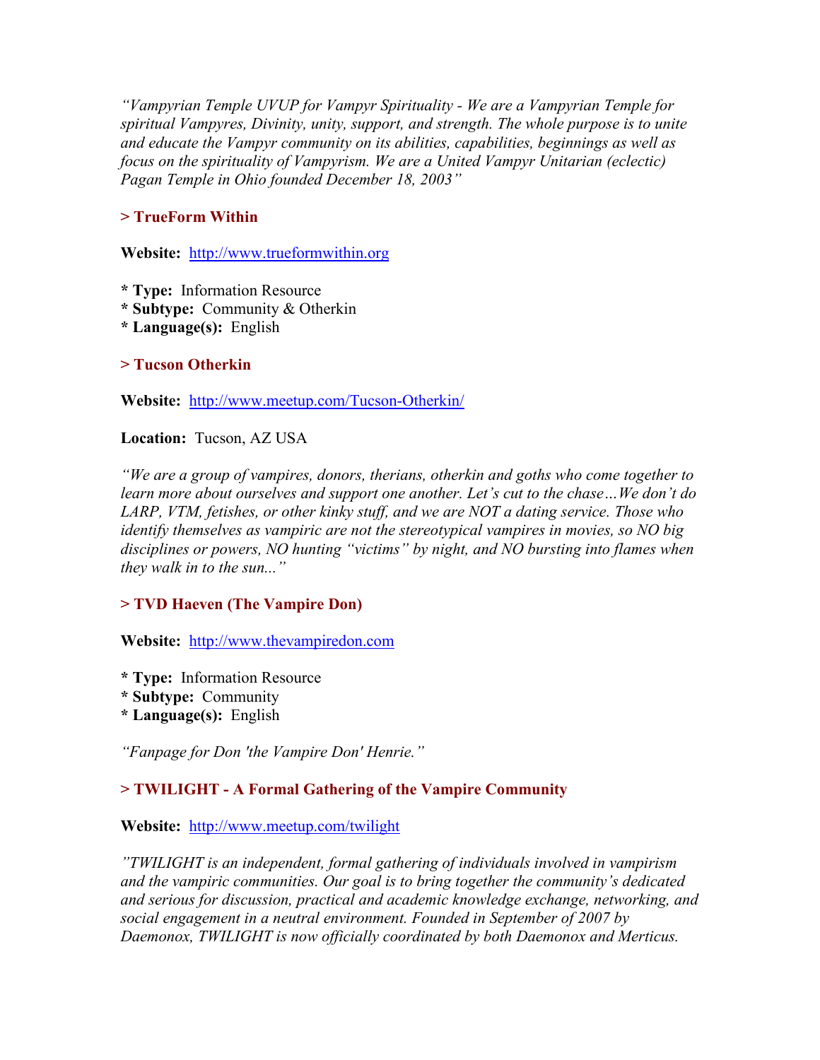*"Vampyrian Temple UVUP for Vampyr Spirituality - We are a Vampyrian Temple for spiritual Vampyres, Divinity, unity, support, and strength. The whole purpose is to unite and educate the Vampyr community on its abilities, capabilities, beginnings as well as focus on the spirituality of Vampyrism. We are a United Vampyr Unitarian (eclectic) Pagan Temple in Ohio founded December 18, 2003"*

### > TrueForm Within

**Website:** http://www.trueformwithin.org

* **Type:** Information Resource
* **Subtype:** Community & Otherkin
* **Language(s):** English

### > Tucson Otherkin

**Website:** http://www.meetup.com/Tucson-Otherkin/

**Location:** Tucson, AZ USA

*"We are a group of vampires, donors, therians, otherkin and goths who come together to learn more about ourselves and support one another. Let's cut to the chase…We don't do LARP, VTM, fetishes, or other kinky stuff, and we are NOT a dating service. Those who identify themselves as vampiric are not the stereotypical vampires in movies, so NO big disciplines or powers, NO hunting "victims" by night, and NO bursting into flames when they walk in to the sun..."*

### > TVD Haeven (The Vampire Don)

**Website:** http://www.thevampiredon.com

* **Type:** Information Resource
* **Subtype:** Community
* **Language(s):** English

*"Fanpage for Don 'the Vampire Don' Henrie."*

### > TWILIGHT - A Formal Gathering of the Vampire Community

**Website:** http://www.meetup.com/twilight

*"TWILIGHT is an independent, formal gathering of individuals involved in vampirism and the vampiric communities. Our goal is to bring together the community's dedicated and serious for discussion, practical and academic knowledge exchange, networking, and social engagement in a neutral environment. Founded in September of 2007 by Daemonox, TWILIGHT is now officially coordinated by both Daemonox and Merticus.*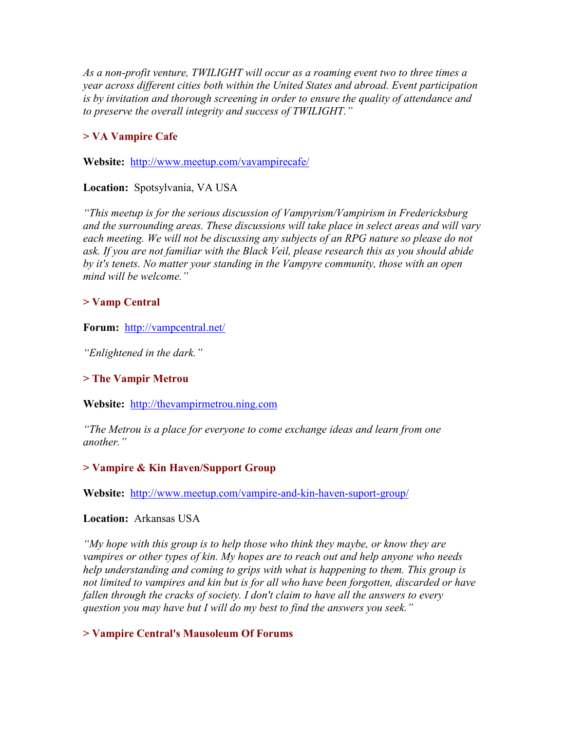*As a non-profit venture, TWILIGHT will occur as a roaming event two to three times a year across different cities both within the United States and abroad. Event participation is by invitation and thorough screening in order to ensure the quality of attendance and to preserve the overall integrity and success of TWILIGHT."*

### > VA Vampire Cafe

**Website:** http://www.meetup.com/vavampirecafe/

**Location:** Spotsylvania, VA USA

*"This meetup is for the serious discussion of Vampyrism/Vampirism in Fredericksburg and the surrounding areas. These discussions will take place in select areas and will vary each meeting. We will not be discussing any subjects of an RPG nature so please do not ask. If you are not familiar with the Black Veil, please research this as you should abide by it's tenets. No matter your standing in the Vampyre community, those with an open mind will be welcome."*

### > Vamp Central

**Forum:** http://vampcentral.net/

*"Enlightened in the dark."*

### > The Vampir Metrou

**Website:** http://thevampirmetrou.ning.com

*"The Metrou is a place for everyone to come exchange ideas and learn from one another."*

### > Vampire & Kin Haven/Support Group

**Website:** http://www.meetup.com/vampire-and-kin-haven-suport-group/

**Location:** Arkansas USA

*"My hope with this group is to help those who think they maybe, or know they are vampires or other types of kin. My hopes are to reach out and help anyone who needs help understanding and coming to grips with what is happening to them. This group is not limited to vampires and kin but is for all who have been forgotten, discarded or have fallen through the cracks of society. I don't claim to have all the answers to every question you may have but I will do my best to find the answers you seek."*

### > Vampire Central's Mausoleum Of Forums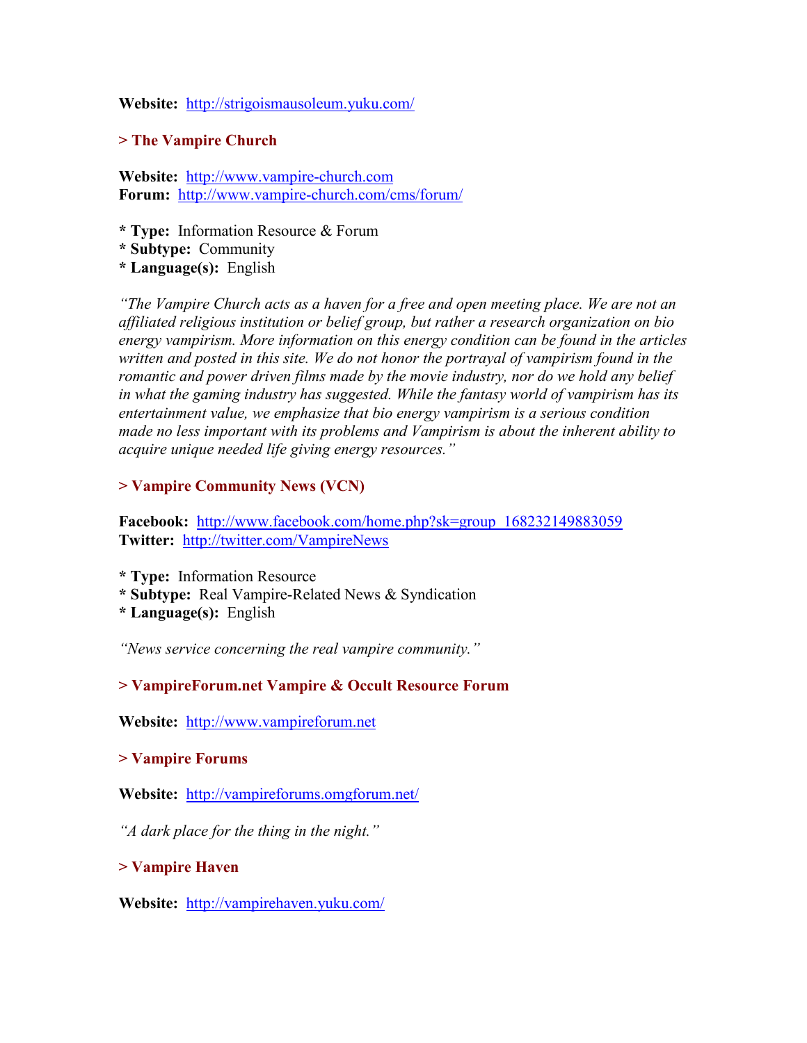**Website:** http://strigoismausoleum.yuku.com/

**> The Vampire Church**

**Website:** http://www.vampire-church.com
**Forum:** http://www.vampire-church.com/cms/forum/

* **Type:** Information Resource & Forum
* **Subtype:** Community
* **Language(s):** English

*"The Vampire Church acts as a haven for a free and open meeting place. We are not an affiliated religious institution or belief group, but rather a research organization on bio energy vampirism. More information on this energy condition can be found in the articles written and posted in this site. We do not honor the portrayal of vampirism found in the romantic and power driven films made by the movie industry, nor do we hold any belief in what the gaming industry has suggested. While the fantasy world of vampirism has its entertainment value, we emphasize that bio energy vampirism is a serious condition made no less important with its problems and Vampirism is about the inherent ability to acquire unique needed life giving energy resources."*

**> Vampire Community News (VCN)**

**Facebook:** http://www.facebook.com/home.php?sk=group_168232149883059
**Twitter:** http://twitter.com/VampireNews

* **Type:** Information Resource
* **Subtype:** Real Vampire-Related News & Syndication
* **Language(s):** English

*"News service concerning the real vampire community."*

**> VampireForum.net Vampire & Occult Resource Forum**

**Website:** http://www.vampireforum.net

**> Vampire Forums**

**Website:** http://vampireforums.omgforum.net/

*"A dark place for the thing in the night."*

**> Vampire Haven**

**Website:** http://vampirehaven.yuku.com/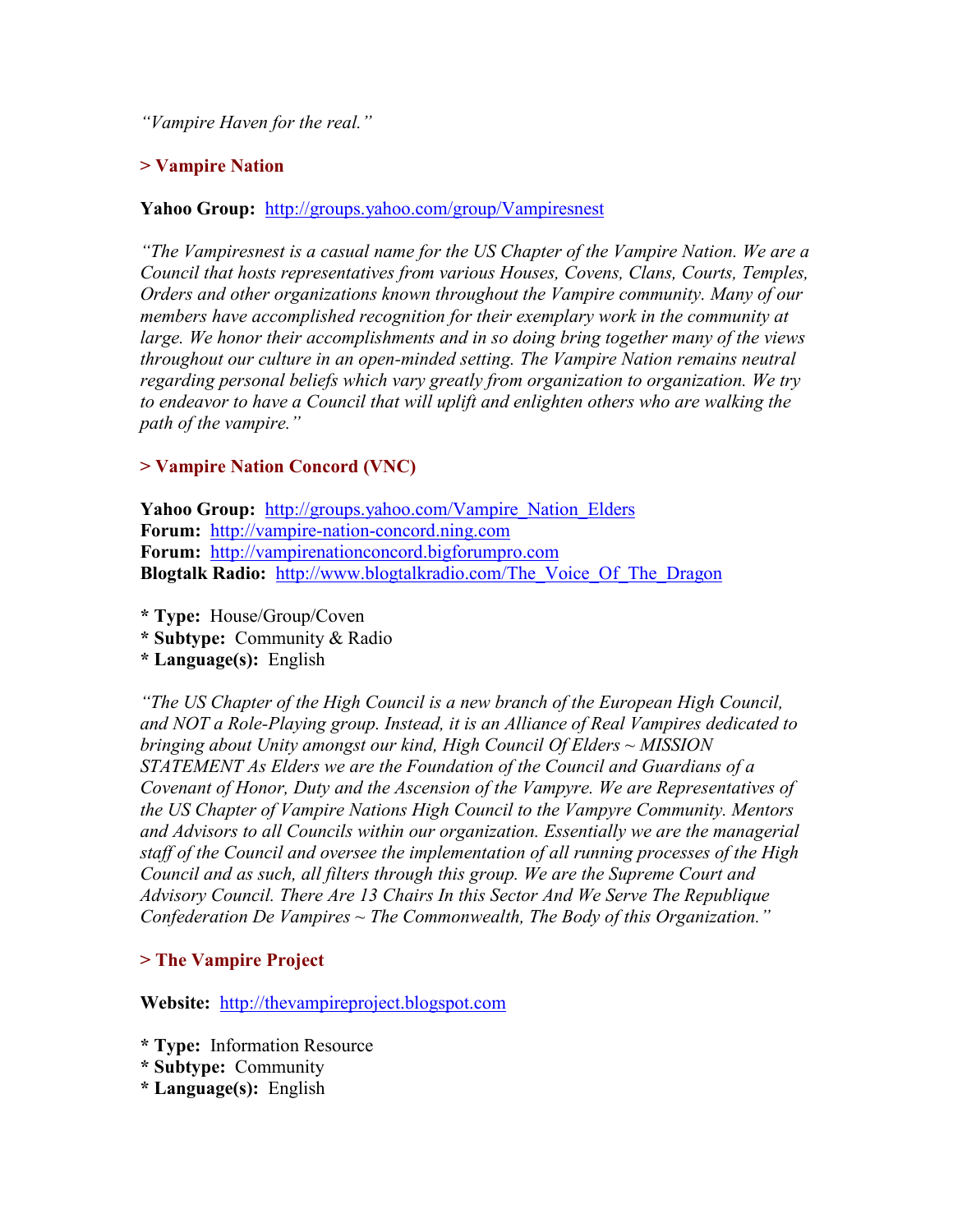*"Vampire Haven for the real."*

### > Vampire Nation

**Yahoo Group:** http://groups.yahoo.com/group/Vampiresnest

*"The Vampiresnest is a casual name for the US Chapter of the Vampire Nation. We are a Council that hosts representatives from various Houses, Covens, Clans, Courts, Temples, Orders and other organizations known throughout the Vampire community. Many of our members have accomplished recognition for their exemplary work in the community at large. We honor their accomplishments and in so doing bring together many of the views throughout our culture in an open-minded setting. The Vampire Nation remains neutral regarding personal beliefs which vary greatly from organization to organization. We try to endeavor to have a Council that will uplift and enlighten others who are walking the path of the vampire."*

### > Vampire Nation Concord (VNC)

**Yahoo Group:** http://groups.yahoo.com/Vampire_Nation_Elders
**Forum:** http://vampire-nation-concord.ning.com
**Forum:** http://vampirenationconcord.bigforumpro.com
**Blogtalk Radio:** http://www.blogtalkradio.com/The_Voice_Of_The_Dragon

* **Type:** House/Group/Coven
* **Subtype:** Community & Radio
* **Language(s):** English

*"The US Chapter of the High Council is a new branch of the European High Council, and NOT a Role-Playing group. Instead, it is an Alliance of Real Vampires dedicated to bringing about Unity amongst our kind, High Council Of Elders ~ MISSION STATEMENT As Elders we are the Foundation of the Council and Guardians of a Covenant of Honor, Duty and the Ascension of the Vampyre. We are Representatives of the US Chapter of Vampire Nations High Council to the Vampyre Community. Mentors and Advisors to all Councils within our organization. Essentially we are the managerial staff of the Council and oversee the implementation of all running processes of the High Council and as such, all filters through this group. We are the Supreme Court and Advisory Council. There Are 13 Chairs In this Sector And We Serve The Republique Confederation De Vampires ~ The Commonwealth, The Body of this Organization."*

### > The Vampire Project

**Website:** http://thevampireproject.blogspot.com

* **Type:** Information Resource
* **Subtype:** Community
* **Language(s):** English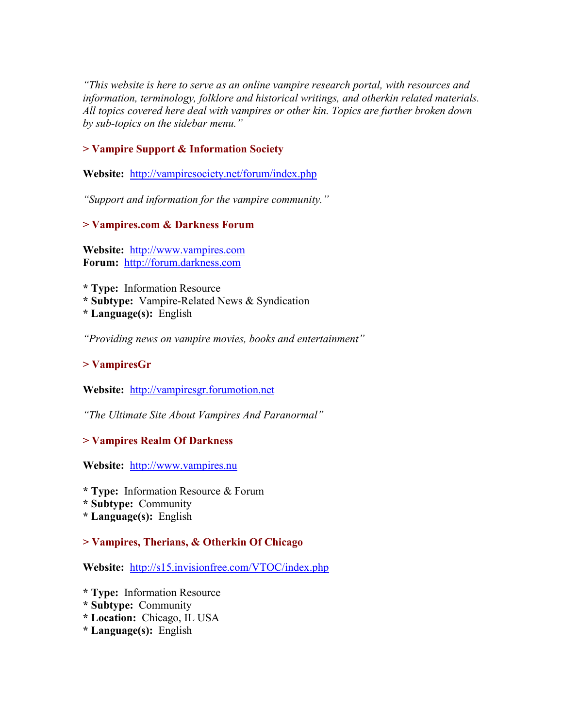*"This website is here to serve as an online vampire research portal, with resources and information, terminology, folklore and historical writings, and otherkin related materials. All topics covered here deal with vampires or other kin. Topics are further broken down by sub-topics on the sidebar menu."*

**> Vampire Support & Information Society**

**Website:** http://vampiresociety.net/forum/index.php

*"Support and information for the vampire community."*

**> Vampires.com & Darkness Forum**

**Website:** http://www.vampires.com
**Forum:** http://forum.darkness.com

* **Type:** Information Resource
* **Subtype:** Vampire-Related News & Syndication
* **Language(s):** English

*"Providing news on vampire movies, books and entertainment"*

**> VampiresGr**

**Website:** http://vampiresgr.forumotion.net

*"The Ultimate Site About Vampires And Paranormal"*

**> Vampires Realm Of Darkness**

**Website:** http://www.vampires.nu

* **Type:** Information Resource & Forum
* **Subtype:** Community
* **Language(s):** English

**> Vampires, Therians, & Otherkin Of Chicago**

**Website:** http://s15.invisionfree.com/VTOC/index.php

* **Type:** Information Resource
* **Subtype:** Community
* **Location:** Chicago, IL USA
* **Language(s):** English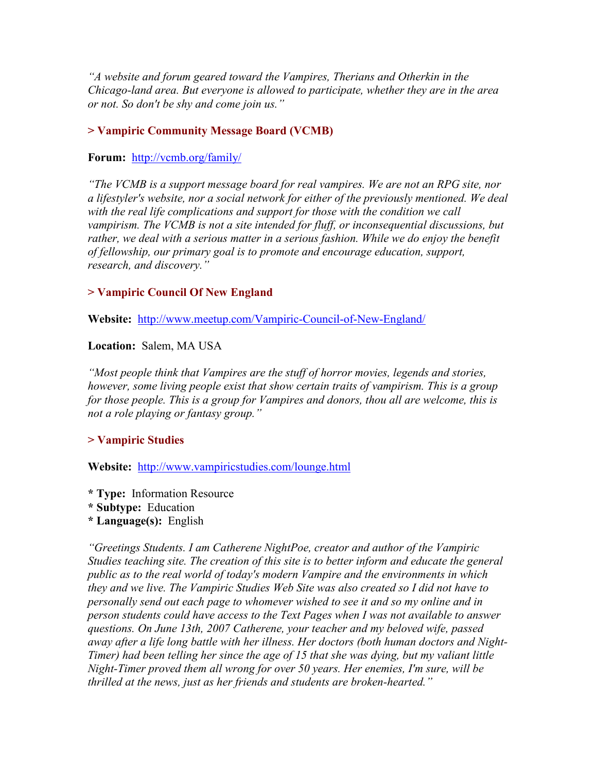*"A website and forum geared toward the Vampires, Therians and Otherkin in the Chicago-land area. But everyone is allowed to participate, whether they are in the area or not. So don't be shy and come join us."*

### > Vampiric Community Message Board (VCMB)

**Forum:** http://vcmb.org/family/

*"The VCMB is a support message board for real vampires. We are not an RPG site, nor a lifestyler's website, nor a social network for either of the previously mentioned. We deal with the real life complications and support for those with the condition we call vampirism. The VCMB is not a site intended for fluff, or inconsequential discussions, but rather, we deal with a serious matter in a serious fashion. While we do enjoy the benefit of fellowship, our primary goal is to promote and encourage education, support, research, and discovery."*

### > Vampiric Council Of New England

**Website:** http://www.meetup.com/Vampiric-Council-of-New-England/

**Location:** Salem, MA USA

*"Most people think that Vampires are the stuff of horror movies, legends and stories, however, some living people exist that show certain traits of vampirism. This is a group for those people. This is a group for Vampires and donors, thou all are welcome, this is not a role playing or fantasy group."*

### > Vampiric Studies

**Website:** http://www.vampiricstudies.com/lounge.html

* **Type:** Information Resource
* **Subtype:** Education
* **Language(s):** English

*"Greetings Students. I am Catherene NightPoe, creator and author of the Vampiric Studies teaching site. The creation of this site is to better inform and educate the general public as to the real world of today's modern Vampire and the environments in which they and we live. The Vampiric Studies Web Site was also created so I did not have to personally send out each page to whomever wished to see it and so my online and in person students could have access to the Text Pages when I was not available to answer questions. On June 13th, 2007 Catherene, your teacher and my beloved wife, passed away after a life long battle with her illness. Her doctors (both human doctors and Night-Timer) had been telling her since the age of 15 that she was dying, but my valiant little Night-Timer proved them all wrong for over 50 years. Her enemies, I'm sure, will be thrilled at the news, just as her friends and students are broken-hearted."*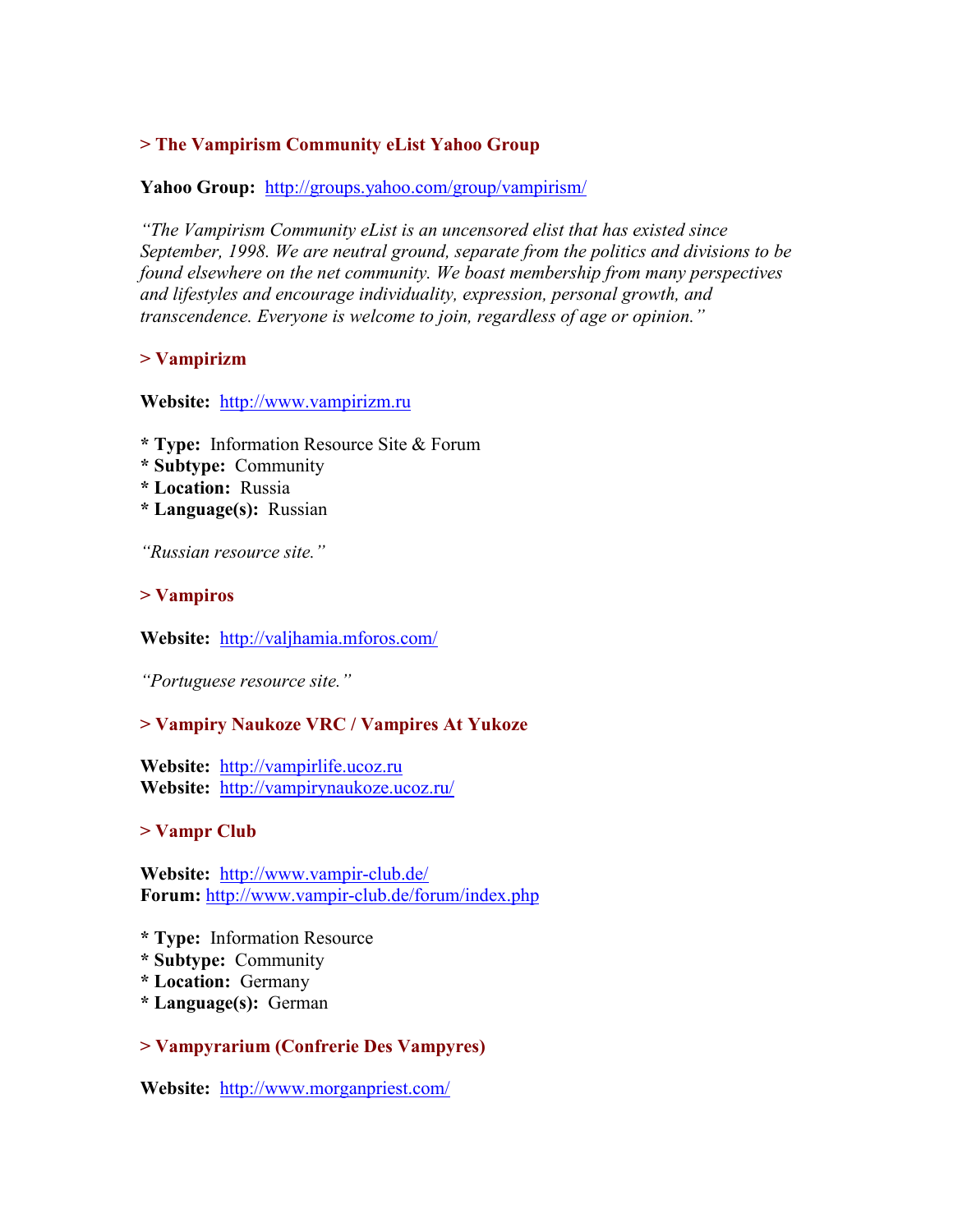### > The Vampirism Community eList Yahoo Group

**Yahoo Group:** http://groups.yahoo.com/group/vampirism/

*"The Vampirism Community eList is an uncensored elist that has existed since September, 1998. We are neutral ground, separate from the politics and divisions to be found elsewhere on the net community. We boast membership from many perspectives and lifestyles and encourage individuality, expression, personal growth, and transcendence. Everyone is welcome to join, regardless of age or opinion."*

### > Vampirizm

**Website:** http://www.vampirizm.ru

**\* Type:** Information Resource Site & Forum
**\* Subtype:** Community
**\* Location:** Russia
**\* Language(s):** Russian

*"Russian resource site."*

### > Vampiros

**Website:** http://valjhamia.mforos.com/

*"Portuguese resource site."*

### > Vampiry Naukoze VRC / Vampires At Yukoze

**Website:** http://vampirlife.ucoz.ru
**Website:** http://vampirynaukoze.ucoz.ru/

### > Vampr Club

**Website:** http://www.vampir-club.de/
**Forum:** http://www.vampir-club.de/forum/index.php

**\* Type:** Information Resource
**\* Subtype:** Community
**\* Location:** Germany
**\* Language(s):** German

### > Vampyrarium (Confrerie Des Vampyres)

**Website:** http://www.morganpriest.com/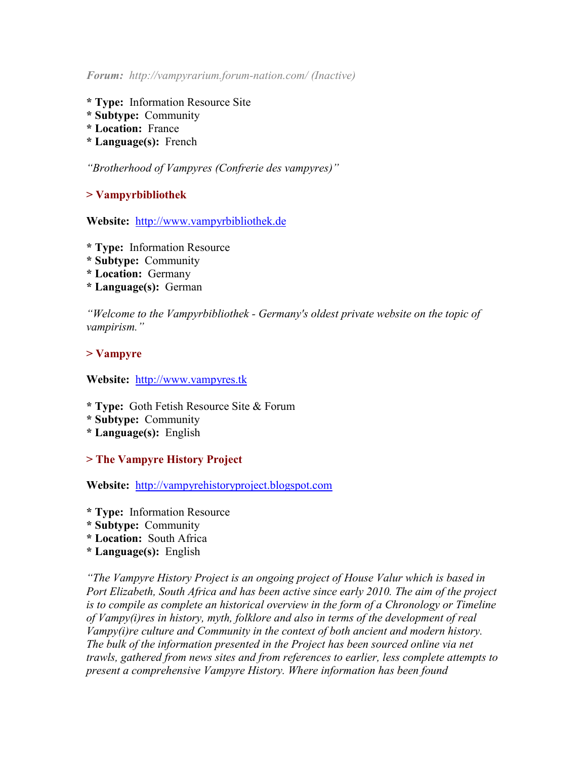*Forum: http://vampyrarium.forum-nation.com/ (Inactive)*

* **Type:** Information Resource Site
* **Subtype:** Community
* **Location:** France
* **Language(s):** French

*"Brotherhood of Vampyres (Confrerie des vampyres)"*

### > Vampyrbibliothek

**Website:** http://www.vampyrbibliothek.de

* **Type:** Information Resource
* **Subtype:** Community
* **Location:** Germany
* **Language(s):** German

*"Welcome to the Vampyrbibliothek - Germany's oldest private website on the topic of vampirism."*

### > Vampyre

**Website:** http://www.vampyres.tk

* **Type:** Goth Fetish Resource Site & Forum
* **Subtype:** Community
* **Language(s):** English

### > The Vampyre History Project

**Website:** http://vampyrehistoryproject.blogspot.com

* **Type:** Information Resource
* **Subtype:** Community
* **Location:** South Africa
* **Language(s):** English

*"The Vampyre History Project is an ongoing project of House Valur which is based in Port Elizabeth, South Africa and has been active since early 2010. The aim of the project is to compile as complete an historical overview in the form of a Chronology or Timeline of Vampy(i)res in history, myth, folklore and also in terms of the development of real Vampy(i)re culture and Community in the context of both ancient and modern history. The bulk of the information presented in the Project has been sourced online via net trawls, gathered from news sites and from references to earlier, less complete attempts to present a comprehensive Vampyre History. Where information has been found*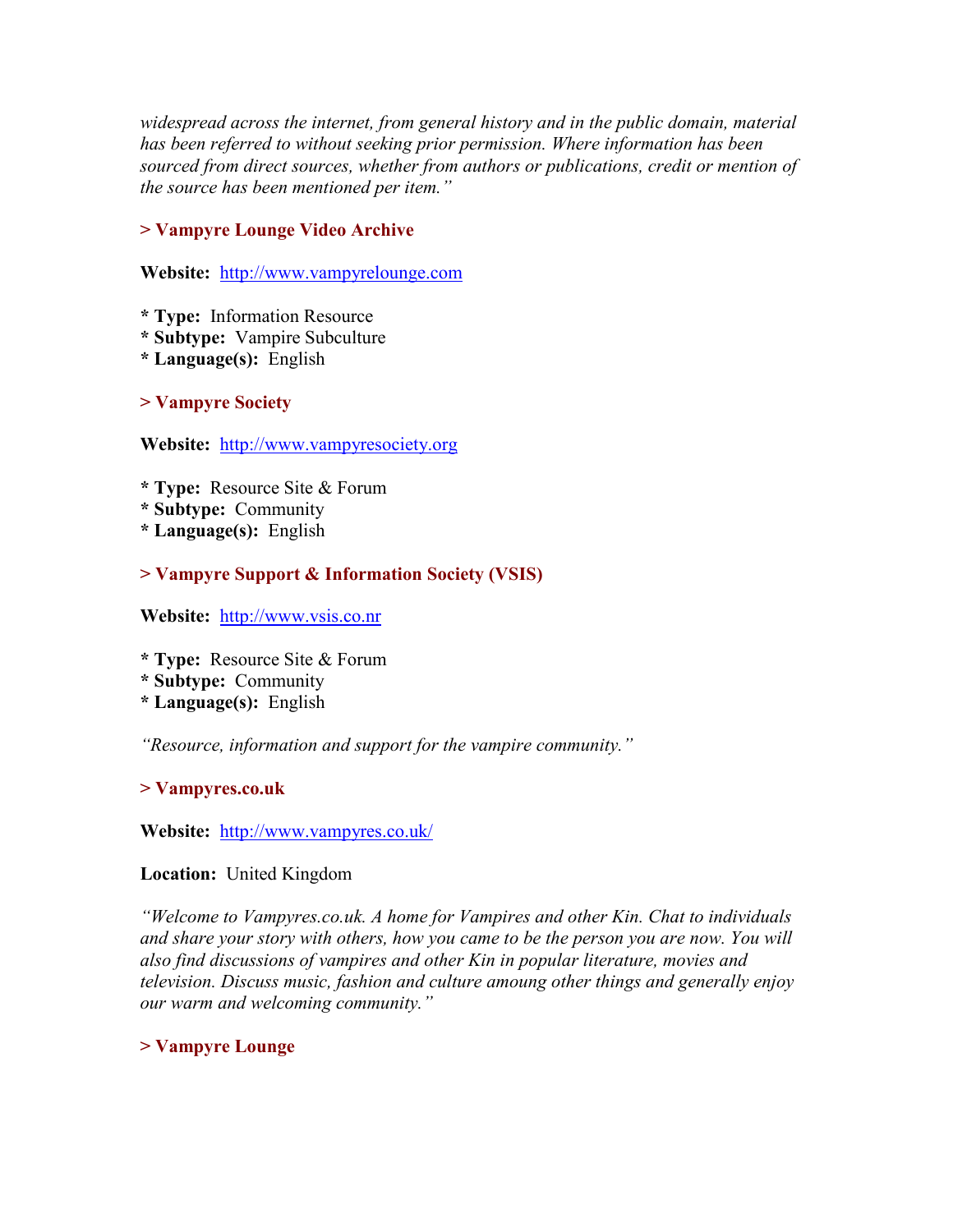*widespread across the internet, from general history and in the public domain, material has been referred to without seeking prior permission. Where information has been sourced from direct sources, whether from authors or publications, credit or mention of the source has been mentioned per item."*

### > Vampyre Lounge Video Archive

**Website:** http://www.vampyrelounge.com

**\* Type:** Information Resource
**\* Subtype:** Vampire Subculture
**\* Language(s):** English

### > Vampyre Society

**Website:** http://www.vampyresociety.org

**\* Type:** Resource Site & Forum
**\* Subtype:** Community
**\* Language(s):** English

### > Vampyre Support & Information Society (VSIS)

**Website:** http://www.vsis.co.nr

**\* Type:** Resource Site & Forum
**\* Subtype:** Community
**\* Language(s):** English

*"Resource, information and support for the vampire community."*

### > Vampyres.co.uk

**Website:** http://www.vampyres.co.uk/

**Location:** United Kingdom

*"Welcome to Vampyres.co.uk. A home for Vampires and other Kin. Chat to individuals and share your story with others, how you came to be the person you are now. You will also find discussions of vampires and other Kin in popular literature, movies and television. Discuss music, fashion and culture amoung other things and generally enjoy our warm and welcoming community."*

### > Vampyre Lounge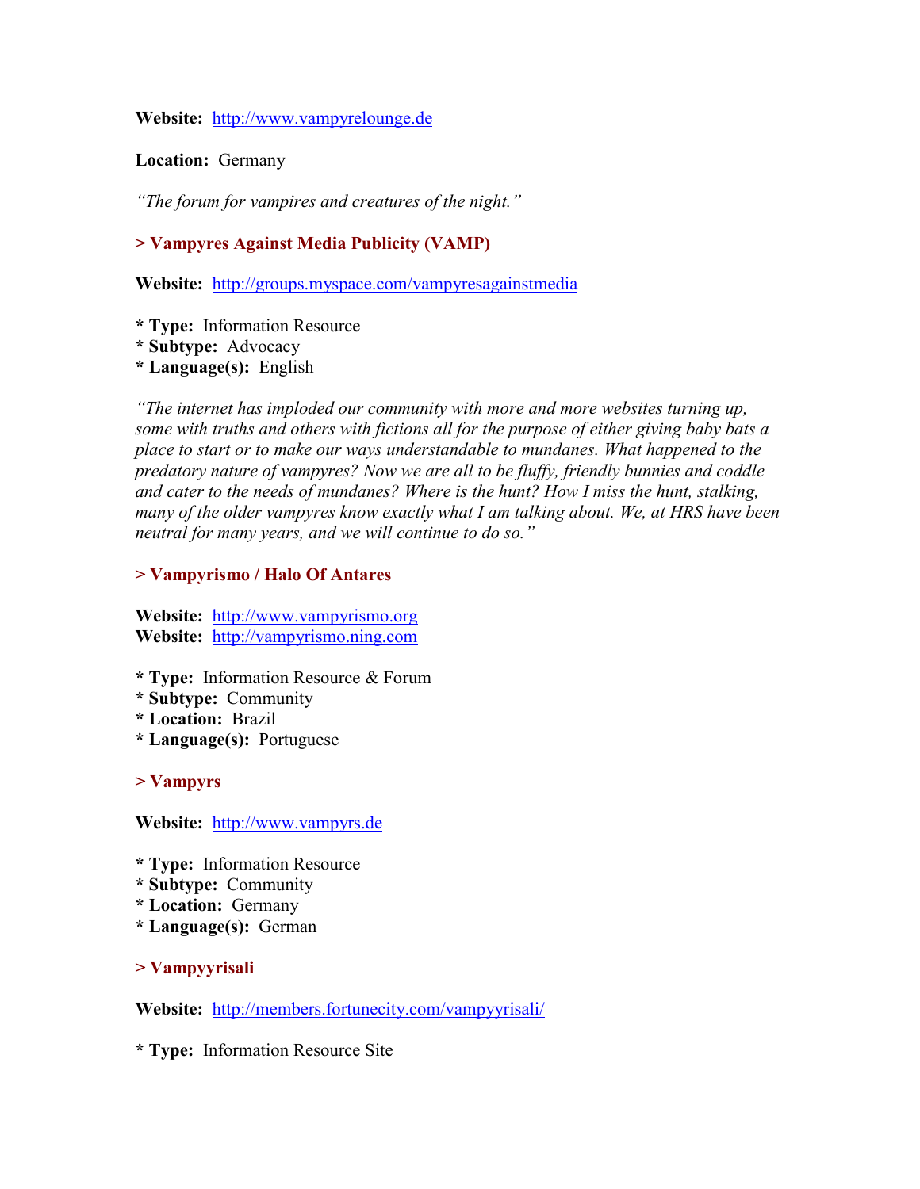**Website:** http://www.vampyrelounge.de

**Location:** Germany

*"The forum for vampires and creatures of the night."*

### > Vampyres Against Media Publicity (VAMP)

**Website:** http://groups.myspace.com/vampyresagainstmedia

* **Type:** Information Resource
* **Subtype:** Advocacy
* **Language(s):** English

*"The internet has imploded our community with more and more websites turning up, some with truths and others with fictions all for the purpose of either giving baby bats a place to start or to make our ways understandable to mundanes. What happened to the predatory nature of vampyres? Now we are all to be fluffy, friendly bunnies and coddle and cater to the needs of mundanes? Where is the hunt? How I miss the hunt, stalking, many of the older vampyres know exactly what I am talking about. We, at HRS have been neutral for many years, and we will continue to do so."*

### > Vampyrismo / Halo Of Antares

**Website:** http://www.vampyrismo.org
**Website:** http://vampyrismo.ning.com

* **Type:** Information Resource & Forum
* **Subtype:** Community
* **Location:** Brazil
* **Language(s):** Portuguese

### > Vampyrs

**Website:** http://www.vampyrs.de

* **Type:** Information Resource
* **Subtype:** Community
* **Location:** Germany
* **Language(s):** German

### > Vampyyrisali

**Website:** http://members.fortunecity.com/vampyyrisali/

* **Type:** Information Resource Site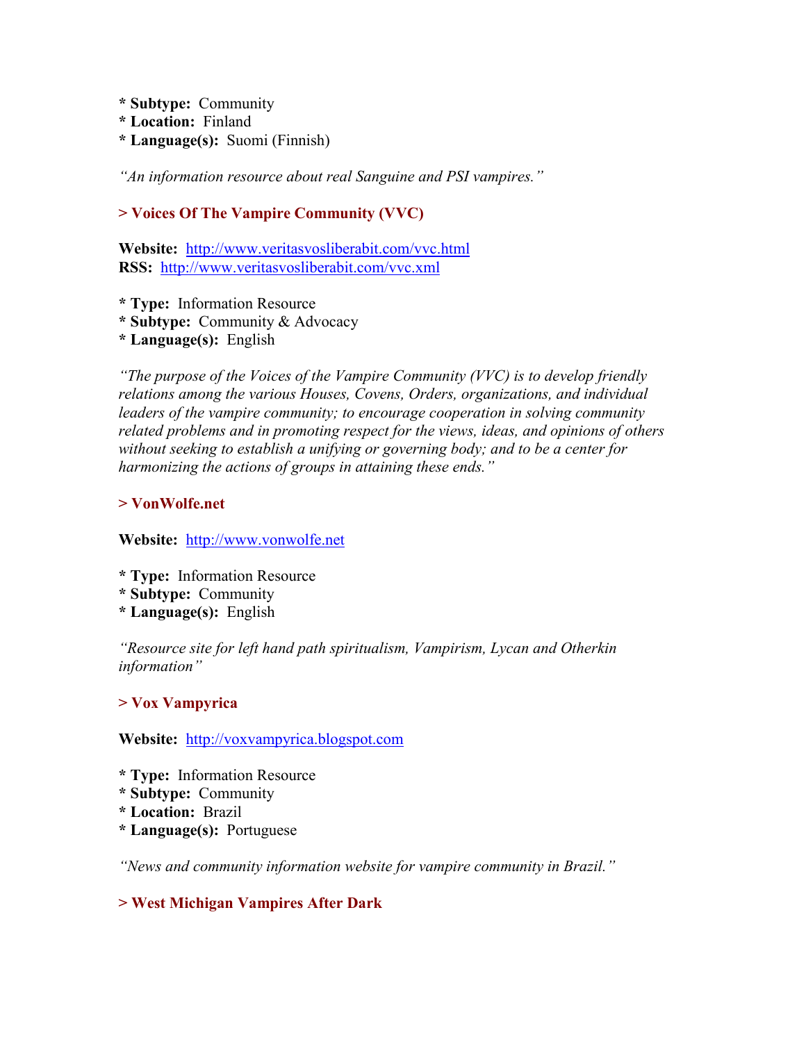* **Subtype:** Community
* **Location:** Finland
* **Language(s):** Suomi (Finnish)

*"An information resource about real Sanguine and PSI vampires."*

### > Voices Of The Vampire Community (VVC)

**Website:** http://www.veritasvosliberabit.com/vvc.html
**RSS:** http://www.veritasvosliberabit.com/vvc.xml

* **Type:** Information Resource
* **Subtype:** Community & Advocacy
* **Language(s):** English

*"The purpose of the Voices of the Vampire Community (VVC) is to develop friendly relations among the various Houses, Covens, Orders, organizations, and individual leaders of the vampire community; to encourage cooperation in solving community related problems and in promoting respect for the views, ideas, and opinions of others without seeking to establish a unifying or governing body; and to be a center for harmonizing the actions of groups in attaining these ends."*

### > VonWolfe.net

**Website:** http://www.vonwolfe.net

* **Type:** Information Resource
* **Subtype:** Community
* **Language(s):** English

*"Resource site for left hand path spiritualism, Vampirism, Lycan and Otherkin information"*

### > Vox Vampyrica

**Website:** http://voxvampyrica.blogspot.com

* **Type:** Information Resource
* **Subtype:** Community
* **Location:** Brazil
* **Language(s):** Portuguese

*"News and community information website for vampire community in Brazil."*

### > West Michigan Vampires After Dark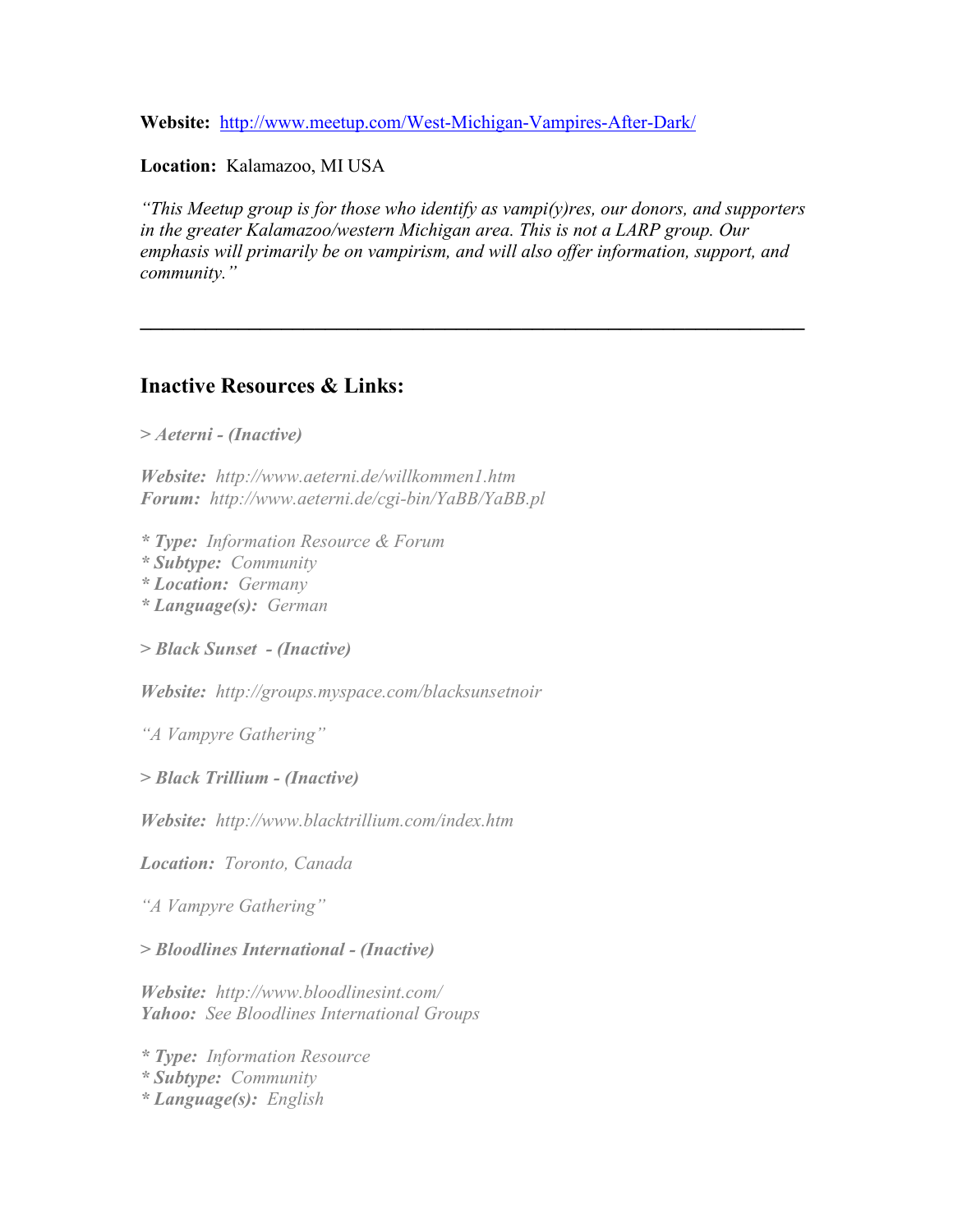**Website:** http://www.meetup.com/West-Michigan-Vampires-After-Dark/

**Location:** Kalamazoo, MI USA

*"This Meetup group is for those who identify as vampi(y)res, our donors, and supporters in the greater Kalamazoo/western Michigan area. This is not a LARP group. Our emphasis will primarily be on vampirism, and will also offer information, support, and community."*

---

## Inactive Resources & Links:

***> Aeterni - (Inactive)***

***Website:*** *http://www.aeterni.de/willkommen1.htm*
***Forum:*** *http://www.aeterni.de/cgi-bin/YaBB/YaBB.pl*

***\* Type:*** *Information Resource & Forum*
***\* Subtype:*** *Community*
***\* Location:*** *Germany*
***\* Language(s):*** *German*

***> Black Sunset - (Inactive)***

***Website:*** *http://groups.myspace.com/blacksunsetnoir*

*"A Vampyre Gathering"*

***> Black Trillium - (Inactive)***

***Website:*** *http://www.blacktrillium.com/index.htm*

***Location:*** *Toronto, Canada*

*"A Vampyre Gathering"*

***> Bloodlines International - (Inactive)***

***Website:*** *http://www.bloodlinesint.com/*
***Yahoo:*** *See Bloodlines International Groups*

***\* Type:*** *Information Resource*
***\* Subtype:*** *Community*
***\* Language(s):*** *English*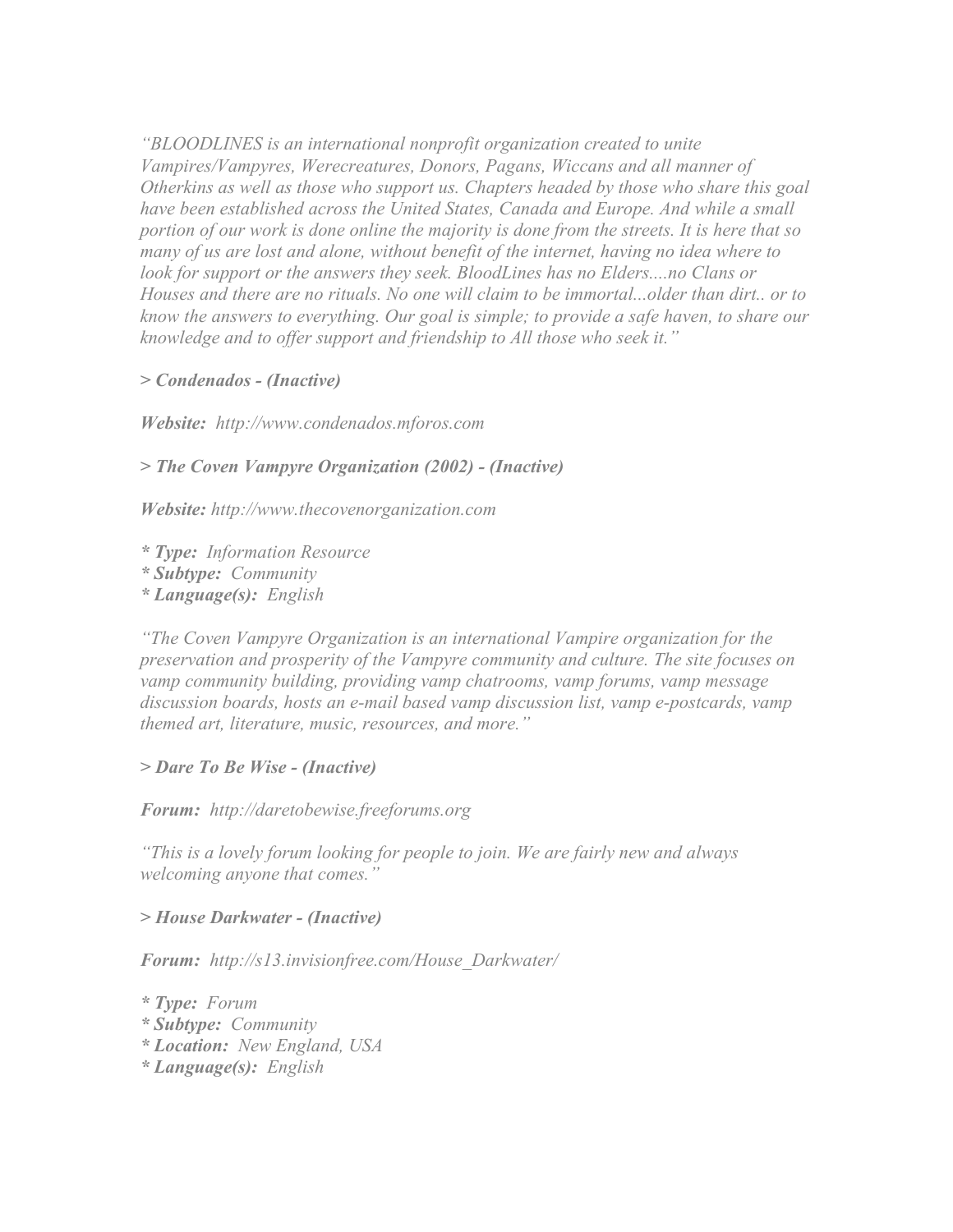*"BLOODLINES is an international nonprofit organization created to unite Vampires/Vampyres, Werecreatures, Donors, Pagans, Wiccans and all manner of Otherkins as well as those who support us. Chapters headed by those who share this goal have been established across the United States, Canada and Europe. And while a small portion of our work is done online the majority is done from the streets. It is here that so many of us are lost and alone, without benefit of the internet, having no idea where to look for support or the answers they seek. BloodLines has no Elders....no Clans or Houses and there are no rituals. No one will claim to be immortal...older than dirt.. or to know the answers to everything. Our goal is simple; to provide a safe haven, to share our knowledge and to offer support and friendship to All those who seek it."*

***> Condenados - (Inactive)***

***Website:** http://www.condenados.mforos.com*

***> The Coven Vampyre Organization (2002) - (Inactive)***

***Website:** http://www.thecovenorganization.com*

*\* **Type:** Information Resource*
*\* **Subtype:** Community*
*\* **Language(s):** English*

*"The Coven Vampyre Organization is an international Vampire organization for the preservation and prosperity of the Vampyre community and culture. The site focuses on vamp community building, providing vamp chatrooms, vamp forums, vamp message discussion boards, hosts an e-mail based vamp discussion list, vamp e-postcards, vamp themed art, literature, music, resources, and more."*

***> Dare To Be Wise - (Inactive)***

***Forum:** http://daretobewise.freeforums.org*

*"This is a lovely forum looking for people to join. We are fairly new and always welcoming anyone that comes."*

***> House Darkwater - (Inactive)***

***Forum:** http://s13.invisionfree.com/House_Darkwater/*

*\* **Type:** Forum*
*\* **Subtype:** Community*
*\* **Location:** New England, USA*
*\* **Language(s):** English*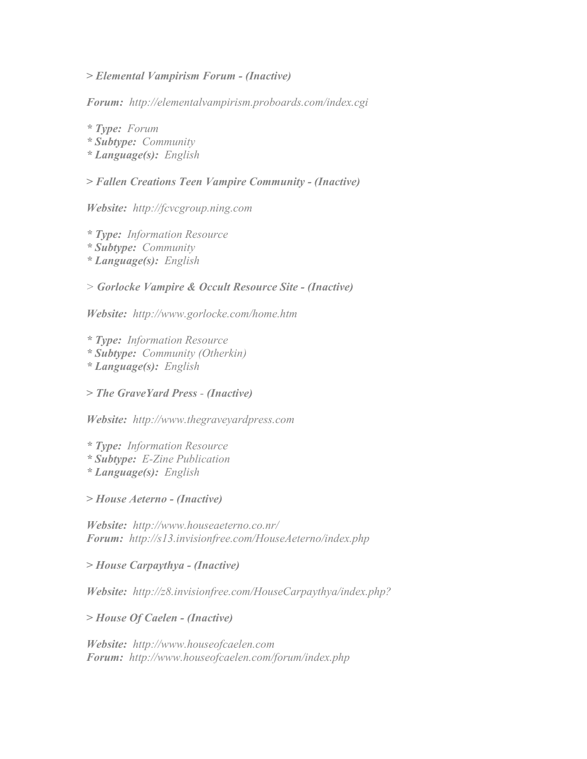***> Elemental Vampirism Forum - (Inactive)***

***Forum:** http://elementalvampirism.proboards.com/index.cgi*

***\* Type:** Forum*
***\* Subtype:** Community*
***\* Language(s):** English*

***> Fallen Creations Teen Vampire Community - (Inactive)***

***Website:** http://fcvcgroup.ning.com*

***\* Type:** Information Resource*
***\* Subtype:** Community*
***\* Language(s):** English*

> ***Gorlocke Vampire & Occult Resource Site - (Inactive)***

***Website:** http://www.gorlocke.com/home.htm*

***\* Type:** Information Resource*
***\* Subtype:** Community (Otherkin)*
***\* Language(s):** English*

***> The GraveYard Press** - **(Inactive)***

***Website:** http://www.thegraveyardpress.com*

***\* Type:** Information Resource*
***\* Subtype:** E-Zine Publication*
***\* Language(s):** English*

***> House Aeterno - (Inactive)***

***Website:** http://www.houseaeterno.co.nr/*
***Forum:** http://s13.invisionfree.com/HouseAeterno/index.php*

***> House Carpaythya - (Inactive)***

***Website:** http://z8.invisionfree.com/HouseCarpaythya/index.php?*

***> House Of Caelen - (Inactive)***

***Website:** http://www.houseofcaelen.com*
***Forum:** http://www.houseofcaelen.com/forum/index.php*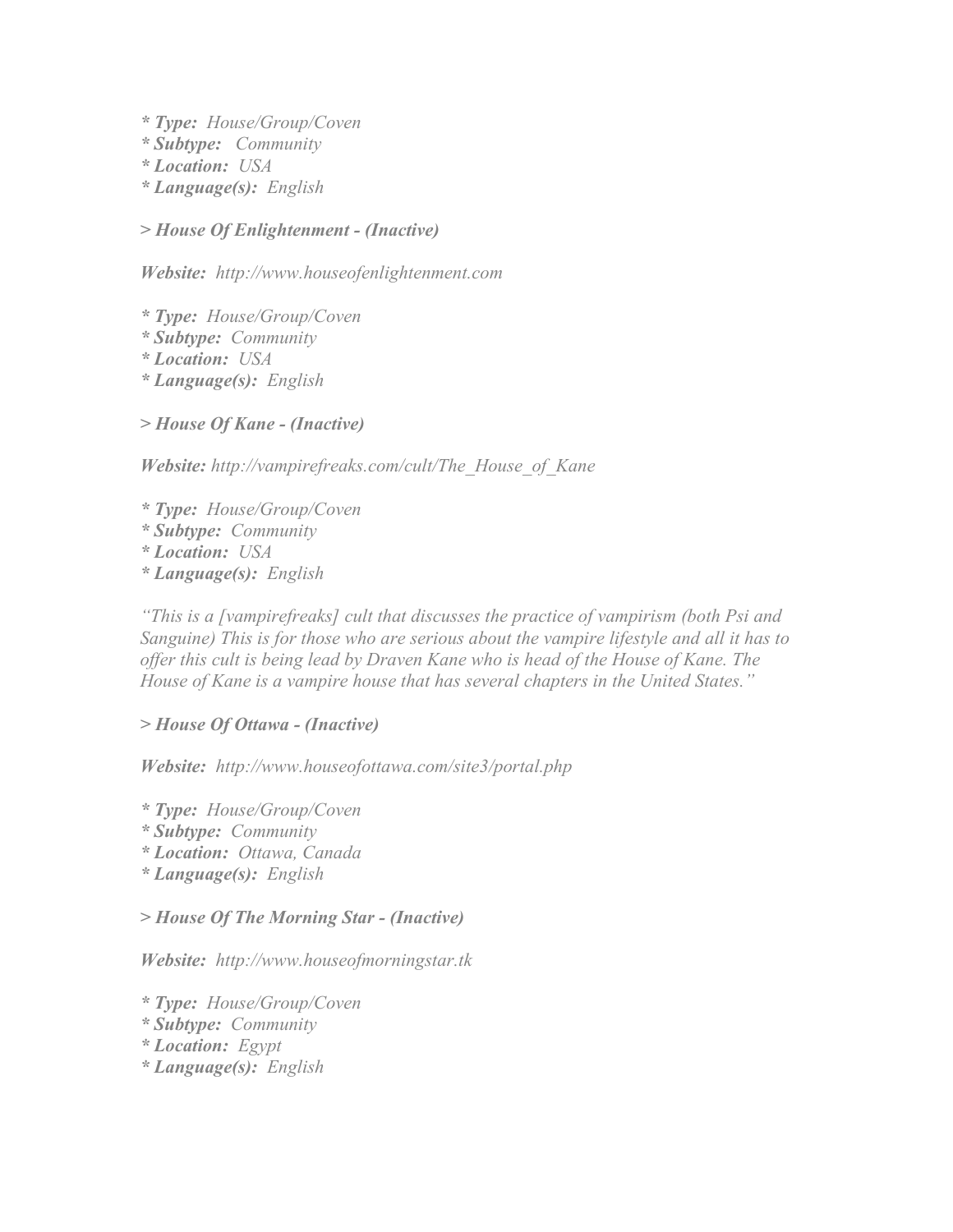*** Type:** *House/Group/Coven*
*** Subtype:** *Community*
*** Location:** *USA*
*** Language(s):** *English*

**> House Of Enlightenment - (Inactive)**

***Website:*** *http://www.houseofenlightenment.com*

*** Type:** *House/Group/Coven*
*** Subtype:** *Community*
*** Location:** *USA*
*** Language(s):** *English*

**> House Of Kane - (Inactive)**

***Website:*** *http://vampirefreaks.com/cult/The_House_of_Kane*

*** Type:** *House/Group/Coven*
*** Subtype:** *Community*
*** Location:** *USA*
*** Language(s):** *English*

*"This is a [vampirefreaks] cult that discusses the practice of vampirism (both Psi and Sanguine) This is for those who are serious about the vampire lifestyle and all it has to offer this cult is being lead by Draven Kane who is head of the House of Kane. The House of Kane is a vampire house that has several chapters in the United States."*

**> House Of Ottawa - (Inactive)**

***Website:*** *http://www.houseofottawa.com/site3/portal.php*

*** Type:** *House/Group/Coven*
*** Subtype:** *Community*
*** Location:** *Ottawa, Canada*
*** Language(s):** *English*

**> House Of The Morning Star - (Inactive)**

***Website:*** *http://www.houseofmorningstar.tk*

*** Type:** *House/Group/Coven*
*** Subtype:** *Community*
*** Location:** *Egypt*
*** Language(s):** *English*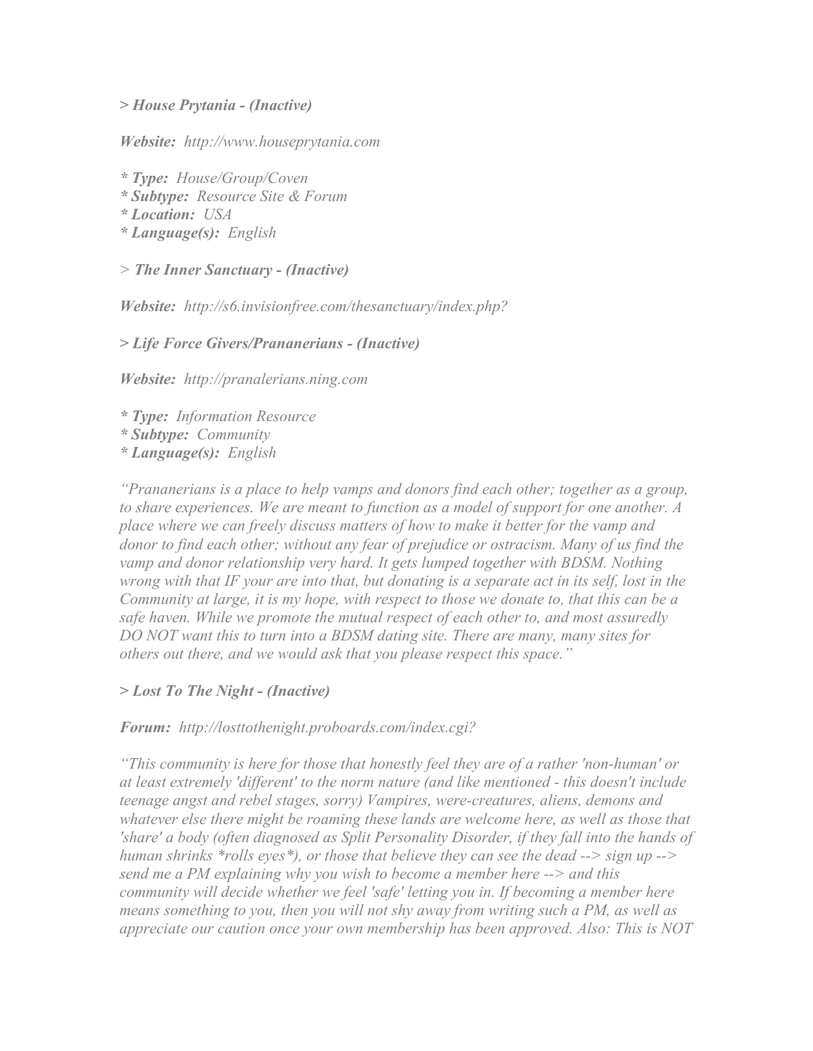***> House Prytania - (Inactive)***

***Website:*** *http://www.houseprytania.com*

***\* Type:*** *House/Group/Coven*
***\* Subtype:*** *Resource Site & Forum*
***\* Location:*** *USA*
***\* Language(s):*** *English*

*>* ***The Inner Sanctuary - (Inactive)***

***Website:*** *http://s6.invisionfree.com/thesanctuary/index.php?*

***> Life Force Givers/Prananerians - (Inactive)***

***Website:*** *http://pranalerians.ning.com*

***\* Type:*** *Information Resource*
***\* Subtype:*** *Community*
***\* Language(s):*** *English*

*"Prananerians is a place to help vamps and donors find each other; together as a group, to share experiences. We are meant to function as a model of support for one another. A place where we can freely discuss matters of how to make it better for the vamp and donor to find each other; without any fear of prejudice or ostracism. Many of us find the vamp and donor relationship very hard. It gets lumped together with BDSM. Nothing wrong with that IF your are into that, but donating is a separate act in its self, lost in the Community at large, it is my hope, with respect to those we donate to, that this can be a safe haven. While we promote the mutual respect of each other to, and most assuredly DO NOT want this to turn into a BDSM dating site. There are many, many sites for others out there, and we would ask that you please respect this space."*

***> Lost To The Night - (Inactive)***

***Forum:*** *http://losttothenight.proboards.com/index.cgi?*

*"This community is here for those that honestly feel they are of a rather 'non-human' or at least extremely 'different' to the norm nature (and like mentioned - this doesn't include teenage angst and rebel stages, sorry) Vampires, were-creatures, aliens, demons and whatever else there might be roaming these lands are welcome here, as well as those that 'share' a body (often diagnosed as Split Personality Disorder, if they fall into the hands of human shrinks \*rolls eyes\*), or those that believe they can see the dead --> sign up --> send me a PM explaining why you wish to become a member here --> and this community will decide whether we feel 'safe' letting you in. If becoming a member here means something to you, then you will not shy away from writing such a PM, as well as appreciate our caution once your own membership has been approved. Also: This is NOT*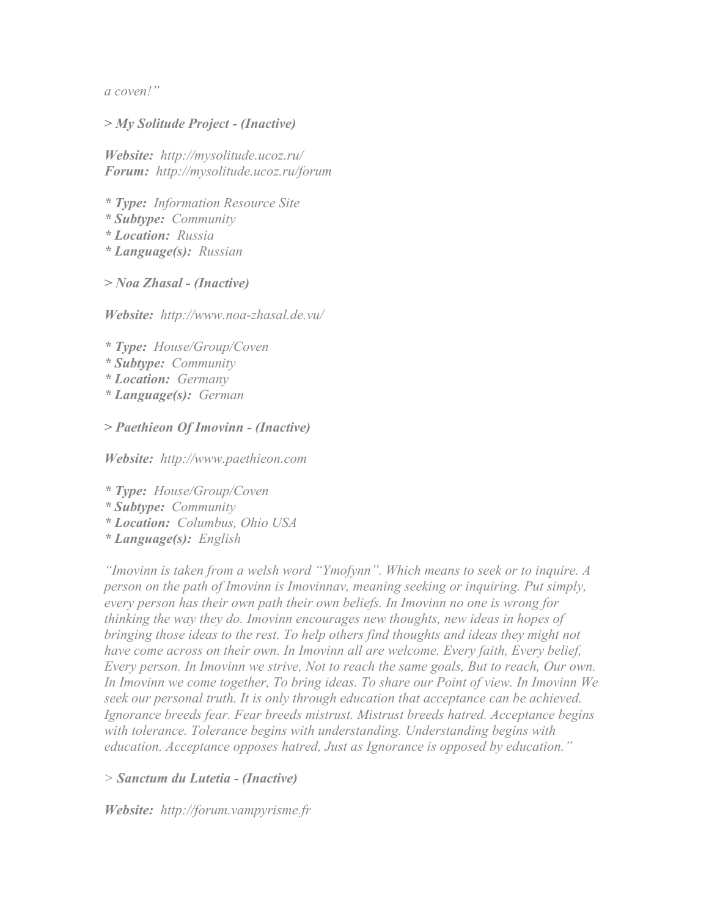*a coven!”*

***> My Solitude Project - (Inactive)***

***Website:*** *http://mysolitude.ucoz.ru/*
***Forum:*** *http://mysolitude.ucoz.ru/forum*

***\* Type:*** *Information Resource Site*
***\* Subtype:*** *Community*
***\* Location:*** *Russia*
***\* Language(s):*** *Russian*

***> Noa Zhasal - (Inactive)***

***Website:*** *http://www.noa-zhasal.de.vu/*

***\* Type:*** *House/Group/Coven*
***\* Subtype:*** *Community*
***\* Location:*** *Germany*
***\* Language(s):*** *German*

***> Paethieon Of Imovinn - (Inactive)***

***Website:*** *http://www.paethieon.com*

***\* Type:*** *House/Group/Coven*
***\* Subtype:*** *Community*
***\* Location:*** *Columbus, Ohio USA*
***\* Language(s):*** *English*

*“Imovinn is taken from a welsh word “Ymofynn”. Which means to seek or to inquire. A person on the path of Imovinn is Imovinnav, meaning seeking or inquiring. Put simply, every person has their own path their own beliefs. In Imovinn no one is wrong for thinking the way they do. Imovinn encourages new thoughts, new ideas in hopes of bringing those ideas to the rest. To help others find thoughts and ideas they might not have come across on their own. In Imovinn all are welcome. Every faith, Every belief, Every person. In Imovinn we strive, Not to reach the same goals, But to reach, Our own. In Imovinn we come together, To bring ideas. To share our Point of view. In Imovinn We seek our personal truth. It is only through education that acceptance can be achieved. Ignorance breeds fear. Fear breeds mistrust. Mistrust breeds hatred. Acceptance begins with tolerance. Tolerance begins with understanding. Understanding begins with education. Acceptance opposes hatred, Just as Ignorance is opposed by education.”*

> ***Sanctum du Lutetia - (Inactive)***

***Website:*** *http://forum.vampyrisme.fr*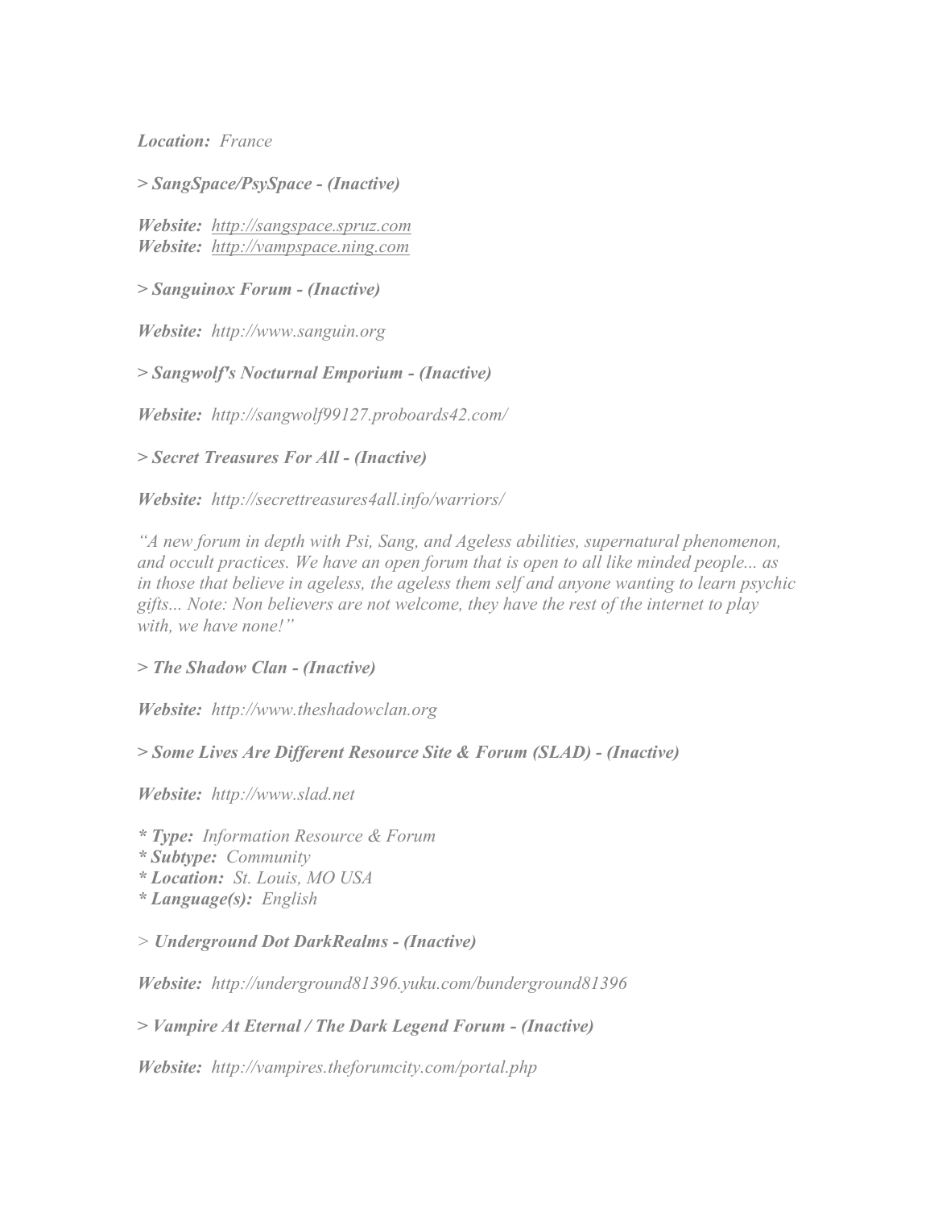***Location:*** *France*

***> SangSpace/PsySpace - (Inactive)***

***Website:*** *[http://sangspace.spruz.com](http://sangspace.spruz.com)*
***Website:*** *[http://vampspace.ning.com](http://vampspace.ning.com)*

***> Sanguinox Forum - (Inactive)***

***Website:*** *http://www.sanguin.org*

***> Sangwolf's Nocturnal Emporium - (Inactive)***

***Website:*** *http://sangwolf99127.proboards42.com/*

***> Secret Treasures For All - (Inactive)***

***Website:*** *http://secrettreasures4all.info/warriors/*

*"A new forum in depth with Psi, Sang, and Ageless abilities, supernatural phenomenon, and occult practices. We have an open forum that is open to all like minded people... as in those that believe in ageless, the ageless them self and anyone wanting to learn psychic gifts... Note: Non believers are not welcome, they have the rest of the internet to play with, we have none!"*

***> The Shadow Clan - (Inactive)***

***Website:*** *http://www.theshadowclan.org*

***> Some Lives Are Different Resource Site & Forum (SLAD) - (Inactive)***

***Website:*** *http://www.slad.net*

* ***Type:*** *Information Resource & Forum*
* ***Subtype:*** *Community*
* ***Location:*** *St. Louis, MO USA*
* ***Language(s):*** *English*

*>* ***Underground Dot DarkRealms - (Inactive)***

***Website:*** *http://underground81396.yuku.com/bunderground81396*

***> Vampire At Eternal / The Dark Legend Forum - (Inactive)***

***Website:*** *http://vampires.theforumcity.com/portal.php*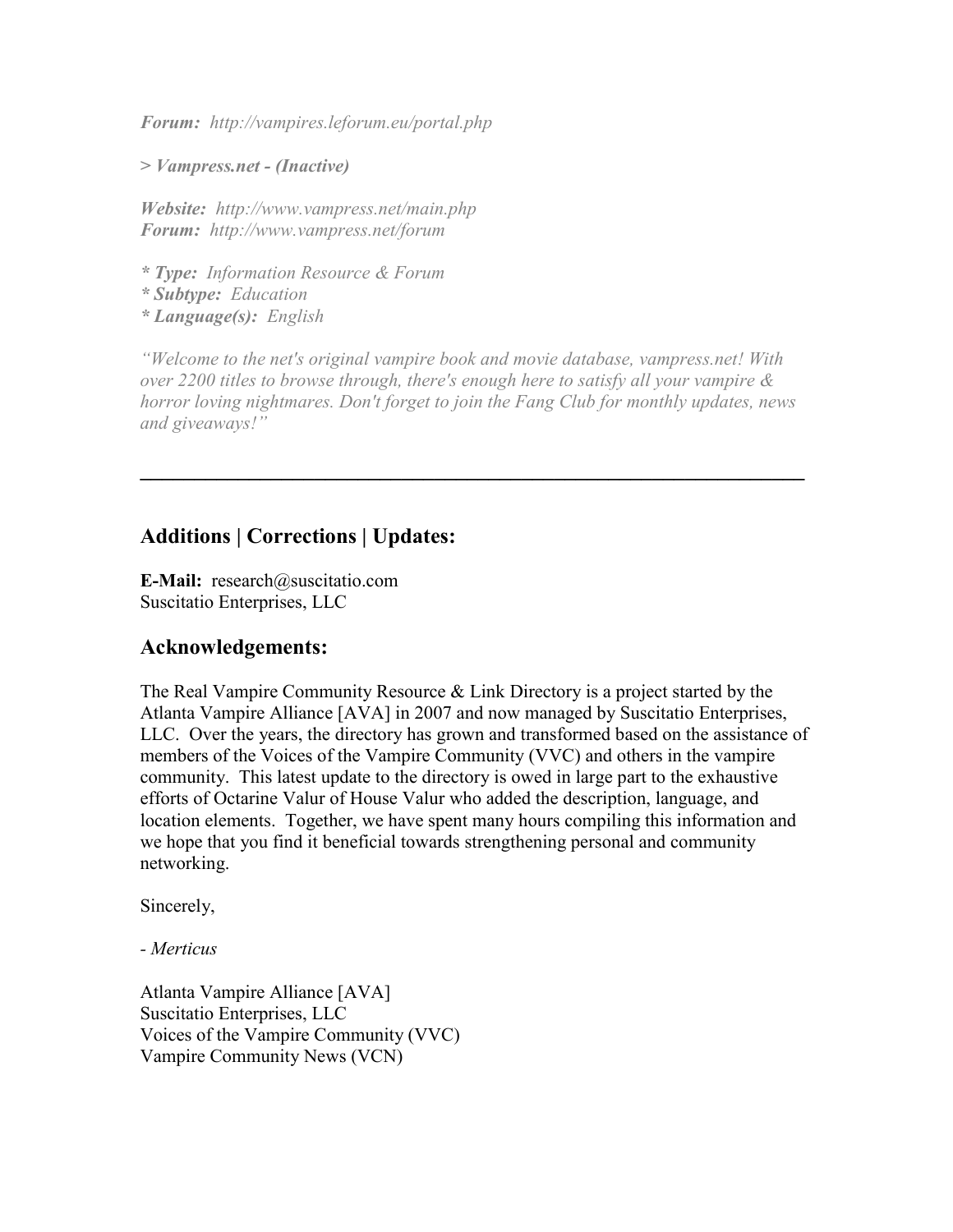***Forum:*** *http://vampires.leforum.eu/portal.php*

**>** ***Vampress.net - (Inactive)***

***Website:*** *http://www.vampress.net/main.php*
***Forum:*** *http://www.vampress.net/forum*

***\* Type:*** *Information Resource & Forum*
***\* Subtype:*** *Education*
***\* Language(s):*** *English*

*"Welcome to the net's original vampire book and movie database, vampress.net! With over 2200 titles to browse through, there's enough here to satisfy all your vampire & horror loving nightmares. Don't forget to join the Fang Club for monthly updates, news and giveaways!"*

---

## Additions | Corrections | Updates:

**E-Mail:** research@suscitatio.com
Suscitatio Enterprises, LLC

## Acknowledgements:

The Real Vampire Community Resource & Link Directory is a project started by the Atlanta Vampire Alliance [AVA] in 2007 and now managed by Suscitatio Enterprises, LLC. Over the years, the directory has grown and transformed based on the assistance of members of the Voices of the Vampire Community (VVC) and others in the vampire community. This latest update to the directory is owed in large part to the exhaustive efforts of Octarine Valur of House Valur who added the description, language, and location elements. Together, we have spent many hours compiling this information and we hope that you find it beneficial towards strengthening personal and community networking.

Sincerely,

\- *Merticus*

Atlanta Vampire Alliance [AVA]
Suscitatio Enterprises, LLC
Voices of the Vampire Community (VVC)
Vampire Community News (VCN)